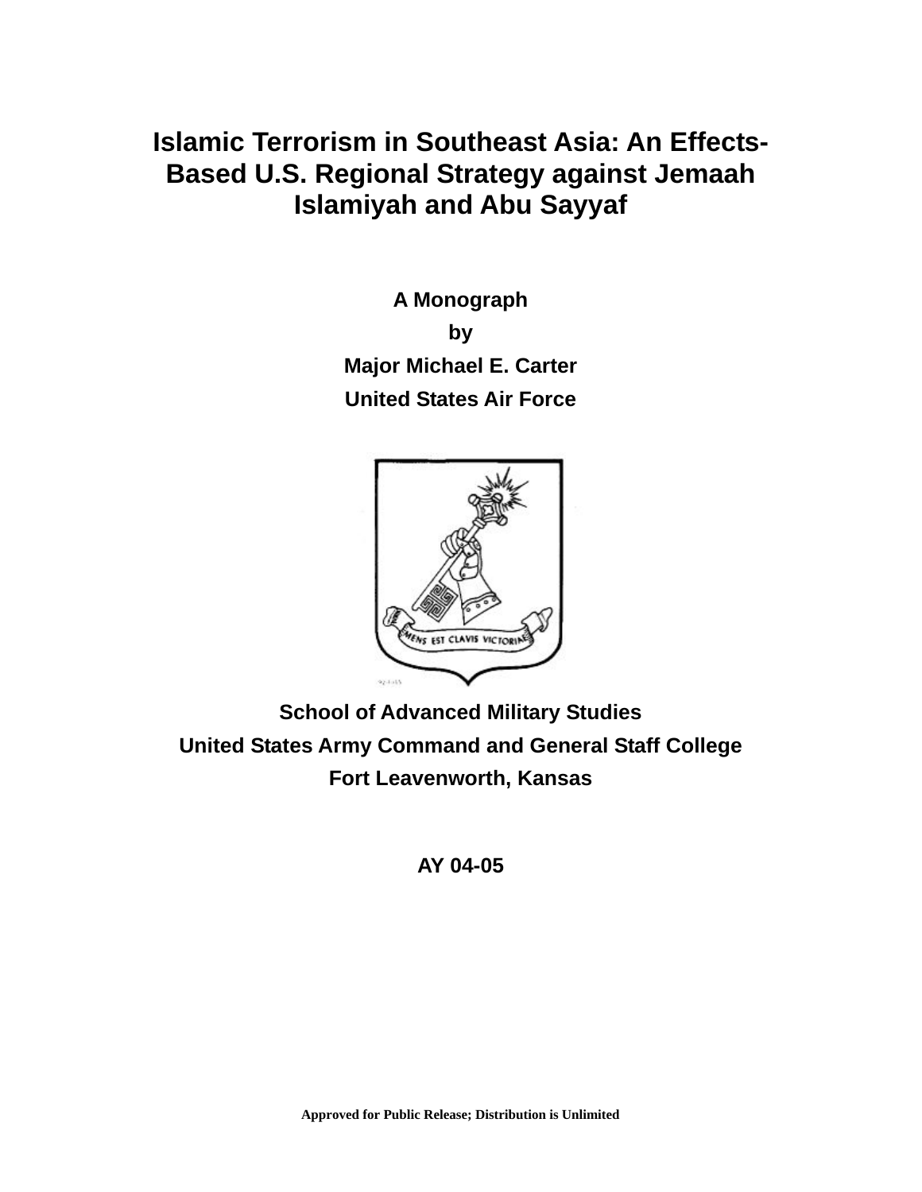# Islamic Terrorism in Southeast Asia: An Effects-Based U.S. Regional Strategy against Jemaah Islamiyah and Abu Sayyaf

**A Monograph**

**by**

**Major Michael E. Carter**

**United States Air Force**

**School of Advanced Military Studies**

**United States Army Command and General Staff College**

**Fort Leavenworth, Kansas**

**AY 04-05**

**Approved for Public Release; Distribution is Unlimited**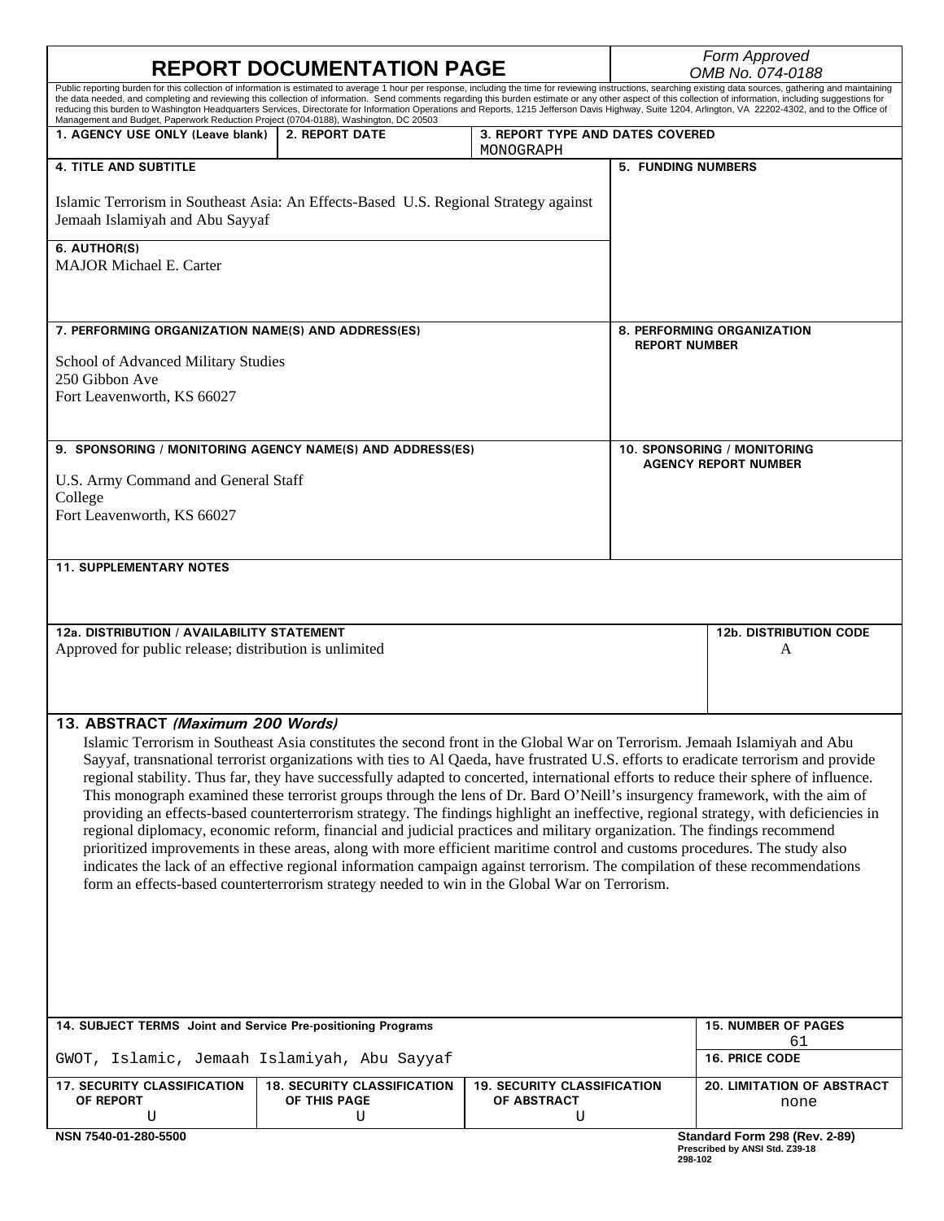# REPORT DOCUMENTATION PAGE

*Form Approved OMB No. 074-0188*

Public reporting burden for this collection of information is estimated to average 1 hour per response, including the time for reviewing instructions, searching existing data sources, gathering and maintaining the data needed, and completing and reviewing this collection of information. Send comments regarding this burden estimate or any other aspect of this collection of information, including suggestions for reducing this burden to Washington Headquarters Services, Directorate for Information Operations and Reports, 1215 Jefferson Davis Highway, Suite 1204, Arlington, VA 22202-4302, and to the Office of Management and Budget, Paperwork Reduction Project (0704-0188), Washington, DC 20503

| 1. AGENCY USE ONLY (Leave blank) | 2. REPORT DATE | 3. REPORT TYPE AND DATES COVERED |
|---|---|---|
| | | MONOGRAPH |

**4. TITLE AND SUBTITLE**

Islamic Terrorism in Southeast Asia: An Effects-Based U.S. Regional Strategy against Jemaah Islamiyah and Abu Sayyaf

**5. FUNDING NUMBERS**

**6. AUTHOR(S)**

MAJOR Michael E. Carter

**7. PERFORMING ORGANIZATION NAME(S) AND ADDRESS(ES)**

School of Advanced Military Studies
250 Gibbon Ave
Fort Leavenworth, KS 66027

**8. PERFORMING ORGANIZATION REPORT NUMBER**

**9. SPONSORING / MONITORING AGENCY NAME(S) AND ADDRESS(ES)**

U.S. Army Command and General Staff College
Fort Leavenworth, KS 66027

**10. SPONSORING / MONITORING AGENCY REPORT NUMBER**

**11. SUPPLEMENTARY NOTES**

| 12a. DISTRIBUTION / AVAILABILITY STATEMENT | 12b. DISTRIBUTION CODE |
|---|---|
| Approved for public release; distribution is unlimited | A |

**13. ABSTRACT *(Maximum 200 Words)***

Islamic Terrorism in Southeast Asia constitutes the second front in the Global War on Terrorism. Jemaah Islamiyah and Abu Sayyaf, transnational terrorist organizations with ties to Al Qaeda, have frustrated U.S. efforts to eradicate terrorism and provide regional stability. Thus far, they have successfully adapted to concerted, international efforts to reduce their sphere of influence. This monograph examined these terrorist groups through the lens of Dr. Bard O'Neill's insurgency framework, with the aim of providing an effects-based counterterrorism strategy. The findings highlight an ineffective, regional strategy, with deficiencies in regional diplomacy, economic reform, financial and judicial practices and military organization. The findings recommend prioritized improvements in these areas, along with more efficient maritime control and customs procedures. The study also indicates the lack of an effective regional information campaign against terrorism. The compilation of these recommendations form an effects-based counterterrorism strategy needed to win in the Global War on Terrorism.

| 14. SUBJECT TERMS Joint and Service Pre-positioning Programs | 15. NUMBER OF PAGES |
|---|---|
| | 61 |
| GWOT, Islamic, Jemaah Islamiyah, Abu Sayyaf | 16. PRICE CODE |

| 17. SECURITY CLASSIFICATION OF REPORT | 18. SECURITY CLASSIFICATION OF THIS PAGE | 19. SECURITY CLASSIFICATION OF ABSTRACT | 20. LIMITATION OF ABSTRACT |
|---|---|---|---|
| U | U | U | none |

NSN 7540-01-280-5500

Standard Form 298 (Rev. 2-89)
Prescribed by ANSI Std. Z39-18
298-102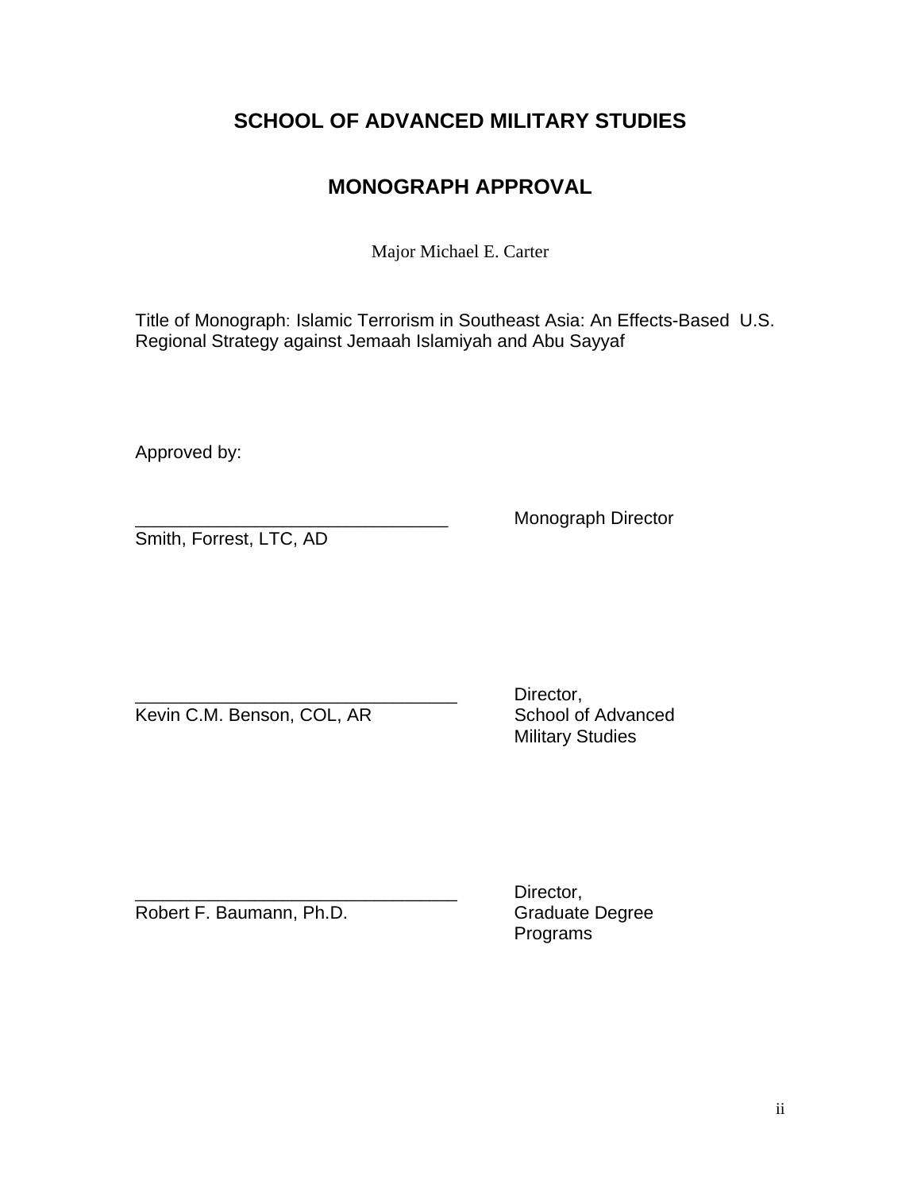# SCHOOL OF ADVANCED MILITARY STUDIES

## MONOGRAPH APPROVAL

Major Michael E. Carter

Title of Monograph: Islamic Terrorism in Southeast Asia: An Effects-Based U.S. Regional Strategy against Jemaah Islamiyah and Abu Sayyaf

Approved by:

________________________________ Monograph Director
Smith, Forrest, LTC, AD

________________________________ Director, School of Advanced Military Studies
Kevin C.M. Benson, COL, AR

________________________________ Director, Graduate Degree Programs
Robert F. Baumann, Ph.D.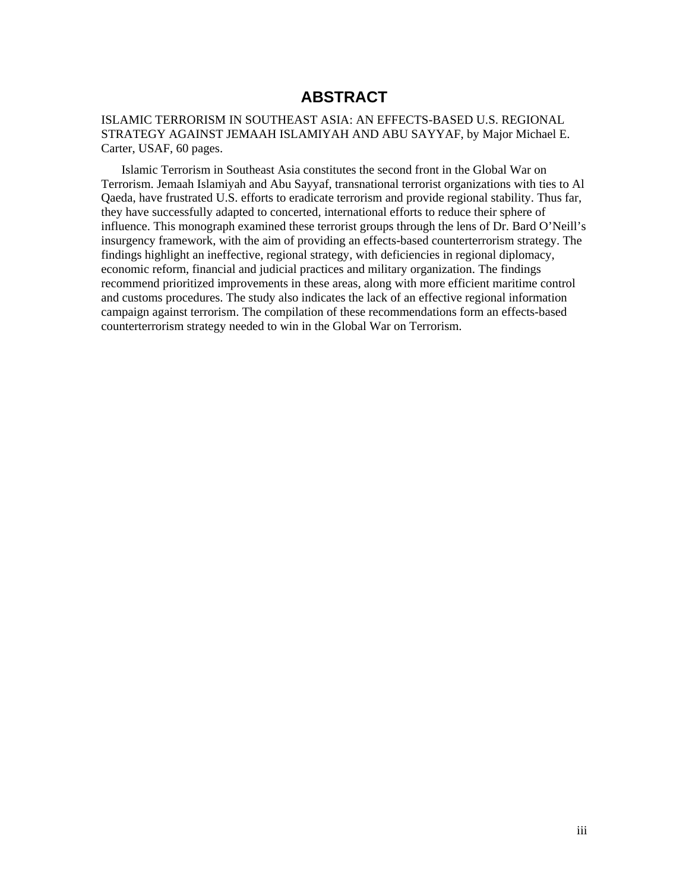# ABSTRACT

ISLAMIC TERRORISM IN SOUTHEAST ASIA: AN EFFECTS-BASED U.S. REGIONAL STRATEGY AGAINST JEMAAH ISLAMIYAH AND ABU SAYYAF, by Major Michael E. Carter, USAF, 60 pages.

Islamic Terrorism in Southeast Asia constitutes the second front in the Global War on Terrorism. Jemaah Islamiyah and Abu Sayyaf, transnational terrorist organizations with ties to Al Qaeda, have frustrated U.S. efforts to eradicate terrorism and provide regional stability. Thus far, they have successfully adapted to concerted, international efforts to reduce their sphere of influence. This monograph examined these terrorist groups through the lens of Dr. Bard O'Neill's insurgency framework, with the aim of providing an effects-based counterterrorism strategy. The findings highlight an ineffective, regional strategy, with deficiencies in regional diplomacy, economic reform, financial and judicial practices and military organization. The findings recommend prioritized improvements in these areas, along with more efficient maritime control and customs procedures. The study also indicates the lack of an effective regional information campaign against terrorism. The compilation of these recommendations form an effects-based counterterrorism strategy needed to win in the Global War on Terrorism.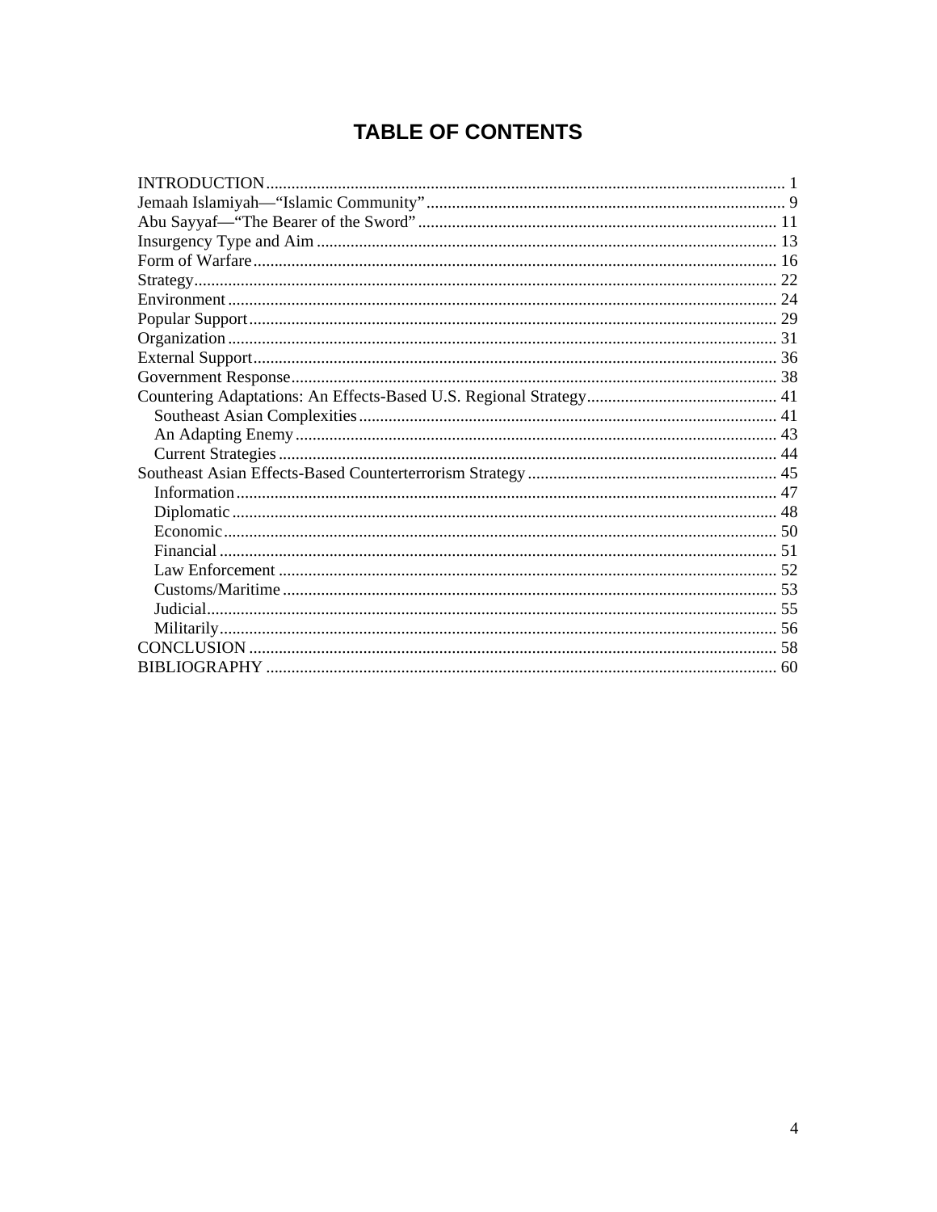# TABLE OF CONTENTS

INTRODUCTION ........................................................................................................................ 1
Jemaah Islamiyah—"Islamic Community" ................................................................................... 9
Abu Sayyaf—"The Bearer of the Sword" .................................................................................... 11
Insurgency Type and Aim ............................................................................................................ 13
Form of Warfare .......................................................................................................................... 16
Strategy ........................................................................................................................................ 22
Environment ................................................................................................................................ 24
Popular Support ........................................................................................................................... 29
Organization ................................................................................................................................ 31
External Support .......................................................................................................................... 36
Government Response ................................................................................................................. 38
Countering Adaptations: An Effects-Based U.S. Regional Strategy ............................................ 41
    Southeast Asian Complexities .................................................................................................. 41
    An Adapting Enemy ................................................................................................................. 43
    Current Strategies ..................................................................................................................... 44
Southeast Asian Effects-Based Counterterrorism Strategy .......................................................... 45
    Information ............................................................................................................................... 47
    Diplomatic ................................................................................................................................ 48
    Economic .................................................................................................................................. 50
    Financial ................................................................................................................................... 51
    Law Enforcement ..................................................................................................................... 52
    Customs/Maritime .................................................................................................................... 53
    Judicial ...................................................................................................................................... 55
    Militarily .................................................................................................................................. 56
CONCLUSION ............................................................................................................................ 58
BIBLIOGRAPHY ........................................................................................................................ 60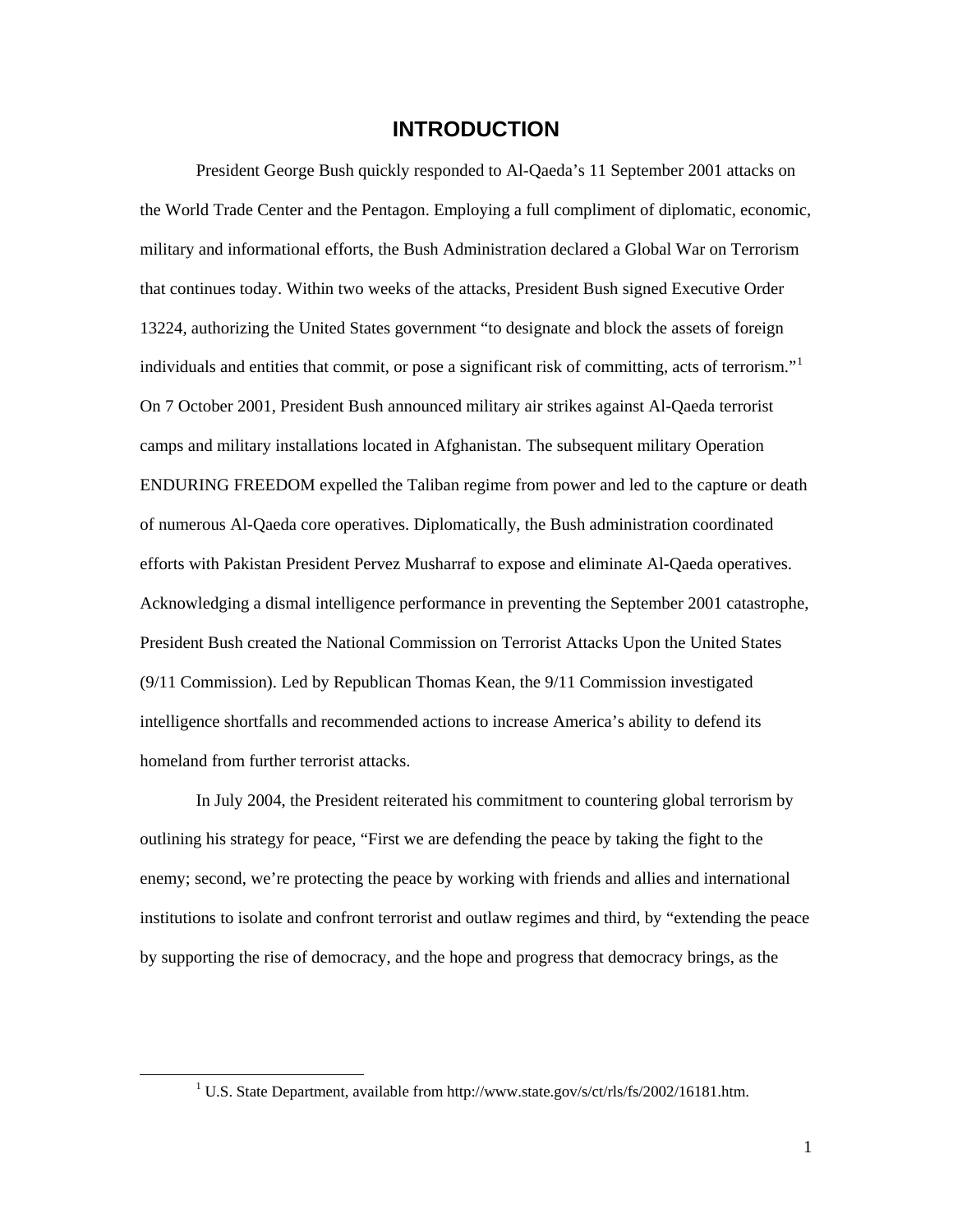# INTRODUCTION

President George Bush quickly responded to Al-Qaeda's 11 September 2001 attacks on the World Trade Center and the Pentagon. Employing a full compliment of diplomatic, economic, military and informational efforts, the Bush Administration declared a Global War on Terrorism that continues today. Within two weeks of the attacks, President Bush signed Executive Order 13224, authorizing the United States government "to designate and block the assets of foreign individuals and entities that commit, or pose a significant risk of committing, acts of terrorism."[1] On 7 October 2001, President Bush announced military air strikes against Al-Qaeda terrorist camps and military installations located in Afghanistan. The subsequent military Operation ENDURING FREEDOM expelled the Taliban regime from power and led to the capture or death of numerous Al-Qaeda core operatives. Diplomatically, the Bush administration coordinated efforts with Pakistan President Pervez Musharraf to expose and eliminate Al-Qaeda operatives. Acknowledging a dismal intelligence performance in preventing the September 2001 catastrophe, President Bush created the National Commission on Terrorist Attacks Upon the United States (9/11 Commission). Led by Republican Thomas Kean, the 9/11 Commission investigated intelligence shortfalls and recommended actions to increase America's ability to defend its homeland from further terrorist attacks.

In July 2004, the President reiterated his commitment to countering global terrorism by outlining his strategy for peace, "First we are defending the peace by taking the fight to the enemy; second, we're protecting the peace by working with friends and allies and international institutions to isolate and confront terrorist and outlaw regimes and third, by "extending the peace by supporting the rise of democracy, and the hope and progress that democracy brings, as the

---

[1] U.S. State Department, available from http://www.state.gov/s/ct/rls/fs/2002/16181.htm.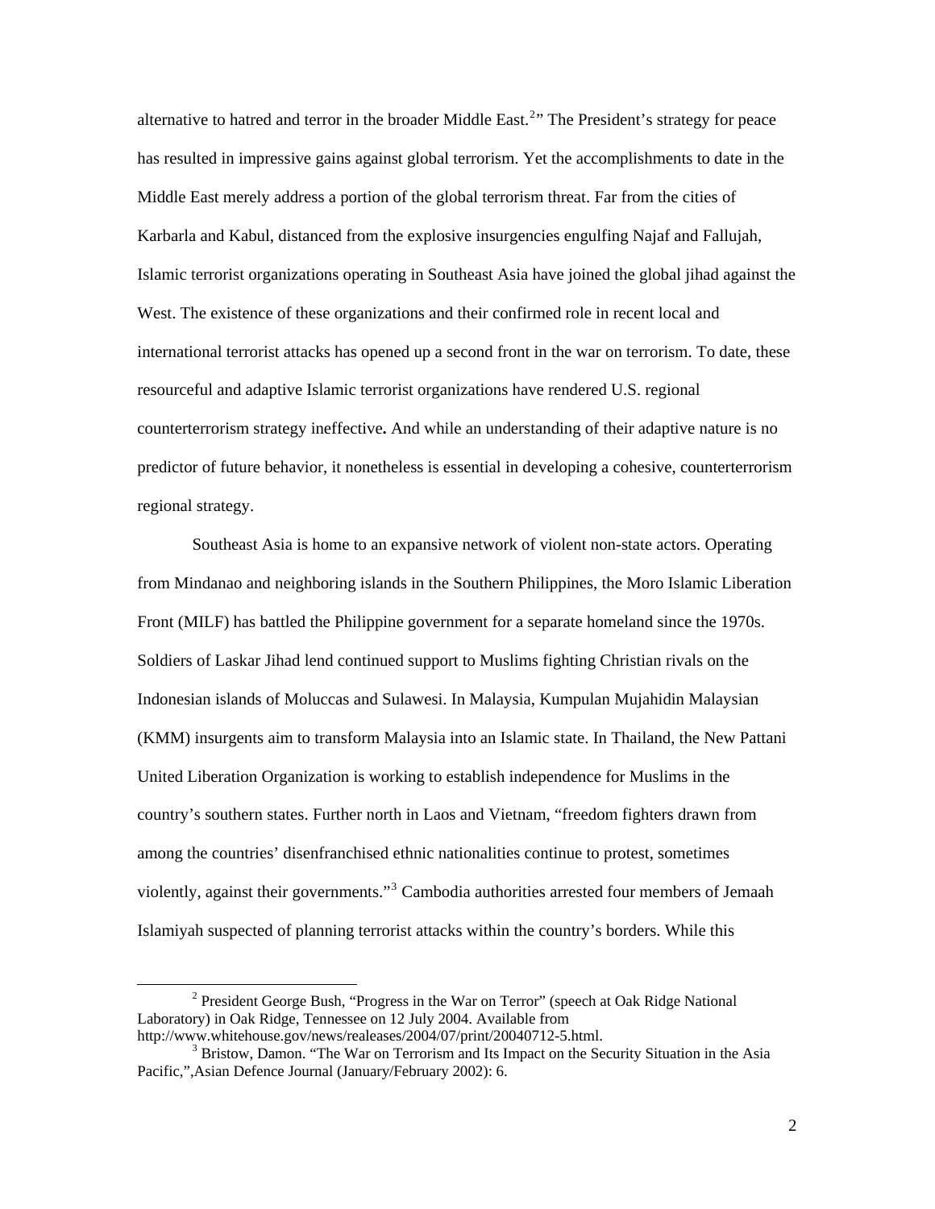alternative to hatred and terror in the broader Middle East.[2]" The President's strategy for peace has resulted in impressive gains against global terrorism. Yet the accomplishments to date in the Middle East merely address a portion of the global terrorism threat. Far from the cities of Karbarla and Kabul, distanced from the explosive insurgencies engulfing Najaf and Fallujah, Islamic terrorist organizations operating in Southeast Asia have joined the global jihad against the West. The existence of these organizations and their confirmed role in recent local and international terrorist attacks has opened up a second front in the war on terrorism. To date, these resourceful and adaptive Islamic terrorist organizations have rendered U.S. regional counterterrorism strategy ineffective**.** And while an understanding of their adaptive nature is no predictor of future behavior, it nonetheless is essential in developing a cohesive, counterterrorism regional strategy.

Southeast Asia is home to an expansive network of violent non-state actors. Operating from Mindanao and neighboring islands in the Southern Philippines, the Moro Islamic Liberation Front (MILF) has battled the Philippine government for a separate homeland since the 1970s. Soldiers of Laskar Jihad lend continued support to Muslims fighting Christian rivals on the Indonesian islands of Moluccas and Sulawesi. In Malaysia, Kumpulan Mujahidin Malaysian (KMM) insurgents aim to transform Malaysia into an Islamic state. In Thailand, the New Pattani United Liberation Organization is working to establish independence for Muslims in the country's southern states. Further north in Laos and Vietnam, "freedom fighters drawn from among the countries' disenfranchised ethnic nationalities continue to protest, sometimes violently, against their governments."[3] Cambodia authorities arrested four members of Jemaah Islamiyah suspected of planning terrorist attacks within the country's borders. While this

---

[2] President George Bush, "Progress in the War on Terror" (speech at Oak Ridge National Laboratory) in Oak Ridge, Tennessee on 12 July 2004. Available from http://www.whitehouse.gov/news/realeases/2004/07/print/20040712-5.html.

[3] Bristow, Damon. "The War on Terrorism and Its Impact on the Security Situation in the Asia Pacific,",Asian Defence Journal (January/February 2002): 6.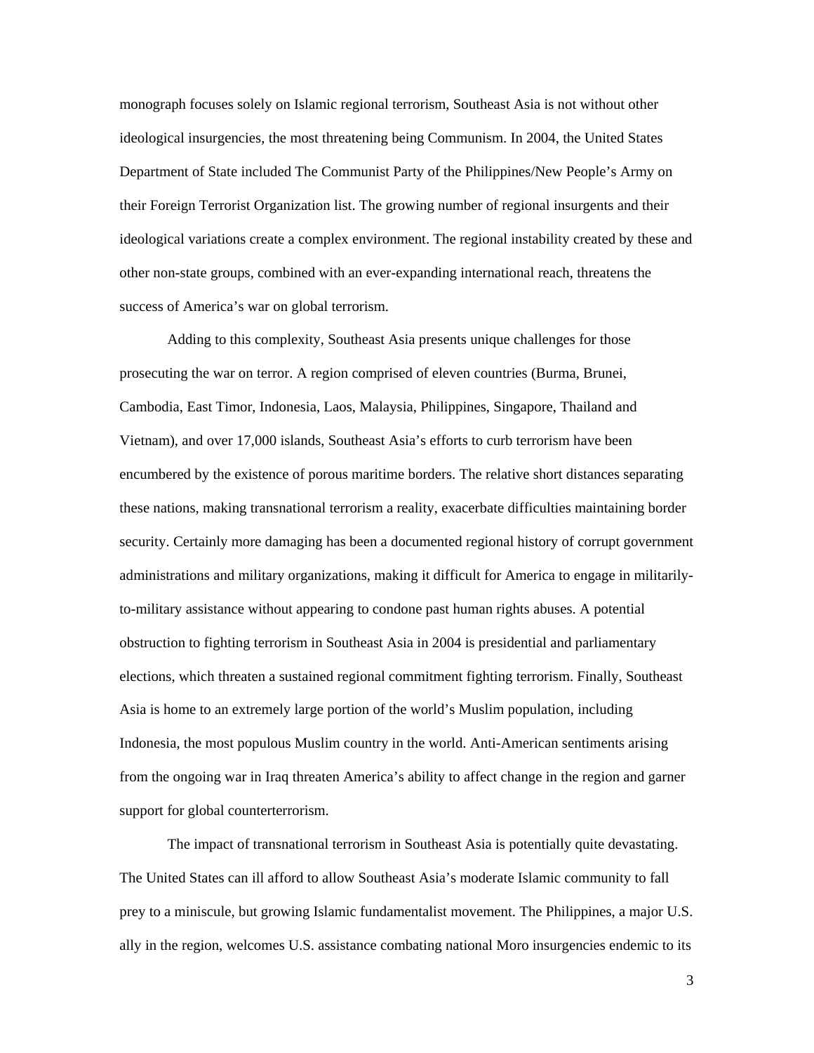monograph focuses solely on Islamic regional terrorism, Southeast Asia is not without other ideological insurgencies, the most threatening being Communism. In 2004, the United States Department of State included The Communist Party of the Philippines/New People's Army on their Foreign Terrorist Organization list. The growing number of regional insurgents and their ideological variations create a complex environment. The regional instability created by these and other non-state groups, combined with an ever-expanding international reach, threatens the success of America's war on global terrorism.

Adding to this complexity, Southeast Asia presents unique challenges for those prosecuting the war on terror. A region comprised of eleven countries (Burma, Brunei, Cambodia, East Timor, Indonesia, Laos, Malaysia, Philippines, Singapore, Thailand and Vietnam), and over 17,000 islands, Southeast Asia's efforts to curb terrorism have been encumbered by the existence of porous maritime borders. The relative short distances separating these nations, making transnational terrorism a reality, exacerbate difficulties maintaining border security. Certainly more damaging has been a documented regional history of corrupt government administrations and military organizations, making it difficult for America to engage in militarily-to-military assistance without appearing to condone past human rights abuses. A potential obstruction to fighting terrorism in Southeast Asia in 2004 is presidential and parliamentary elections, which threaten a sustained regional commitment fighting terrorism. Finally, Southeast Asia is home to an extremely large portion of the world's Muslim population, including Indonesia, the most populous Muslim country in the world. Anti-American sentiments arising from the ongoing war in Iraq threaten America's ability to affect change in the region and garner support for global counterterrorism.

The impact of transnational terrorism in Southeast Asia is potentially quite devastating. The United States can ill afford to allow Southeast Asia's moderate Islamic community to fall prey to a miniscule, but growing Islamic fundamentalist movement. The Philippines, a major U.S. ally in the region, welcomes U.S. assistance combating national Moro insurgencies endemic to its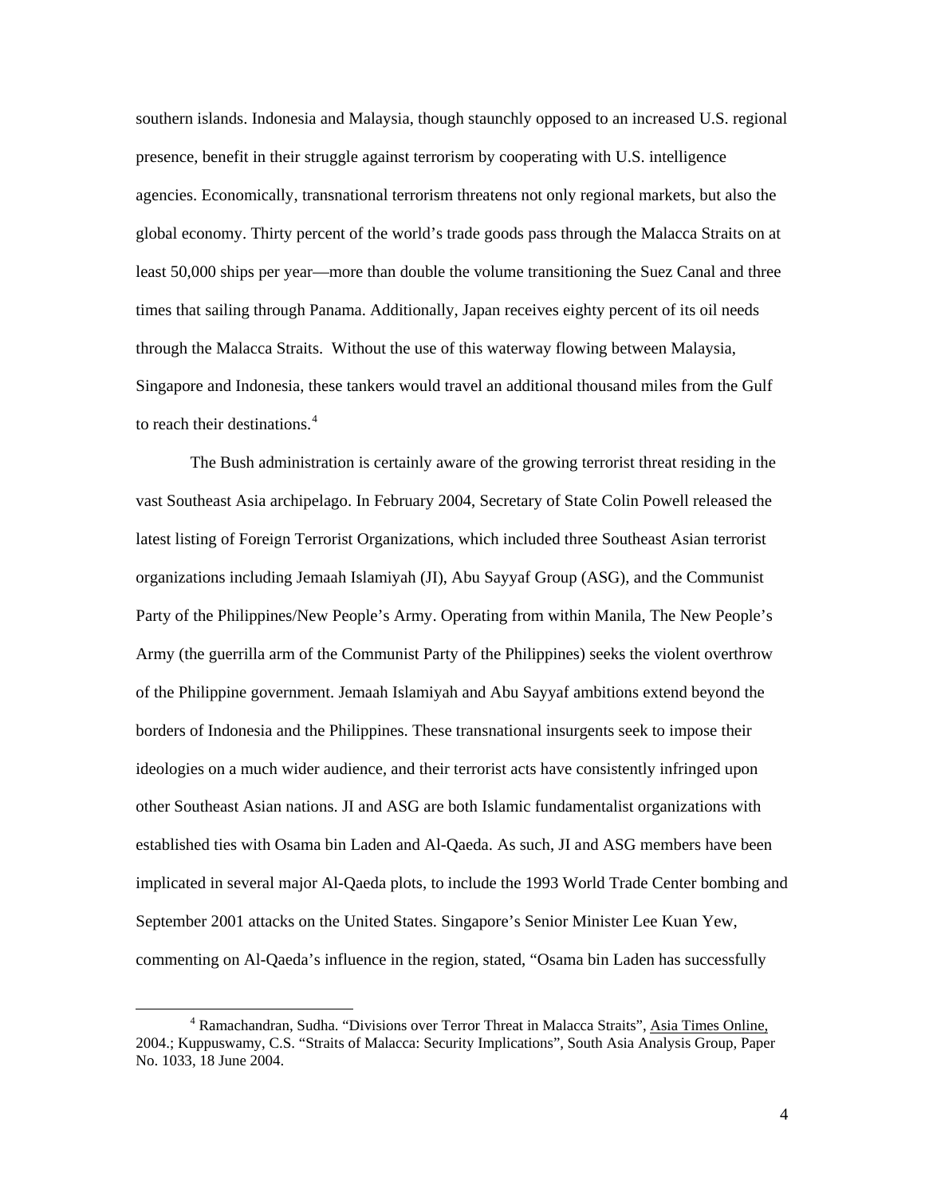southern islands. Indonesia and Malaysia, though staunchly opposed to an increased U.S. regional presence, benefit in their struggle against terrorism by cooperating with U.S. intelligence agencies. Economically, transnational terrorism threatens not only regional markets, but also the global economy. Thirty percent of the world's trade goods pass through the Malacca Straits on at least 50,000 ships per year—more than double the volume transitioning the Suez Canal and three times that sailing through Panama. Additionally, Japan receives eighty percent of its oil needs through the Malacca Straits. Without the use of this waterway flowing between Malaysia, Singapore and Indonesia, these tankers would travel an additional thousand miles from the Gulf to reach their destinations.[4]

The Bush administration is certainly aware of the growing terrorist threat residing in the vast Southeast Asia archipelago. In February 2004, Secretary of State Colin Powell released the latest listing of Foreign Terrorist Organizations, which included three Southeast Asian terrorist organizations including Jemaah Islamiyah (JI), Abu Sayyaf Group (ASG), and the Communist Party of the Philippines/New People's Army. Operating from within Manila, The New People's Army (the guerrilla arm of the Communist Party of the Philippines) seeks the violent overthrow of the Philippine government. Jemaah Islamiyah and Abu Sayyaf ambitions extend beyond the borders of Indonesia and the Philippines. These transnational insurgents seek to impose their ideologies on a much wider audience, and their terrorist acts have consistently infringed upon other Southeast Asian nations. JI and ASG are both Islamic fundamentalist organizations with established ties with Osama bin Laden and Al-Qaeda. As such, JI and ASG members have been implicated in several major Al-Qaeda plots, to include the 1993 World Trade Center bombing and September 2001 attacks on the United States. Singapore's Senior Minister Lee Kuan Yew, commenting on Al-Qaeda's influence in the region, stated, "Osama bin Laden has successfully

---

[4] Ramachandran, Sudha. "Divisions over Terror Threat in Malacca Straits", Asia Times Online, 2004.; Kuppuswamy, C.S. "Straits of Malacca: Security Implications", South Asia Analysis Group, Paper No. 1033, 18 June 2004.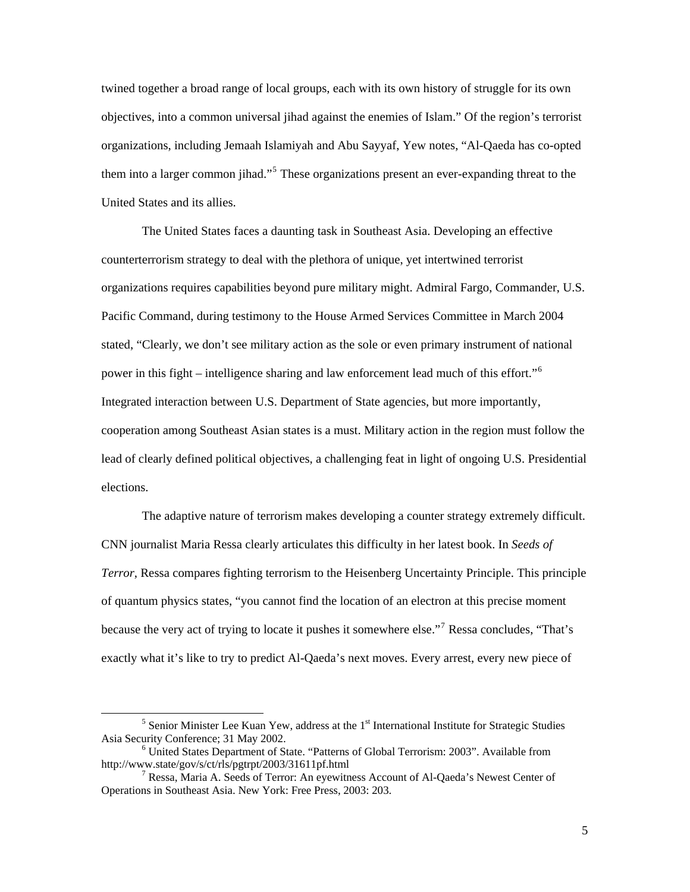twined together a broad range of local groups, each with its own history of struggle for its own objectives, into a common universal jihad against the enemies of Islam." Of the region's terrorist organizations, including Jemaah Islamiyah and Abu Sayyaf, Yew notes, "Al-Qaeda has co-opted them into a larger common jihad."[5] These organizations present an ever-expanding threat to the United States and its allies.

The United States faces a daunting task in Southeast Asia. Developing an effective counterterrorism strategy to deal with the plethora of unique, yet intertwined terrorist organizations requires capabilities beyond pure military might. Admiral Fargo, Commander, U.S. Pacific Command, during testimony to the House Armed Services Committee in March 2004 stated, "Clearly, we don't see military action as the sole or even primary instrument of national power in this fight – intelligence sharing and law enforcement lead much of this effort."[6] Integrated interaction between U.S. Department of State agencies, but more importantly, cooperation among Southeast Asian states is a must. Military action in the region must follow the lead of clearly defined political objectives, a challenging feat in light of ongoing U.S. Presidential elections.

The adaptive nature of terrorism makes developing a counter strategy extremely difficult. CNN journalist Maria Ressa clearly articulates this difficulty in her latest book. In *Seeds of Terror*, Ressa compares fighting terrorism to the Heisenberg Uncertainty Principle. This principle of quantum physics states, "you cannot find the location of an electron at this precise moment because the very act of trying to locate it pushes it somewhere else."[7] Ressa concludes, "That's exactly what it's like to try to predict Al-Qaeda's next moves. Every arrest, every new piece of

---

[5] Senior Minister Lee Kuan Yew, address at the 1st International Institute for Strategic Studies Asia Security Conference; 31 May 2002.

[6] United States Department of State. "Patterns of Global Terrorism: 2003". Available from http://www.state/gov/s/ct/rls/pgtrpt/2003/31611pf.html

[7] Ressa, Maria A. Seeds of Terror: An eyewitness Account of Al-Qaeda's Newest Center of Operations in Southeast Asia. New York: Free Press, 2003: 203.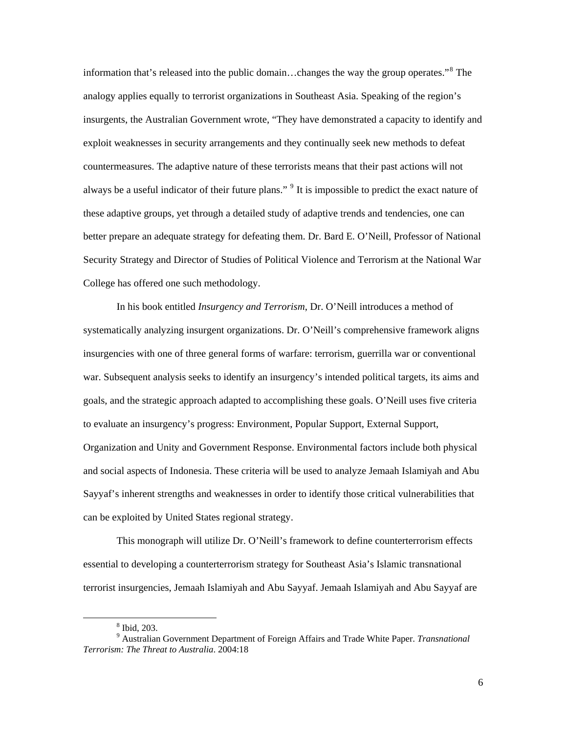information that's released into the public domain…changes the way the group operates."[8] The analogy applies equally to terrorist organizations in Southeast Asia. Speaking of the region's insurgents, the Australian Government wrote, "They have demonstrated a capacity to identify and exploit weaknesses in security arrangements and they continually seek new methods to defeat countermeasures. The adaptive nature of these terrorists means that their past actions will not always be a useful indicator of their future plans." [9] It is impossible to predict the exact nature of these adaptive groups, yet through a detailed study of adaptive trends and tendencies, one can better prepare an adequate strategy for defeating them. Dr. Bard E. O'Neill, Professor of National Security Strategy and Director of Studies of Political Violence and Terrorism at the National War College has offered one such methodology.

In his book entitled *Insurgency and Terrorism*, Dr. O'Neill introduces a method of systematically analyzing insurgent organizations. Dr. O'Neill's comprehensive framework aligns insurgencies with one of three general forms of warfare: terrorism, guerrilla war or conventional war. Subsequent analysis seeks to identify an insurgency's intended political targets, its aims and goals, and the strategic approach adapted to accomplishing these goals. O'Neill uses five criteria to evaluate an insurgency's progress: Environment, Popular Support, External Support, Organization and Unity and Government Response. Environmental factors include both physical and social aspects of Indonesia. These criteria will be used to analyze Jemaah Islamiyah and Abu Sayyaf's inherent strengths and weaknesses in order to identify those critical vulnerabilities that can be exploited by United States regional strategy.

This monograph will utilize Dr. O'Neill's framework to define counterterrorism effects essential to developing a counterterrorism strategy for Southeast Asia's Islamic transnational terrorist insurgencies, Jemaah Islamiyah and Abu Sayyaf. Jemaah Islamiyah and Abu Sayyaf are

---

[8] Ibid, 203.

[9] Australian Government Department of Foreign Affairs and Trade White Paper. *Transnational Terrorism: The Threat to Australia*. 2004:18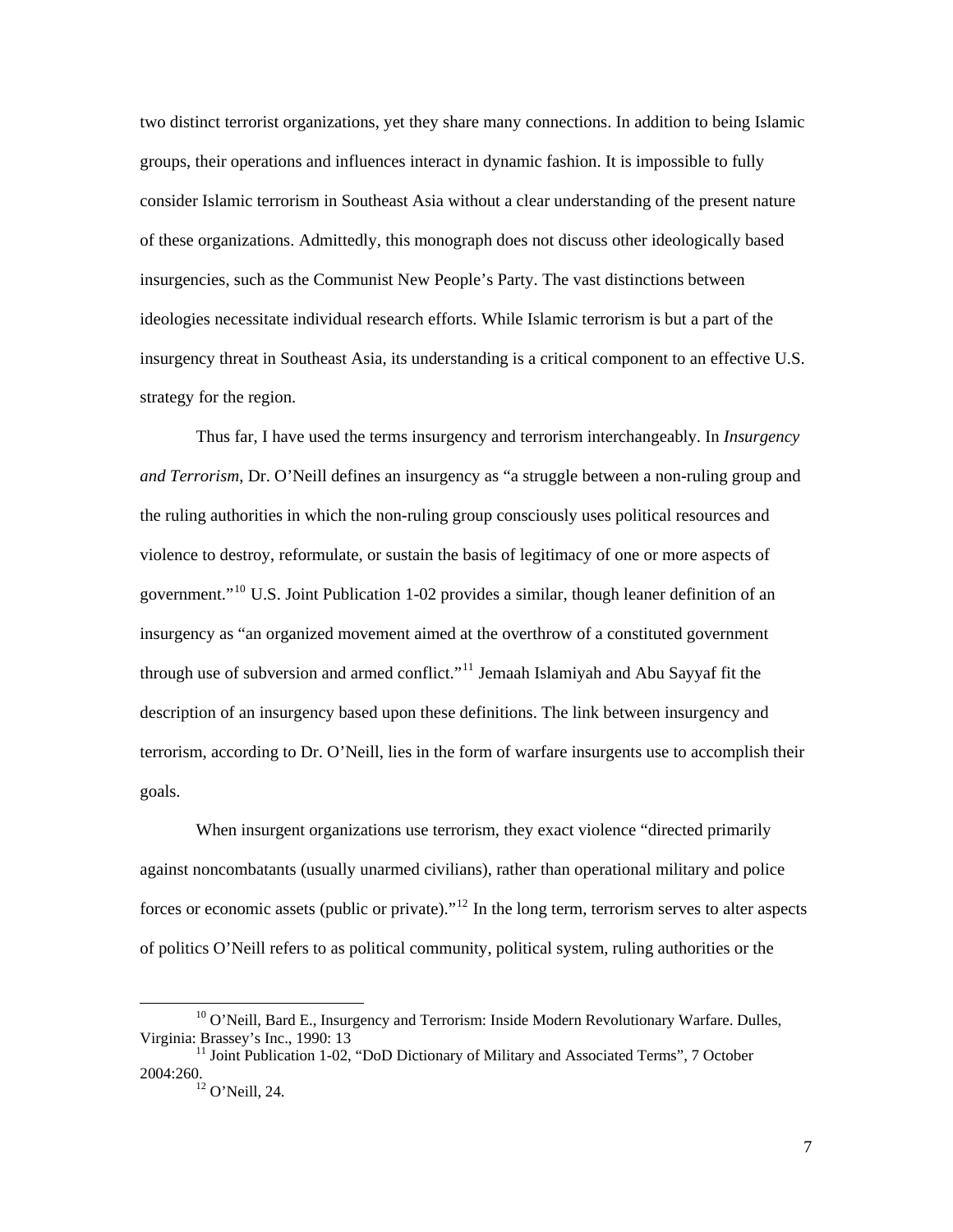two distinct terrorist organizations, yet they share many connections. In addition to being Islamic groups, their operations and influences interact in dynamic fashion. It is impossible to fully consider Islamic terrorism in Southeast Asia without a clear understanding of the present nature of these organizations. Admittedly, this monograph does not discuss other ideologically based insurgencies, such as the Communist New People's Party. The vast distinctions between ideologies necessitate individual research efforts. While Islamic terrorism is but a part of the insurgency threat in Southeast Asia, its understanding is a critical component to an effective U.S. strategy for the region.

Thus far, I have used the terms insurgency and terrorism interchangeably. In *Insurgency and Terrorism*, Dr. O'Neill defines an insurgency as "a struggle between a non-ruling group and the ruling authorities in which the non-ruling group consciously uses political resources and violence to destroy, reformulate, or sustain the basis of legitimacy of one or more aspects of government."[10] U.S. Joint Publication 1-02 provides a similar, though leaner definition of an insurgency as "an organized movement aimed at the overthrow of a constituted government through use of subversion and armed conflict."[11] Jemaah Islamiyah and Abu Sayyaf fit the description of an insurgency based upon these definitions. The link between insurgency and terrorism, according to Dr. O'Neill, lies in the form of warfare insurgents use to accomplish their goals.

When insurgent organizations use terrorism, they exact violence "directed primarily against noncombatants (usually unarmed civilians), rather than operational military and police forces or economic assets (public or private)."[12] In the long term, terrorism serves to alter aspects of politics O'Neill refers to as political community, political system, ruling authorities or the

---

[10] O'Neill, Bard E., Insurgency and Terrorism: Inside Modern Revolutionary Warfare. Dulles, Virginia: Brassey's Inc., 1990: 13

[11] Joint Publication 1-02, "DoD Dictionary of Military and Associated Terms", 7 October 2004:260.

[12] O'Neill, 24.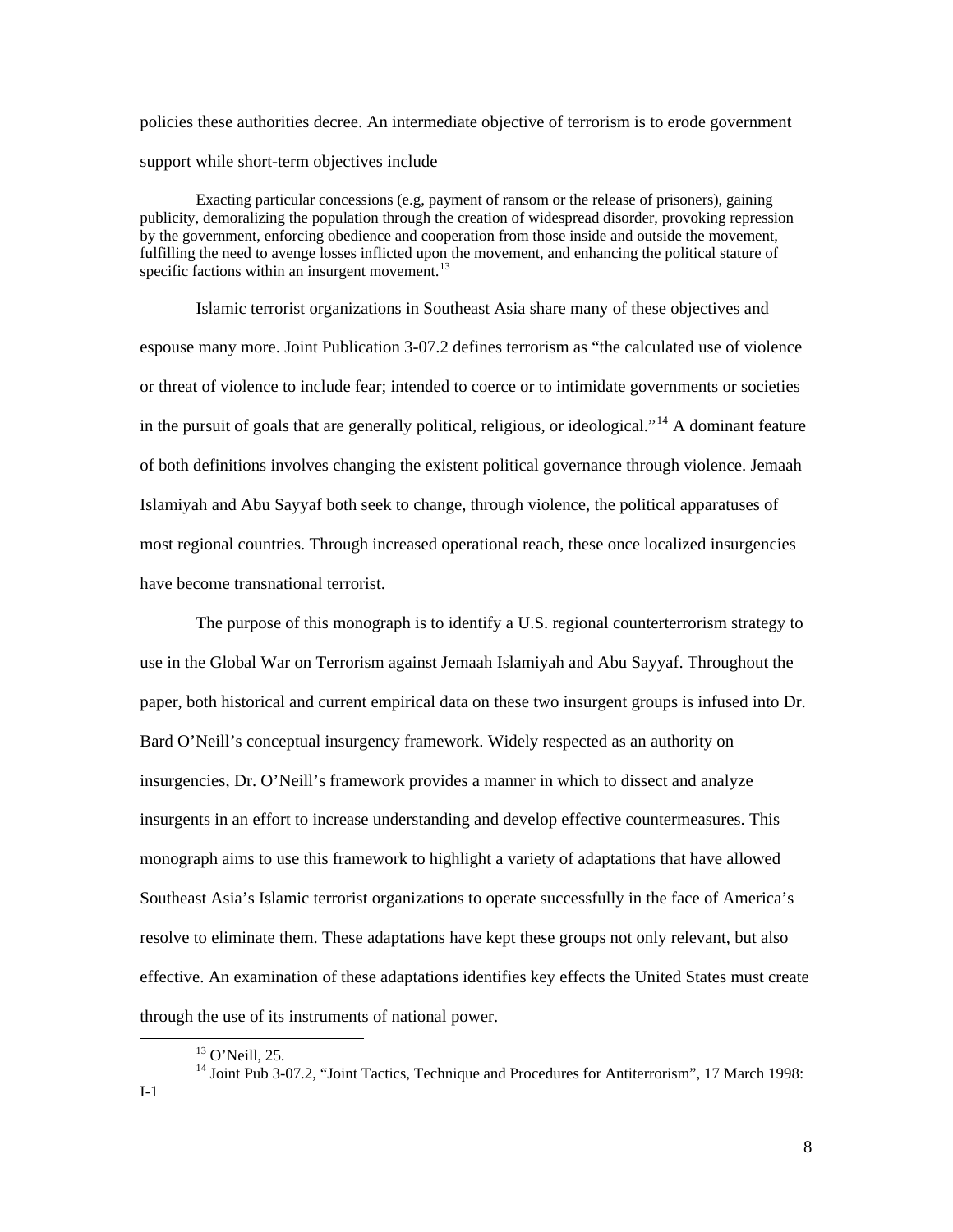policies these authorities decree. An intermediate objective of terrorism is to erode government support while short-term objectives include

> Exacting particular concessions (e.g, payment of ransom or the release of prisoners), gaining publicity, demoralizing the population through the creation of widespread disorder, provoking repression by the government, enforcing obedience and cooperation from those inside and outside the movement, fulfilling the need to avenge losses inflicted upon the movement, and enhancing the political stature of specific factions within an insurgent movement.[13]

Islamic terrorist organizations in Southeast Asia share many of these objectives and espouse many more. Joint Publication 3-07.2 defines terrorism as "the calculated use of violence or threat of violence to include fear; intended to coerce or to intimidate governments or societies in the pursuit of goals that are generally political, religious, or ideological."[14] A dominant feature of both definitions involves changing the existent political governance through violence. Jemaah Islamiyah and Abu Sayyaf both seek to change, through violence, the political apparatuses of most regional countries. Through increased operational reach, these once localized insurgencies have become transnational terrorist.

The purpose of this monograph is to identify a U.S. regional counterterrorism strategy to use in the Global War on Terrorism against Jemaah Islamiyah and Abu Sayyaf. Throughout the paper, both historical and current empirical data on these two insurgent groups is infused into Dr. Bard O'Neill's conceptual insurgency framework. Widely respected as an authority on insurgencies, Dr. O'Neill's framework provides a manner in which to dissect and analyze insurgents in an effort to increase understanding and develop effective countermeasures. This monograph aims to use this framework to highlight a variety of adaptations that have allowed Southeast Asia's Islamic terrorist organizations to operate successfully in the face of America's resolve to eliminate them. These adaptations have kept these groups not only relevant, but also effective. An examination of these adaptations identifies key effects the United States must create through the use of its instruments of national power.

---

[13] O'Neill, 25.

[14] Joint Pub 3-07.2, "Joint Tactics, Technique and Procedures for Antiterrorism", 17 March 1998: I-1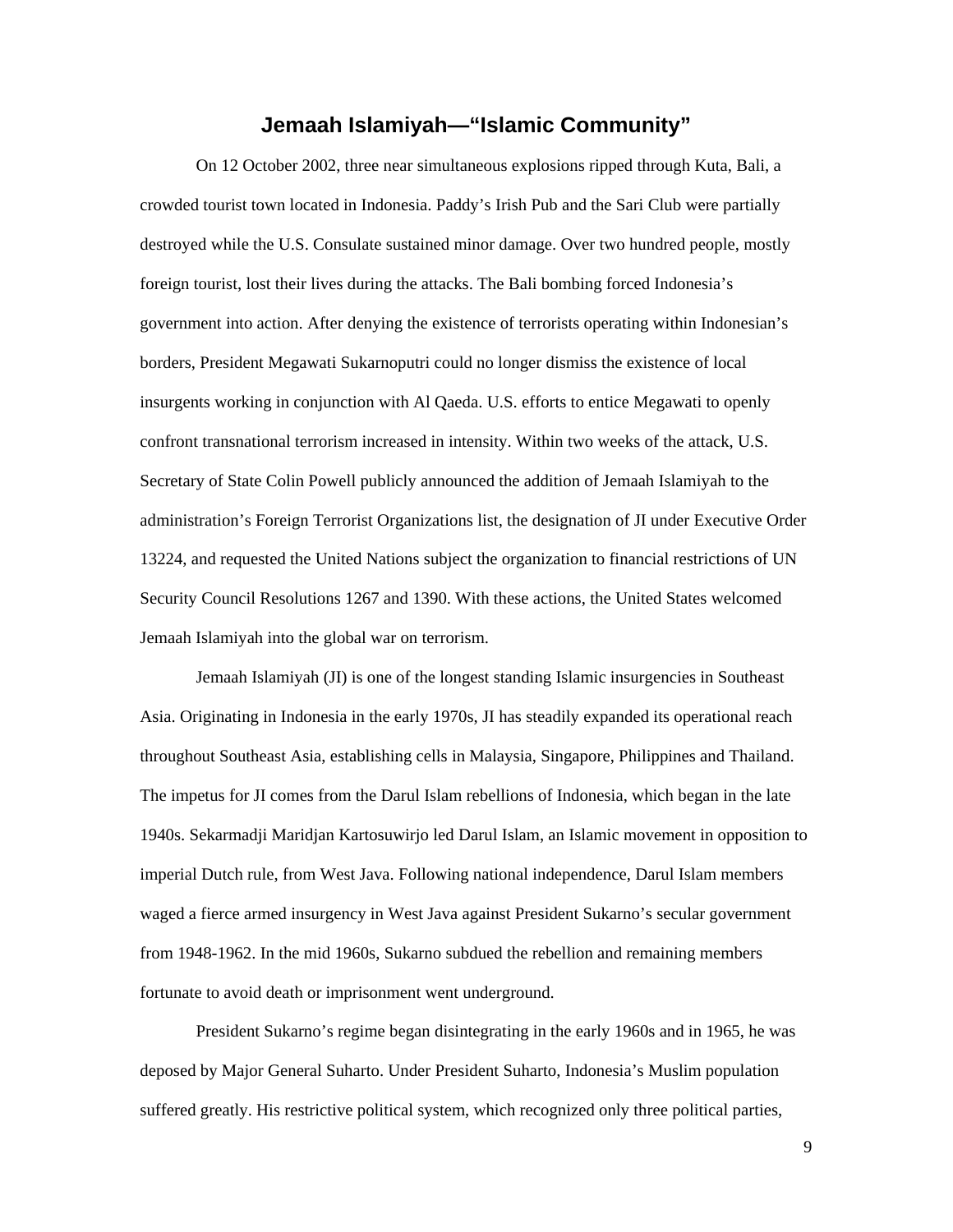## Jemaah Islamiyah—"Islamic Community"

On 12 October 2002, three near simultaneous explosions ripped through Kuta, Bali, a crowded tourist town located in Indonesia. Paddy's Irish Pub and the Sari Club were partially destroyed while the U.S. Consulate sustained minor damage. Over two hundred people, mostly foreign tourist, lost their lives during the attacks. The Bali bombing forced Indonesia's government into action. After denying the existence of terrorists operating within Indonesian's borders, President Megawati Sukarnoputri could no longer dismiss the existence of local insurgents working in conjunction with Al Qaeda. U.S. efforts to entice Megawati to openly confront transnational terrorism increased in intensity. Within two weeks of the attack, U.S. Secretary of State Colin Powell publicly announced the addition of Jemaah Islamiyah to the administration's Foreign Terrorist Organizations list, the designation of JI under Executive Order 13224, and requested the United Nations subject the organization to financial restrictions of UN Security Council Resolutions 1267 and 1390. With these actions, the United States welcomed Jemaah Islamiyah into the global war on terrorism.

Jemaah Islamiyah (JI) is one of the longest standing Islamic insurgencies in Southeast Asia. Originating in Indonesia in the early 1970s, JI has steadily expanded its operational reach throughout Southeast Asia, establishing cells in Malaysia, Singapore, Philippines and Thailand. The impetus for JI comes from the Darul Islam rebellions of Indonesia, which began in the late 1940s. Sekarmadji Maridjan Kartosuwirjo led Darul Islam, an Islamic movement in opposition to imperial Dutch rule, from West Java. Following national independence, Darul Islam members waged a fierce armed insurgency in West Java against President Sukarno's secular government from 1948-1962. In the mid 1960s, Sukarno subdued the rebellion and remaining members fortunate to avoid death or imprisonment went underground.

President Sukarno's regime began disintegrating in the early 1960s and in 1965, he was deposed by Major General Suharto. Under President Suharto, Indonesia's Muslim population suffered greatly. His restrictive political system, which recognized only three political parties,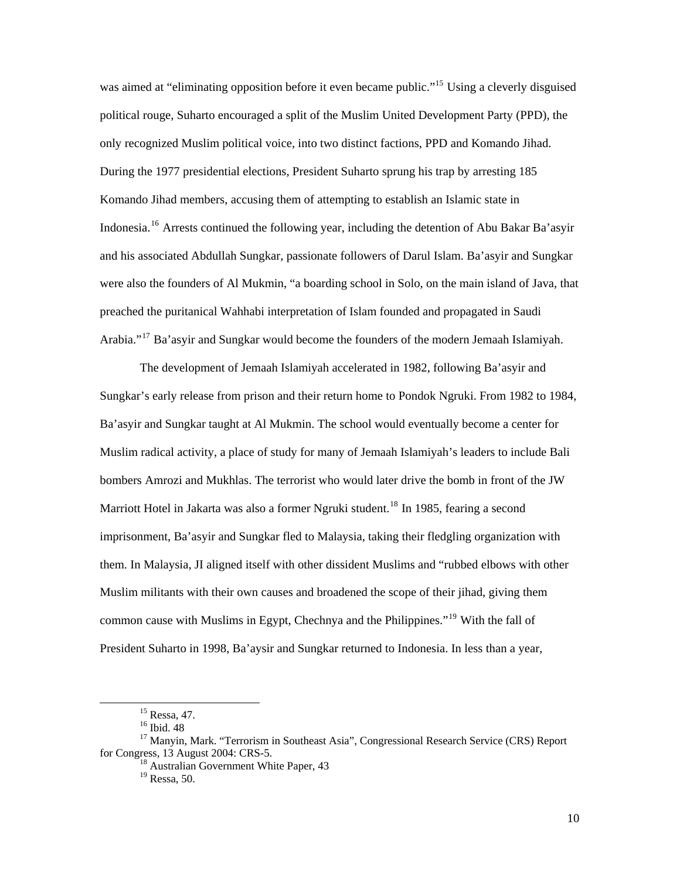was aimed at "eliminating opposition before it even became public."[15] Using a cleverly disguised political rouge, Suharto encouraged a split of the Muslim United Development Party (PPD), the only recognized Muslim political voice, into two distinct factions, PPD and Komando Jihad. During the 1977 presidential elections, President Suharto sprung his trap by arresting 185 Komando Jihad members, accusing them of attempting to establish an Islamic state in Indonesia.[16] Arrests continued the following year, including the detention of Abu Bakar Ba'asyir and his associated Abdullah Sungkar, passionate followers of Darul Islam. Ba'asyir and Sungkar were also the founders of Al Mukmin, "a boarding school in Solo, on the main island of Java, that preached the puritanical Wahhabi interpretation of Islam founded and propagated in Saudi Arabia."[17] Ba'asyir and Sungkar would become the founders of the modern Jemaah Islamiyah.

The development of Jemaah Islamiyah accelerated in 1982, following Ba'asyir and Sungkar's early release from prison and their return home to Pondok Ngruki. From 1982 to 1984, Ba'asyir and Sungkar taught at Al Mukmin. The school would eventually become a center for Muslim radical activity, a place of study for many of Jemaah Islamiyah's leaders to include Bali bombers Amrozi and Mukhlas. The terrorist who would later drive the bomb in front of the JW Marriott Hotel in Jakarta was also a former Ngruki student.[18] In 1985, fearing a second imprisonment, Ba'asyir and Sungkar fled to Malaysia, taking their fledgling organization with them. In Malaysia, JI aligned itself with other dissident Muslims and "rubbed elbows with other Muslim militants with their own causes and broadened the scope of their jihad, giving them common cause with Muslims in Egypt, Chechnya and the Philippines."[19] With the fall of President Suharto in 1998, Ba'aysir and Sungkar returned to Indonesia. In less than a year,

---

[15] Ressa, 47.

[16] Ibid. 48

[17] Manyin, Mark. "Terrorism in Southeast Asia", Congressional Research Service (CRS) Report for Congress, 13 August 2004: CRS-5.

[18] Australian Government White Paper, 43

[19] Ressa, 50.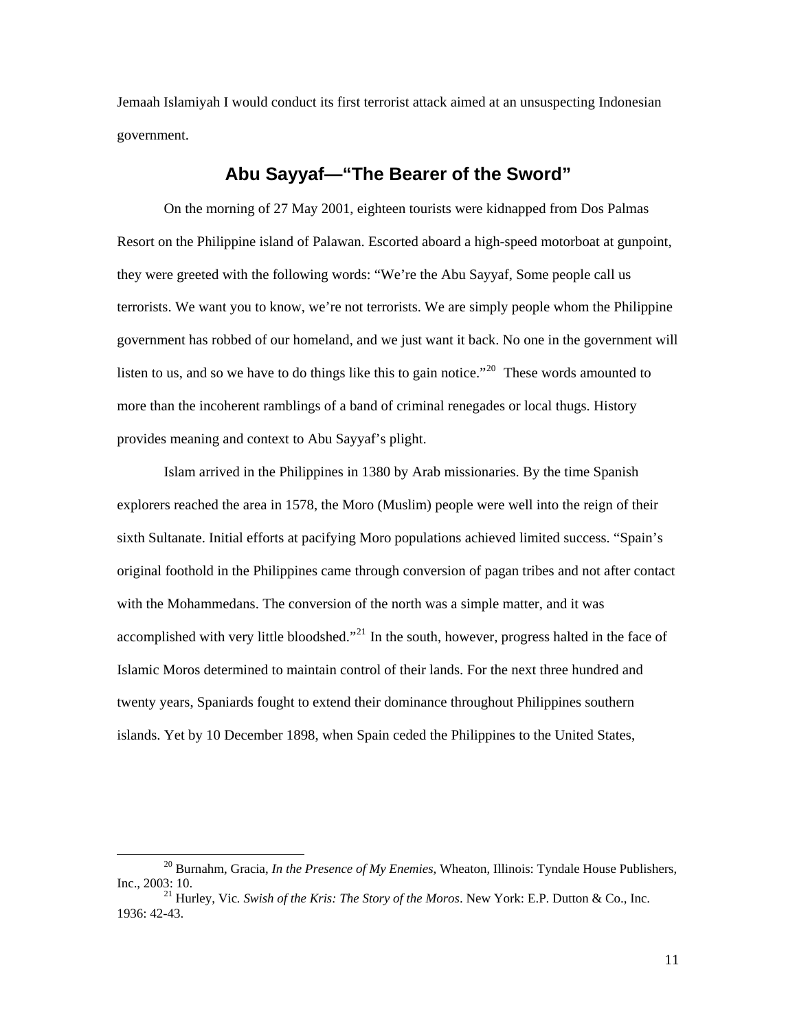Jemaah Islamiyah I would conduct its first terrorist attack aimed at an unsuspecting Indonesian government.

## Abu Sayyaf—"The Bearer of the Sword"

On the morning of 27 May 2001, eighteen tourists were kidnapped from Dos Palmas Resort on the Philippine island of Palawan. Escorted aboard a high-speed motorboat at gunpoint, they were greeted with the following words: "We're the Abu Sayyaf, Some people call us terrorists. We want you to know, we're not terrorists. We are simply people whom the Philippine government has robbed of our homeland, and we just want it back. No one in the government will listen to us, and so we have to do things like this to gain notice."[20] These words amounted to more than the incoherent ramblings of a band of criminal renegades or local thugs. History provides meaning and context to Abu Sayyaf's plight.

Islam arrived in the Philippines in 1380 by Arab missionaries. By the time Spanish explorers reached the area in 1578, the Moro (Muslim) people were well into the reign of their sixth Sultanate. Initial efforts at pacifying Moro populations achieved limited success. "Spain's original foothold in the Philippines came through conversion of pagan tribes and not after contact with the Mohammedans. The conversion of the north was a simple matter, and it was accomplished with very little bloodshed."[21] In the south, however, progress halted in the face of Islamic Moros determined to maintain control of their lands. For the next three hundred and twenty years, Spaniards fought to extend their dominance throughout Philippines southern islands. Yet by 10 December 1898, when Spain ceded the Philippines to the United States,

---

[20] Burnahm, Gracia, *In the Presence of My Enemies*, Wheaton, Illinois: Tyndale House Publishers, Inc., 2003: 10.

[21] Hurley, Vic. *Swish of the Kris: The Story of the Moros*. New York: E.P. Dutton & Co., Inc. 1936: 42-43.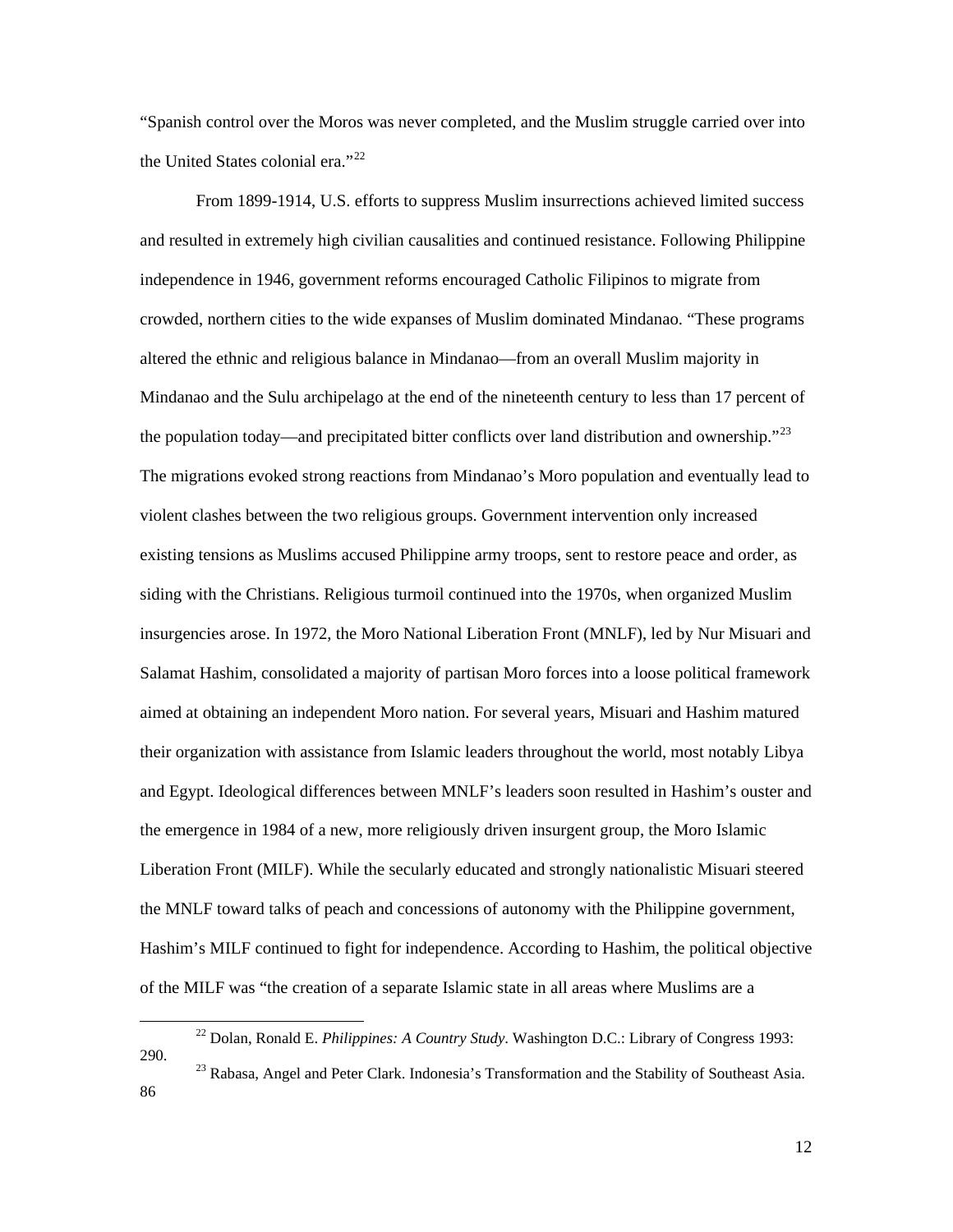"Spanish control over the Moros was never completed, and the Muslim struggle carried over into the United States colonial era."[22]

From 1899-1914, U.S. efforts to suppress Muslim insurrections achieved limited success and resulted in extremely high civilian causalities and continued resistance. Following Philippine independence in 1946, government reforms encouraged Catholic Filipinos to migrate from crowded, northern cities to the wide expanses of Muslim dominated Mindanao. "These programs altered the ethnic and religious balance in Mindanao—from an overall Muslim majority in Mindanao and the Sulu archipelago at the end of the nineteenth century to less than 17 percent of the population today—and precipitated bitter conflicts over land distribution and ownership."[23] The migrations evoked strong reactions from Mindanao's Moro population and eventually lead to violent clashes between the two religious groups. Government intervention only increased existing tensions as Muslims accused Philippine army troops, sent to restore peace and order, as siding with the Christians. Religious turmoil continued into the 1970s, when organized Muslim insurgencies arose. In 1972, the Moro National Liberation Front (MNLF), led by Nur Misuari and Salamat Hashim, consolidated a majority of partisan Moro forces into a loose political framework aimed at obtaining an independent Moro nation. For several years, Misuari and Hashim matured their organization with assistance from Islamic leaders throughout the world, most notably Libya and Egypt. Ideological differences between MNLF's leaders soon resulted in Hashim's ouster and the emergence in 1984 of a new, more religiously driven insurgent group, the Moro Islamic Liberation Front (MILF). While the secularly educated and strongly nationalistic Misuari steered the MNLF toward talks of peach and concessions of autonomy with the Philippine government, Hashim's MILF continued to fight for independence. According to Hashim, the political objective of the MILF was "the creation of a separate Islamic state in all areas where Muslims are a

---

[22] Dolan, Ronald E. *Philippines: A Country Study*. Washington D.C.: Library of Congress 1993: 290.

[23] Rabasa, Angel and Peter Clark. Indonesia's Transformation and the Stability of Southeast Asia. 86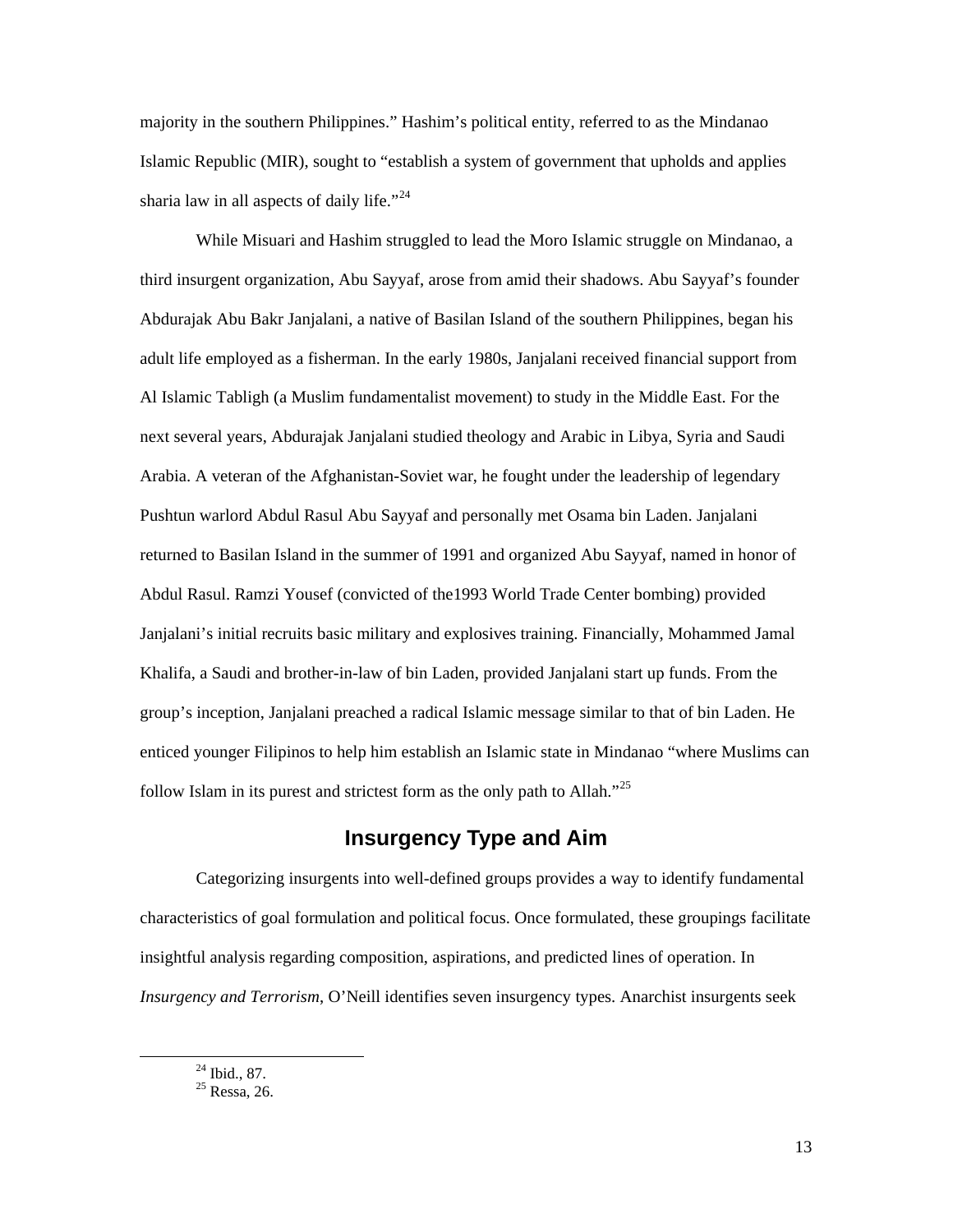majority in the southern Philippines." Hashim's political entity, referred to as the Mindanao Islamic Republic (MIR), sought to "establish a system of government that upholds and applies sharia law in all aspects of daily life."[24]

While Misuari and Hashim struggled to lead the Moro Islamic struggle on Mindanao, a third insurgent organization, Abu Sayyaf, arose from amid their shadows. Abu Sayyaf's founder Abdurajak Abu Bakr Janjalani, a native of Basilan Island of the southern Philippines, began his adult life employed as a fisherman. In the early 1980s, Janjalani received financial support from Al Islamic Tabligh (a Muslim fundamentalist movement) to study in the Middle East. For the next several years, Abdurajak Janjalani studied theology and Arabic in Libya, Syria and Saudi Arabia. A veteran of the Afghanistan-Soviet war, he fought under the leadership of legendary Pushtun warlord Abdul Rasul Abu Sayyaf and personally met Osama bin Laden. Janjalani returned to Basilan Island in the summer of 1991 and organized Abu Sayyaf, named in honor of Abdul Rasul. Ramzi Yousef (convicted of the1993 World Trade Center bombing) provided Janjalani's initial recruits basic military and explosives training. Financially, Mohammed Jamal Khalifa, a Saudi and brother-in-law of bin Laden, provided Janjalani start up funds. From the group's inception, Janjalani preached a radical Islamic message similar to that of bin Laden. He enticed younger Filipinos to help him establish an Islamic state in Mindanao "where Muslims can follow Islam in its purest and strictest form as the only path to Allah."[25]

## Insurgency Type and Aim

Categorizing insurgents into well-defined groups provides a way to identify fundamental characteristics of goal formulation and political focus. Once formulated, these groupings facilitate insightful analysis regarding composition, aspirations, and predicted lines of operation. In *Insurgency and Terrorism*, O'Neill identifies seven insurgency types. Anarchist insurgents seek

[24] Ibid., 87.
[25] Ressa, 26.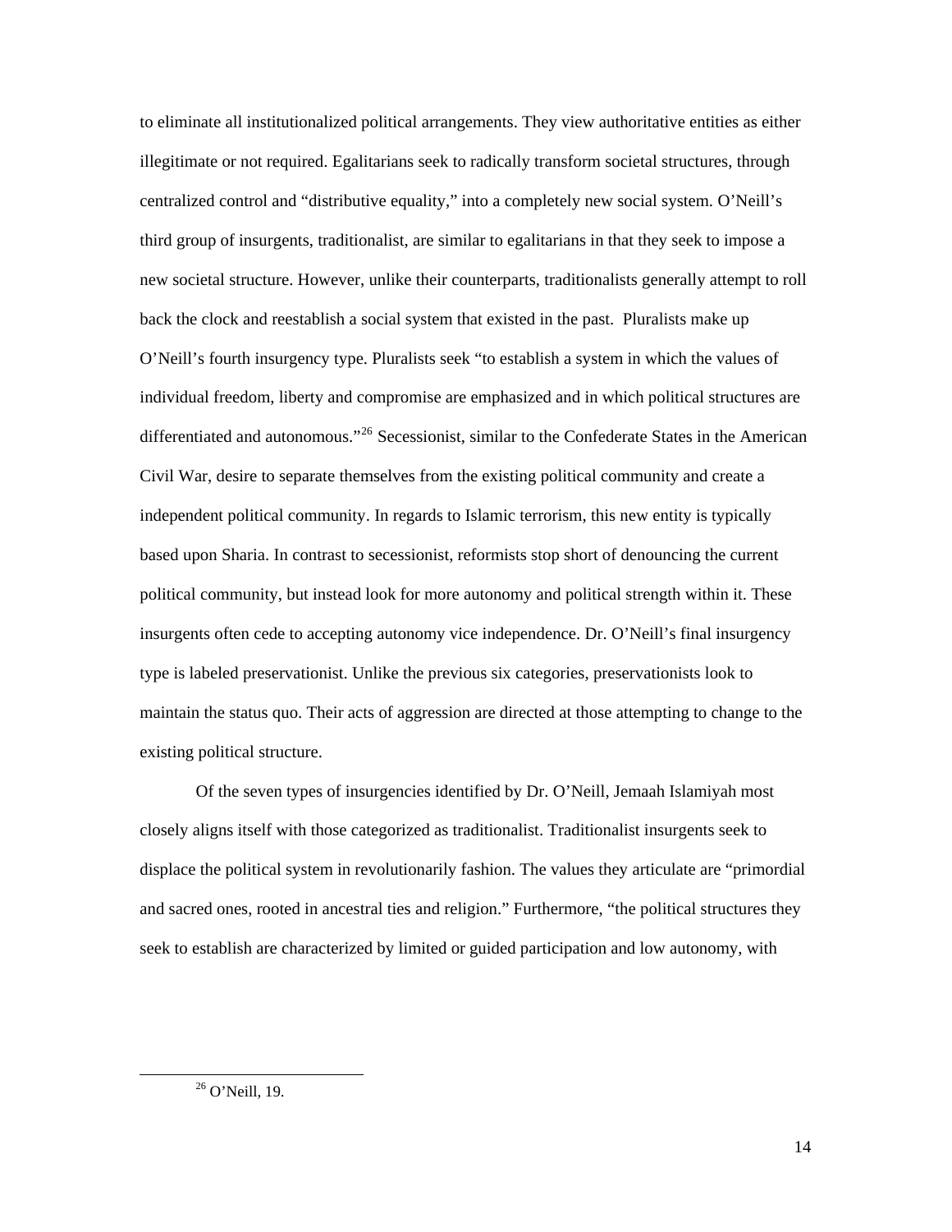to eliminate all institutionalized political arrangements. They view authoritative entities as either illegitimate or not required. Egalitarians seek to radically transform societal structures, through centralized control and "distributive equality," into a completely new social system. O'Neill's third group of insurgents, traditionalist, are similar to egalitarians in that they seek to impose a new societal structure. However, unlike their counterparts, traditionalists generally attempt to roll back the clock and reestablish a social system that existed in the past. Pluralists make up O'Neill's fourth insurgency type. Pluralists seek "to establish a system in which the values of individual freedom, liberty and compromise are emphasized and in which political structures are differentiated and autonomous."[26] Secessionist, similar to the Confederate States in the American Civil War, desire to separate themselves from the existing political community and create a independent political community. In regards to Islamic terrorism, this new entity is typically based upon Sharia. In contrast to secessionist, reformists stop short of denouncing the current political community, but instead look for more autonomy and political strength within it. These insurgents often cede to accepting autonomy vice independence. Dr. O'Neill's final insurgency type is labeled preservationist. Unlike the previous six categories, preservationists look to maintain the status quo. Their acts of aggression are directed at those attempting to change to the existing political structure.

Of the seven types of insurgencies identified by Dr. O'Neill, Jemaah Islamiyah most closely aligns itself with those categorized as traditionalist. Traditionalist insurgents seek to displace the political system in revolutionarily fashion. The values they articulate are "primordial and sacred ones, rooted in ancestral ties and religion." Furthermore, "the political structures they seek to establish are characterized by limited or guided participation and low autonomy, with

[26] O'Neill, 19.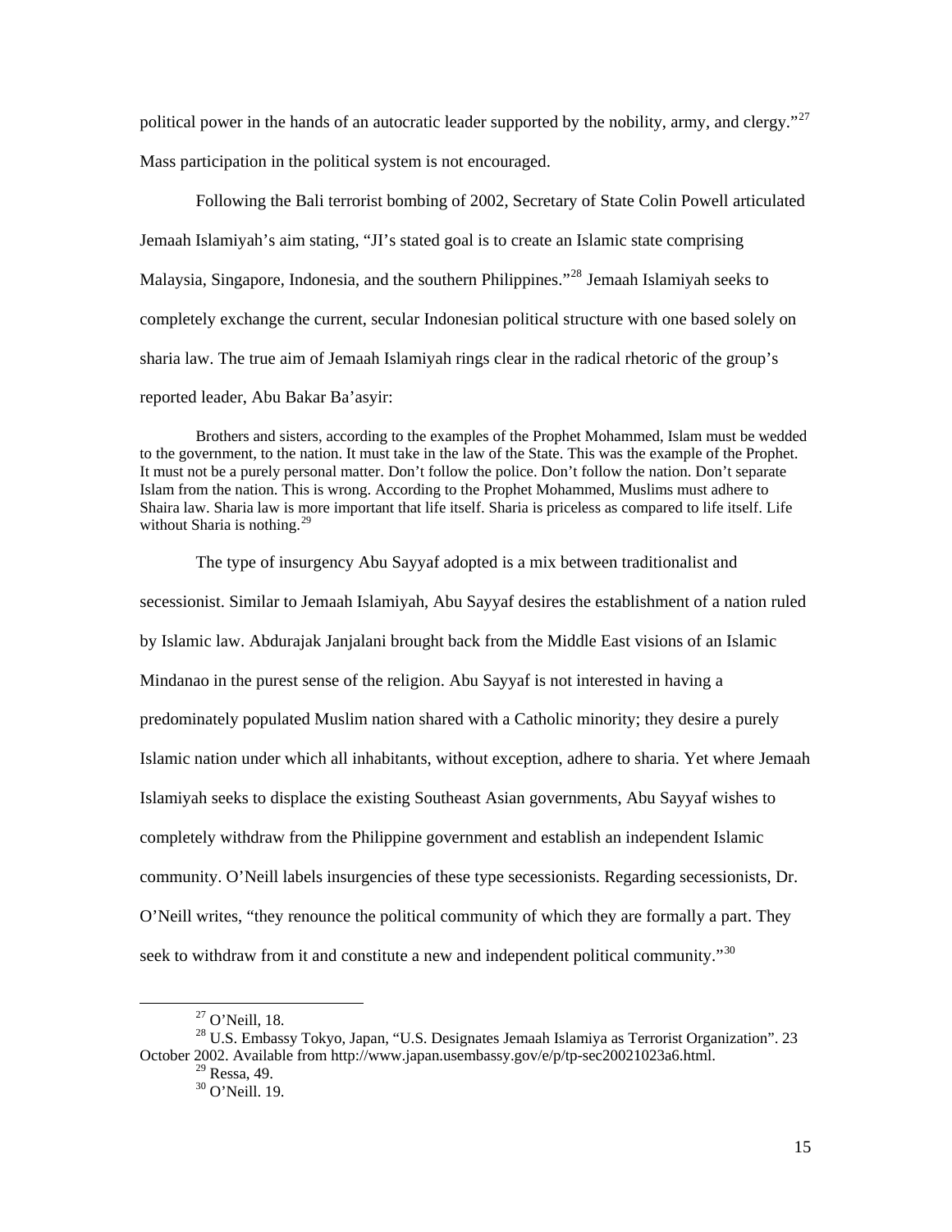political power in the hands of an autocratic leader supported by the nobility, army, and clergy."[27] Mass participation in the political system is not encouraged.

Following the Bali terrorist bombing of 2002, Secretary of State Colin Powell articulated Jemaah Islamiyah's aim stating, "JI's stated goal is to create an Islamic state comprising Malaysia, Singapore, Indonesia, and the southern Philippines."[28] Jemaah Islamiyah seeks to completely exchange the current, secular Indonesian political structure with one based solely on sharia law. The true aim of Jemaah Islamiyah rings clear in the radical rhetoric of the group's reported leader, Abu Bakar Ba'asyir:

> Brothers and sisters, according to the examples of the Prophet Mohammed, Islam must be wedded to the government, to the nation. It must take in the law of the State. This was the example of the Prophet. It must not be a purely personal matter. Don't follow the police. Don't follow the nation. Don't separate Islam from the nation. This is wrong. According to the Prophet Mohammed, Muslims must adhere to Shaira law. Sharia law is more important that life itself. Sharia is priceless as compared to life itself. Life without Sharia is nothing.[29]

The type of insurgency Abu Sayyaf adopted is a mix between traditionalist and secessionist. Similar to Jemaah Islamiyah, Abu Sayyaf desires the establishment of a nation ruled by Islamic law. Abdurajak Janjalani brought back from the Middle East visions of an Islamic Mindanao in the purest sense of the religion. Abu Sayyaf is not interested in having a predominately populated Muslim nation shared with a Catholic minority; they desire a purely Islamic nation under which all inhabitants, without exception, adhere to sharia. Yet where Jemaah Islamiyah seeks to displace the existing Southeast Asian governments, Abu Sayyaf wishes to completely withdraw from the Philippine government and establish an independent Islamic community. O'Neill labels insurgencies of these type secessionists. Regarding secessionists, Dr. O'Neill writes, "they renounce the political community of which they are formally a part. They seek to withdraw from it and constitute a new and independent political community."[30]

---

[27] O'Neill, 18.

[28] U.S. Embassy Tokyo, Japan, "U.S. Designates Jemaah Islamiya as Terrorist Organization". 23 October 2002. Available from http://www.japan.usembassy.gov/e/p/tp-sec20021023a6.html.

[29] Ressa, 49.

[30] O'Neill. 19.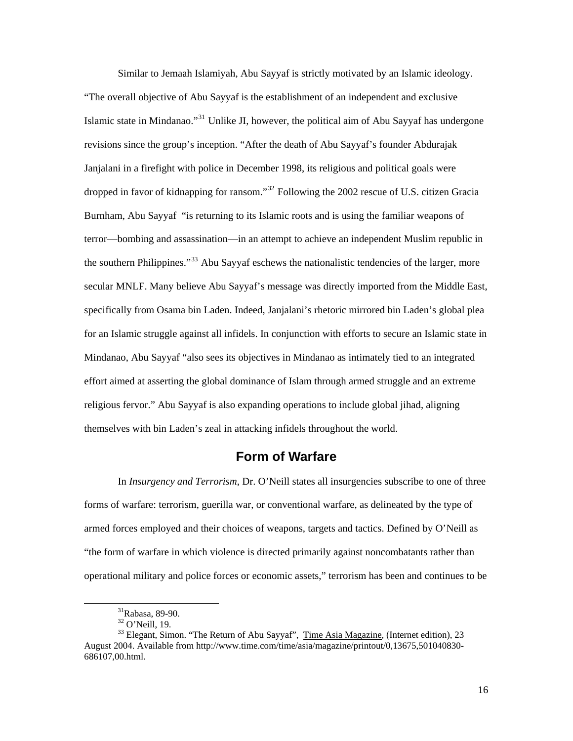Similar to Jemaah Islamiyah, Abu Sayyaf is strictly motivated by an Islamic ideology. "The overall objective of Abu Sayyaf is the establishment of an independent and exclusive Islamic state in Mindanao."[31] Unlike JI, however, the political aim of Abu Sayyaf has undergone revisions since the group's inception. "After the death of Abu Sayyaf's founder Abdurajak Janjalani in a firefight with police in December 1998, its religious and political goals were dropped in favor of kidnapping for ransom."[32] Following the 2002 rescue of U.S. citizen Gracia Burnham, Abu Sayyaf "is returning to its Islamic roots and is using the familiar weapons of terror—bombing and assassination—in an attempt to achieve an independent Muslim republic in the southern Philippines."[33] Abu Sayyaf eschews the nationalistic tendencies of the larger, more secular MNLF. Many believe Abu Sayyaf's message was directly imported from the Middle East, specifically from Osama bin Laden. Indeed, Janjalani's rhetoric mirrored bin Laden's global plea for an Islamic struggle against all infidels. In conjunction with efforts to secure an Islamic state in Mindanao, Abu Sayyaf "also sees its objectives in Mindanao as intimately tied to an integrated effort aimed at asserting the global dominance of Islam through armed struggle and an extreme religious fervor." Abu Sayyaf is also expanding operations to include global jihad, aligning themselves with bin Laden's zeal in attacking infidels throughout the world.

## Form of Warfare

In *Insurgency and Terrorism*, Dr. O'Neill states all insurgencies subscribe to one of three forms of warfare: terrorism, guerilla war, or conventional warfare, as delineated by the type of armed forces employed and their choices of weapons, targets and tactics. Defined by O'Neill as "the form of warfare in which violence is directed primarily against noncombatants rather than operational military and police forces or economic assets," terrorism has been and continues to be

---

[31] Rabasa, 89-90.

[32] O'Neill, 19.

[33] Elegant, Simon. "The Return of Abu Sayyaf", Time Asia Magazine, (Internet edition), 23 August 2004. Available from http://www.time.com/time/asia/magazine/printout/0,13675,501040830-686107,00.html.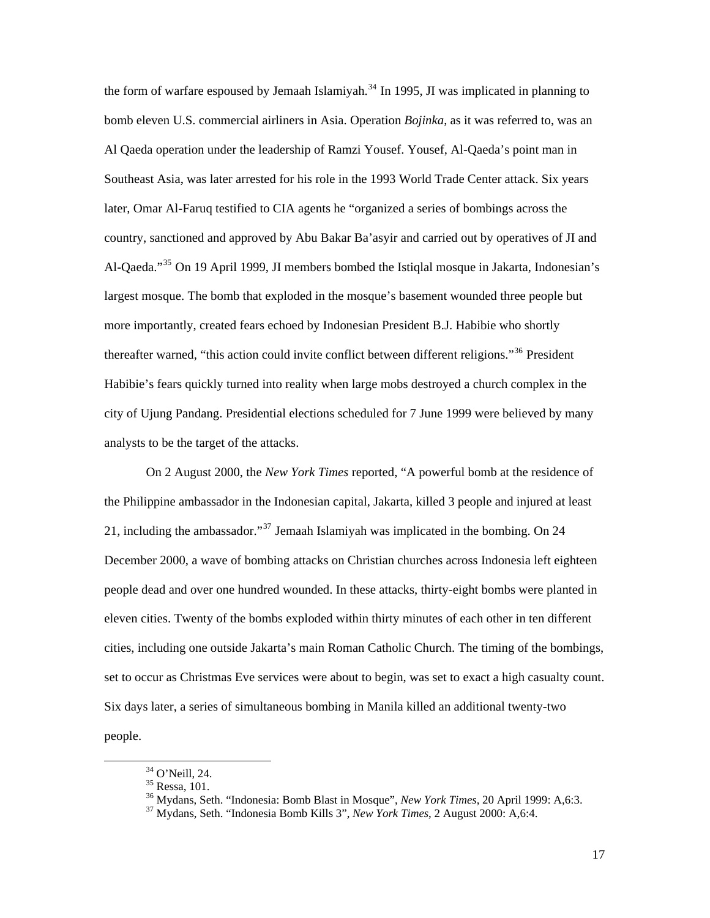the form of warfare espoused by Jemaah Islamiyah.[34] In 1995, JI was implicated in planning to bomb eleven U.S. commercial airliners in Asia. Operation *Bojinka*, as it was referred to, was an Al Qaeda operation under the leadership of Ramzi Yousef. Yousef, Al-Qaeda's point man in Southeast Asia, was later arrested for his role in the 1993 World Trade Center attack. Six years later, Omar Al-Faruq testified to CIA agents he "organized a series of bombings across the country, sanctioned and approved by Abu Bakar Ba'asyir and carried out by operatives of JI and Al-Qaeda."[35] On 19 April 1999, JI members bombed the Istiqlal mosque in Jakarta, Indonesian's largest mosque. The bomb that exploded in the mosque's basement wounded three people but more importantly, created fears echoed by Indonesian President B.J. Habibie who shortly thereafter warned, "this action could invite conflict between different religions."[36] President Habibie's fears quickly turned into reality when large mobs destroyed a church complex in the city of Ujung Pandang. Presidential elections scheduled for 7 June 1999 were believed by many analysts to be the target of the attacks.

On 2 August 2000, the *New York Times* reported, "A powerful bomb at the residence of the Philippine ambassador in the Indonesian capital, Jakarta, killed 3 people and injured at least 21, including the ambassador."[37] Jemaah Islamiyah was implicated in the bombing. On 24 December 2000, a wave of bombing attacks on Christian churches across Indonesia left eighteen people dead and over one hundred wounded. In these attacks, thirty-eight bombs were planted in eleven cities. Twenty of the bombs exploded within thirty minutes of each other in ten different cities, including one outside Jakarta's main Roman Catholic Church. The timing of the bombings, set to occur as Christmas Eve services were about to begin, was set to exact a high casualty count. Six days later, a series of simultaneous bombing in Manila killed an additional twenty-two people.

---

[34] O'Neill, 24.

[35] Ressa, 101.

[36] Mydans, Seth. "Indonesia: Bomb Blast in Mosque", *New York Times*, 20 April 1999: A,6:3.

[37] Mydans, Seth. "Indonesia Bomb Kills 3", *New York Times*, 2 August 2000: A,6:4.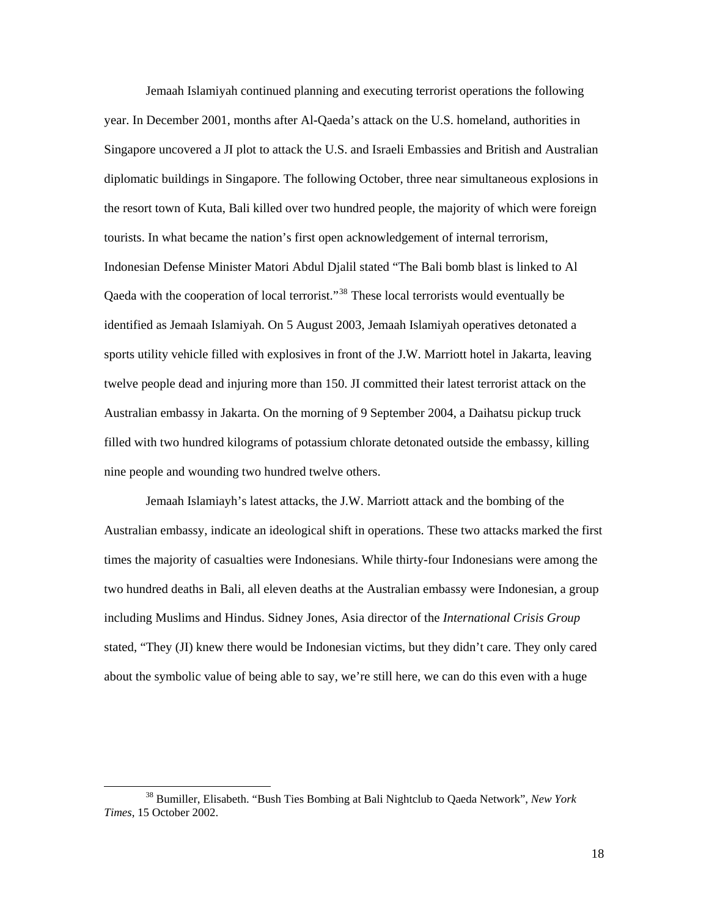Jemaah Islamiyah continued planning and executing terrorist operations the following year. In December 2001, months after Al-Qaeda's attack on the U.S. homeland, authorities in Singapore uncovered a JI plot to attack the U.S. and Israeli Embassies and British and Australian diplomatic buildings in Singapore. The following October, three near simultaneous explosions in the resort town of Kuta, Bali killed over two hundred people, the majority of which were foreign tourists. In what became the nation's first open acknowledgement of internal terrorism, Indonesian Defense Minister Matori Abdul Djalil stated "The Bali bomb blast is linked to Al Qaeda with the cooperation of local terrorist."[38] These local terrorists would eventually be identified as Jemaah Islamiyah. On 5 August 2003, Jemaah Islamiyah operatives detonated a sports utility vehicle filled with explosives in front of the J.W. Marriott hotel in Jakarta, leaving twelve people dead and injuring more than 150. JI committed their latest terrorist attack on the Australian embassy in Jakarta. On the morning of 9 September 2004, a Daihatsu pickup truck filled with two hundred kilograms of potassium chlorate detonated outside the embassy, killing nine people and wounding two hundred twelve others.

Jemaah Islamiayh's latest attacks, the J.W. Marriott attack and the bombing of the Australian embassy, indicate an ideological shift in operations. These two attacks marked the first times the majority of casualties were Indonesians. While thirty-four Indonesians were among the two hundred deaths in Bali, all eleven deaths at the Australian embassy were Indonesian, a group including Muslims and Hindus. Sidney Jones, Asia director of the *International Crisis Group* stated, "They (JI) knew there would be Indonesian victims, but they didn't care. They only cared about the symbolic value of being able to say, we're still here, we can do this even with a huge

---

[38] Bumiller, Elisabeth. "Bush Ties Bombing at Bali Nightclub to Qaeda Network", *New York Times,* 15 October 2002.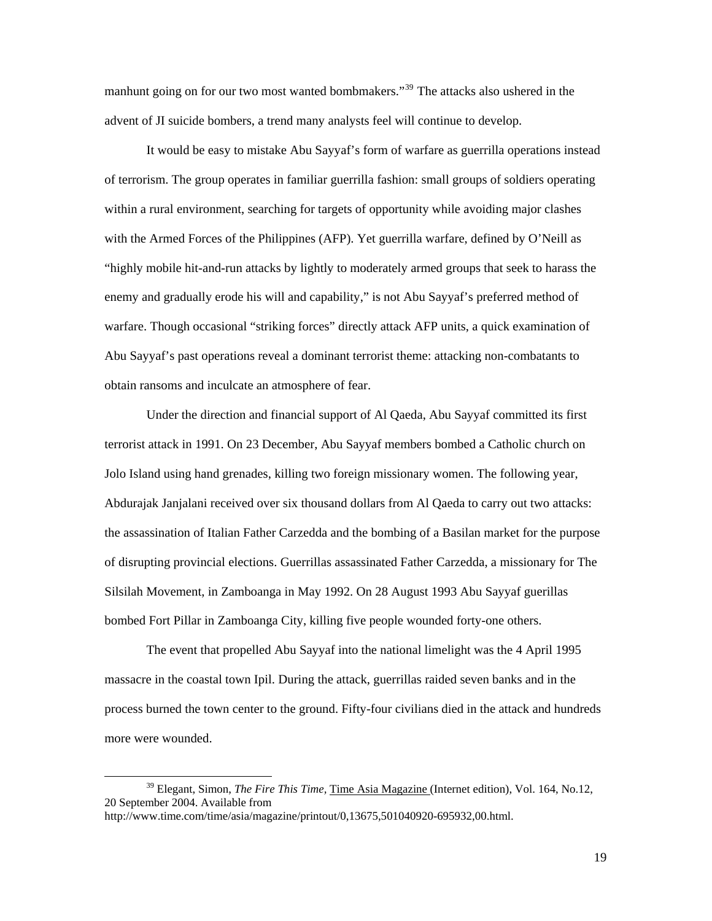manhunt going on for our two most wanted bombmakers."[39] The attacks also ushered in the advent of JI suicide bombers, a trend many analysts feel will continue to develop.

It would be easy to mistake Abu Sayyaf's form of warfare as guerrilla operations instead of terrorism. The group operates in familiar guerrilla fashion: small groups of soldiers operating within a rural environment, searching for targets of opportunity while avoiding major clashes with the Armed Forces of the Philippines (AFP). Yet guerrilla warfare, defined by O'Neill as "highly mobile hit-and-run attacks by lightly to moderately armed groups that seek to harass the enemy and gradually erode his will and capability," is not Abu Sayyaf's preferred method of warfare. Though occasional "striking forces" directly attack AFP units, a quick examination of Abu Sayyaf's past operations reveal a dominant terrorist theme: attacking non-combatants to obtain ransoms and inculcate an atmosphere of fear.

Under the direction and financial support of Al Qaeda, Abu Sayyaf committed its first terrorist attack in 1991. On 23 December, Abu Sayyaf members bombed a Catholic church on Jolo Island using hand grenades, killing two foreign missionary women. The following year, Abdurajak Janjalani received over six thousand dollars from Al Qaeda to carry out two attacks: the assassination of Italian Father Carzedda and the bombing of a Basilan market for the purpose of disrupting provincial elections. Guerrillas assassinated Father Carzedda, a missionary for The Silsilah Movement, in Zamboanga in May 1992. On 28 August 1993 Abu Sayyaf guerillas bombed Fort Pillar in Zamboanga City, killing five people wounded forty-one others.

The event that propelled Abu Sayyaf into the national limelight was the 4 April 1995 massacre in the coastal town Ipil. During the attack, guerrillas raided seven banks and in the process burned the town center to the ground. Fifty-four civilians died in the attack and hundreds more were wounded.

---

[39] Elegant, Simon, *The Fire This Time*, Time Asia Magazine (Internet edition), Vol. 164, No.12, 20 September 2004. Available from http://www.time.com/time/asia/magazine/printout/0,13675,501040920-695932,00.html.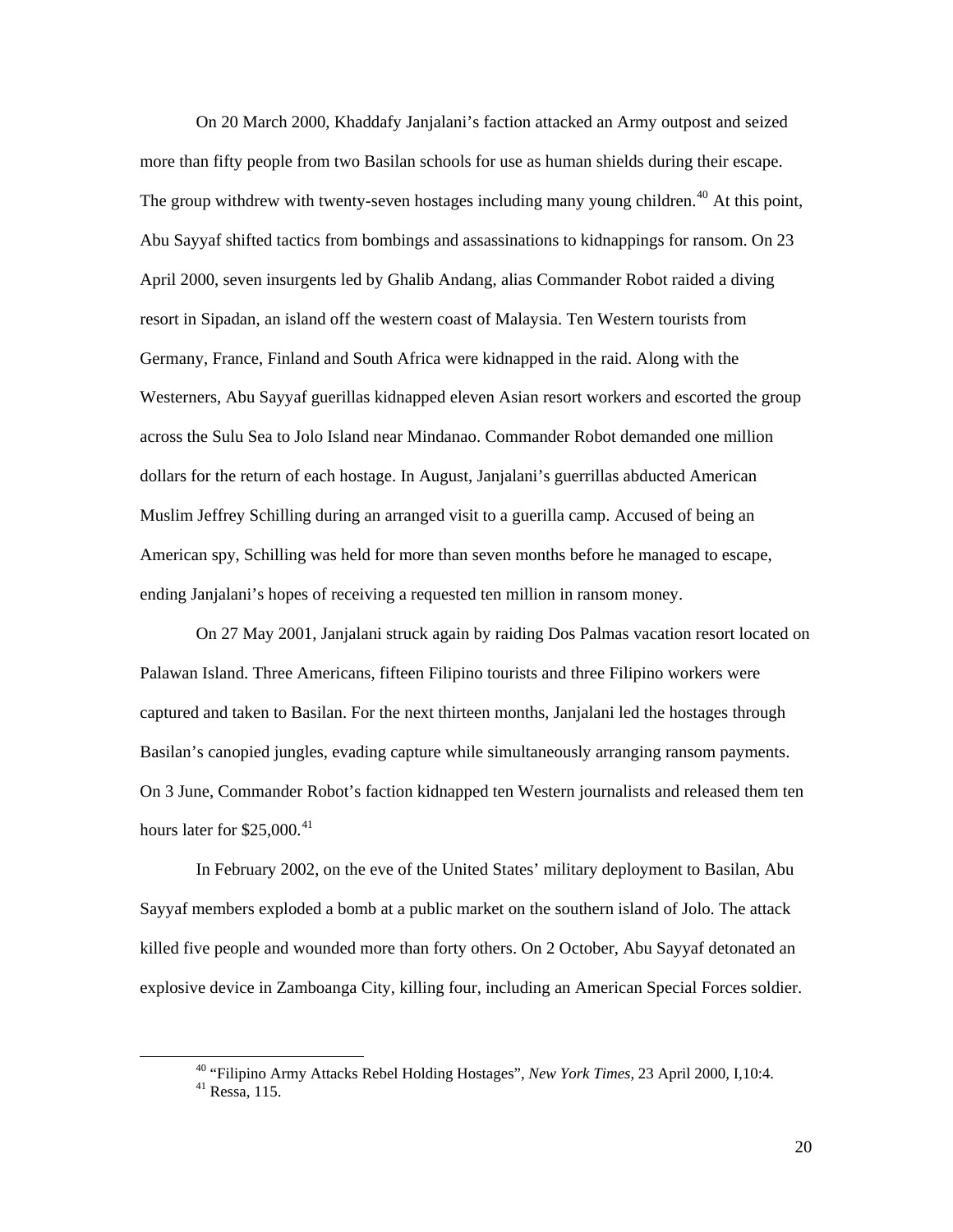On 20 March 2000, Khaddafy Janjalani's faction attacked an Army outpost and seized more than fifty people from two Basilan schools for use as human shields during their escape. The group withdrew with twenty-seven hostages including many young children.[40] At this point, Abu Sayyaf shifted tactics from bombings and assassinations to kidnappings for ransom. On 23 April 2000, seven insurgents led by Ghalib Andang, alias Commander Robot raided a diving resort in Sipadan, an island off the western coast of Malaysia. Ten Western tourists from Germany, France, Finland and South Africa were kidnapped in the raid. Along with the Westerners, Abu Sayyaf guerillas kidnapped eleven Asian resort workers and escorted the group across the Sulu Sea to Jolo Island near Mindanao. Commander Robot demanded one million dollars for the return of each hostage. In August, Janjalani's guerrillas abducted American Muslim Jeffrey Schilling during an arranged visit to a guerilla camp. Accused of being an American spy, Schilling was held for more than seven months before he managed to escape, ending Janjalani's hopes of receiving a requested ten million in ransom money.

On 27 May 2001, Janjalani struck again by raiding Dos Palmas vacation resort located on Palawan Island. Three Americans, fifteen Filipino tourists and three Filipino workers were captured and taken to Basilan. For the next thirteen months, Janjalani led the hostages through Basilan's canopied jungles, evading capture while simultaneously arranging ransom payments. On 3 June, Commander Robot's faction kidnapped ten Western journalists and released them ten hours later for $25,000.[41]

In February 2002, on the eve of the United States' military deployment to Basilan, Abu Sayyaf members exploded a bomb at a public market on the southern island of Jolo. The attack killed five people and wounded more than forty others. On 2 October, Abu Sayyaf detonated an explosive device in Zamboanga City, killing four, including an American Special Forces soldier.

---

[40] "Filipino Army Attacks Rebel Holding Hostages", *New York Times*, 23 April 2000, I,10:4.

[41] Ressa, 115.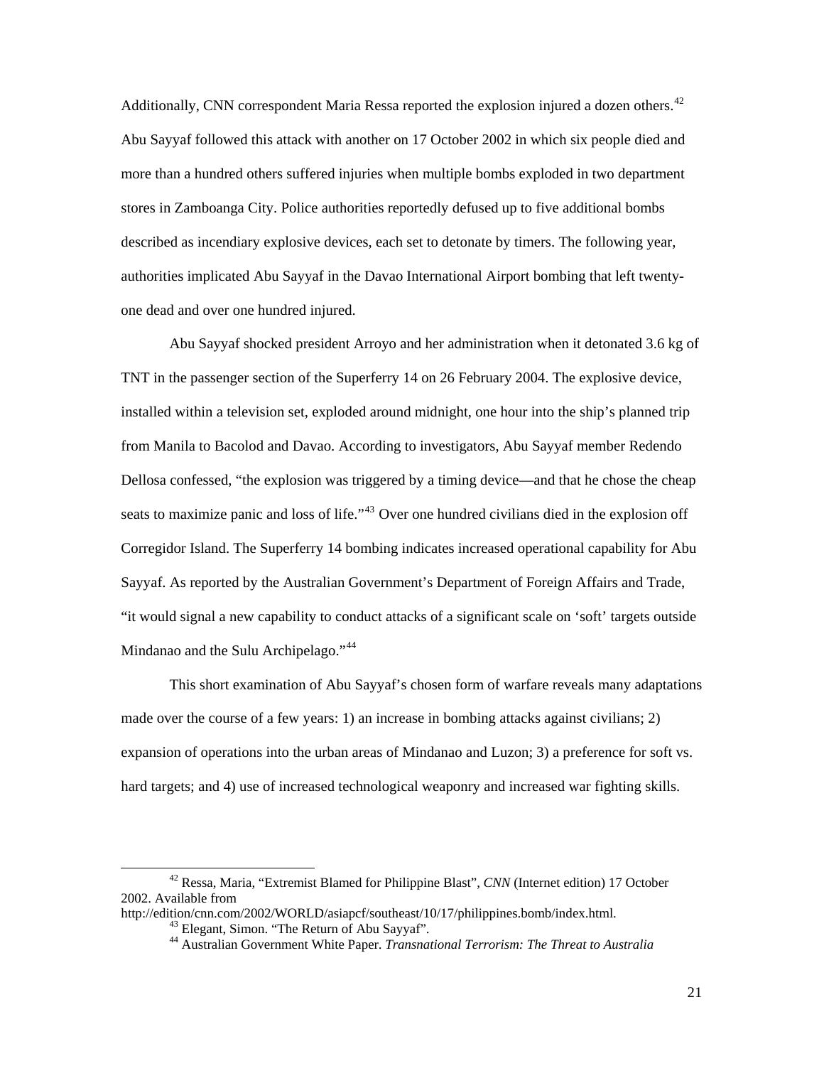Additionally, CNN correspondent Maria Ressa reported the explosion injured a dozen others.[42] Abu Sayyaf followed this attack with another on 17 October 2002 in which six people died and more than a hundred others suffered injuries when multiple bombs exploded in two department stores in Zamboanga City. Police authorities reportedly defused up to five additional bombs described as incendiary explosive devices, each set to detonate by timers. The following year, authorities implicated Abu Sayyaf in the Davao International Airport bombing that left twenty-one dead and over one hundred injured.

Abu Sayyaf shocked president Arroyo and her administration when it detonated 3.6 kg of TNT in the passenger section of the Superferry 14 on 26 February 2004. The explosive device, installed within a television set, exploded around midnight, one hour into the ship's planned trip from Manila to Bacolod and Davao. According to investigators, Abu Sayyaf member Redendo Dellosa confessed, "the explosion was triggered by a timing device—and that he chose the cheap seats to maximize panic and loss of life."[43] Over one hundred civilians died in the explosion off Corregidor Island. The Superferry 14 bombing indicates increased operational capability for Abu Sayyaf. As reported by the Australian Government's Department of Foreign Affairs and Trade, "it would signal a new capability to conduct attacks of a significant scale on 'soft' targets outside Mindanao and the Sulu Archipelago."[44]

This short examination of Abu Sayyaf's chosen form of warfare reveals many adaptations made over the course of a few years: 1) an increase in bombing attacks against civilians; 2) expansion of operations into the urban areas of Mindanao and Luzon; 3) a preference for soft vs. hard targets; and 4) use of increased technological weaponry and increased war fighting skills.

---

[42] Ressa, Maria, "Extremist Blamed for Philippine Blast", *CNN* (Internet edition) 17 October 2002. Available from http://edition/cnn.com/2002/WORLD/asiapcf/southeast/10/17/philippines.bomb/index.html.

[43] Elegant, Simon. "The Return of Abu Sayyaf".

[44] Australian Government White Paper. *Transnational Terrorism: The Threat to Australia*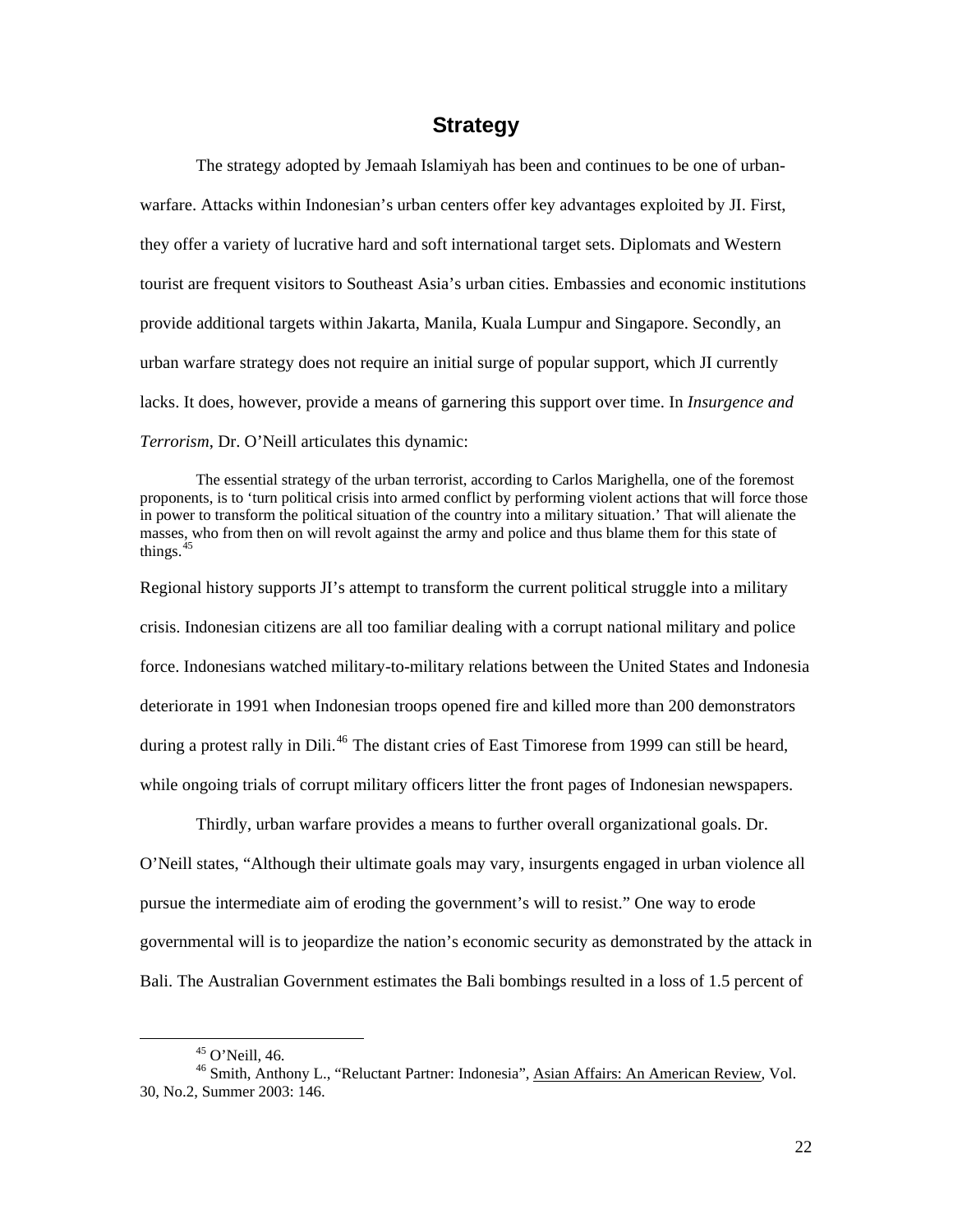## Strategy

The strategy adopted by Jemaah Islamiyah has been and continues to be one of urban-warfare. Attacks within Indonesian's urban centers offer key advantages exploited by JI. First, they offer a variety of lucrative hard and soft international target sets. Diplomats and Western tourist are frequent visitors to Southeast Asia's urban cities. Embassies and economic institutions provide additional targets within Jakarta, Manila, Kuala Lumpur and Singapore. Secondly, an urban warfare strategy does not require an initial surge of popular support, which JI currently lacks. It does, however, provide a means of garnering this support over time. In *Insurgence and Terrorism*, Dr. O'Neill articulates this dynamic:

> The essential strategy of the urban terrorist, according to Carlos Marighella, one of the foremost proponents, is to 'turn political crisis into armed conflict by performing violent actions that will force those in power to transform the political situation of the country into a military situation.' That will alienate the masses, who from then on will revolt against the army and police and thus blame them for this state of things.[45]

Regional history supports JI's attempt to transform the current political struggle into a military crisis. Indonesian citizens are all too familiar dealing with a corrupt national military and police force. Indonesians watched military-to-military relations between the United States and Indonesia deteriorate in 1991 when Indonesian troops opened fire and killed more than 200 demonstrators during a protest rally in Dili.[46] The distant cries of East Timorese from 1999 can still be heard, while ongoing trials of corrupt military officers litter the front pages of Indonesian newspapers.

Thirdly, urban warfare provides a means to further overall organizational goals. Dr. O'Neill states, "Although their ultimate goals may vary, insurgents engaged in urban violence all pursue the intermediate aim of eroding the government's will to resist." One way to erode governmental will is to jeopardize the nation's economic security as demonstrated by the attack in Bali. The Australian Government estimates the Bali bombings resulted in a loss of 1.5 percent of

---

[45] O'Neill, 46.

[46] Smith, Anthony L., "Reluctant Partner: Indonesia", Asian Affairs: An American Review, Vol. 30, No.2, Summer 2003: 146.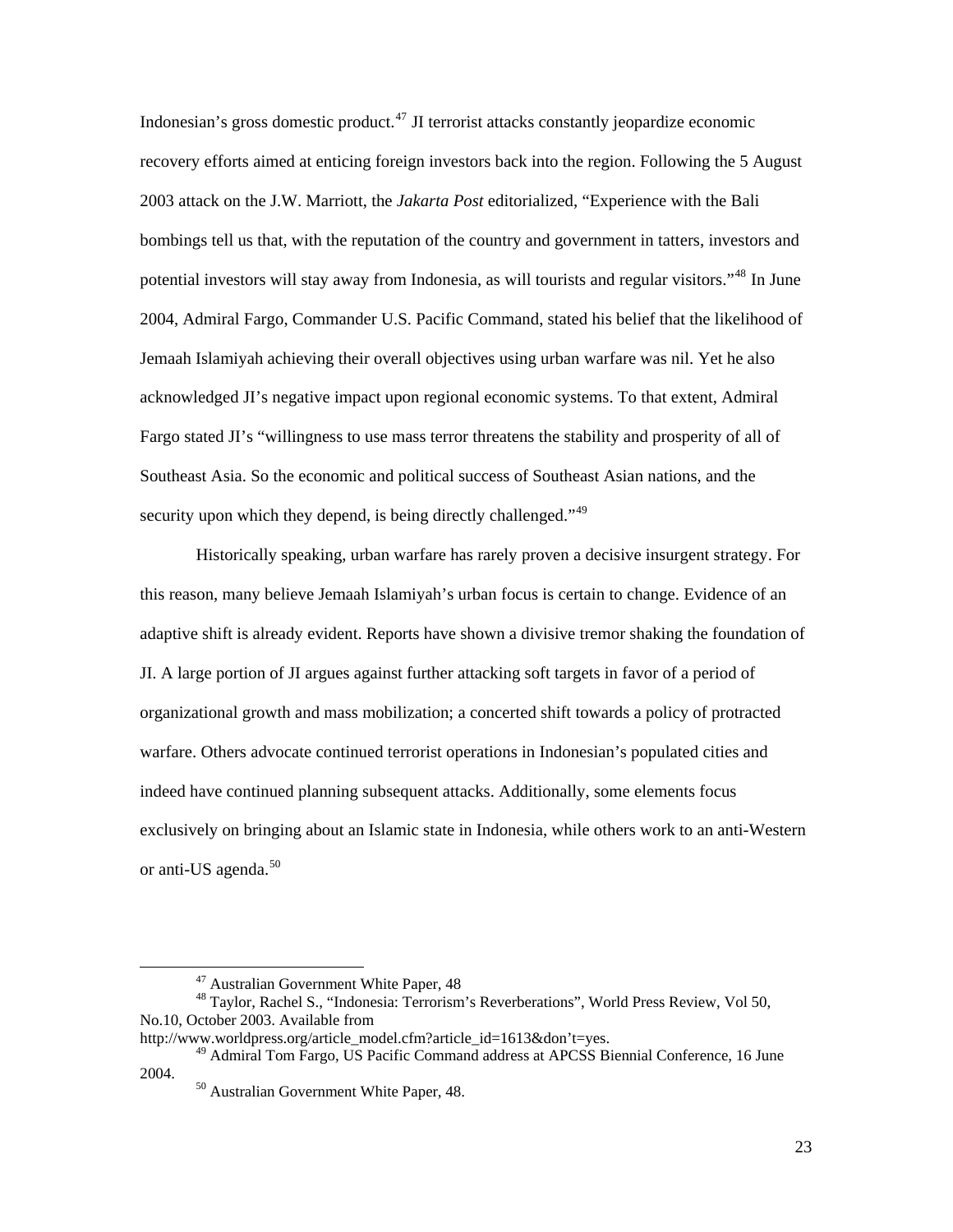Indonesian's gross domestic product.[47] JI terrorist attacks constantly jeopardize economic recovery efforts aimed at enticing foreign investors back into the region. Following the 5 August 2003 attack on the J.W. Marriott, the *Jakarta Post* editorialized, "Experience with the Bali bombings tell us that, with the reputation of the country and government in tatters, investors and potential investors will stay away from Indonesia, as will tourists and regular visitors."[48] In June 2004, Admiral Fargo, Commander U.S. Pacific Command, stated his belief that the likelihood of Jemaah Islamiyah achieving their overall objectives using urban warfare was nil. Yet he also acknowledged JI's negative impact upon regional economic systems. To that extent, Admiral Fargo stated JI's "willingness to use mass terror threatens the stability and prosperity of all of Southeast Asia. So the economic and political success of Southeast Asian nations, and the security upon which they depend, is being directly challenged."[49]

Historically speaking, urban warfare has rarely proven a decisive insurgent strategy. For this reason, many believe Jemaah Islamiyah's urban focus is certain to change. Evidence of an adaptive shift is already evident. Reports have shown a divisive tremor shaking the foundation of JI. A large portion of JI argues against further attacking soft targets in favor of a period of organizational growth and mass mobilization; a concerted shift towards a policy of protracted warfare. Others advocate continued terrorist operations in Indonesian's populated cities and indeed have continued planning subsequent attacks. Additionally, some elements focus exclusively on bringing about an Islamic state in Indonesia, while others work to an anti-Western or anti-US agenda.[50]

---

[47] Australian Government White Paper, 48

[48] Taylor, Rachel S., "Indonesia: Terrorism's Reverberations", World Press Review, Vol 50, No.10, October 2003. Available from http://www.worldpress.org/article_model.cfm?article_id=1613&don't=yes.

[49] Admiral Tom Fargo, US Pacific Command address at APCSS Biennial Conference, 16 June 2004.

[50] Australian Government White Paper, 48.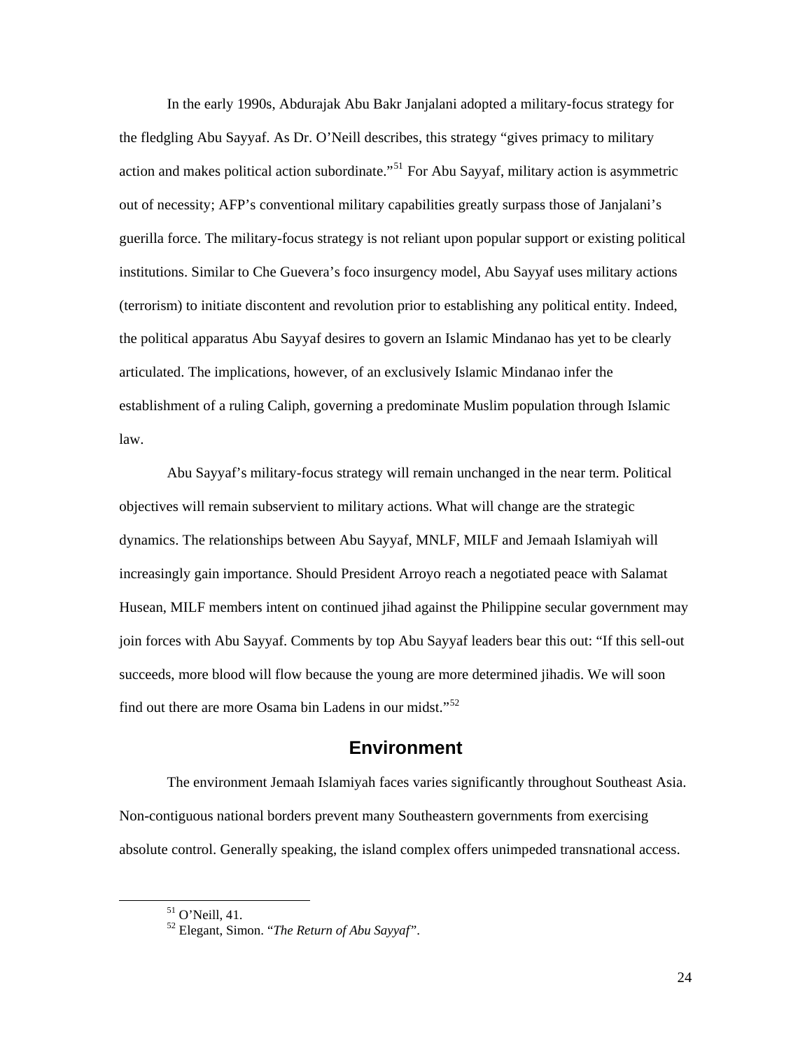In the early 1990s, Abdurajak Abu Bakr Janjalani adopted a military-focus strategy for the fledgling Abu Sayyaf. As Dr. O'Neill describes, this strategy "gives primacy to military action and makes political action subordinate."[51] For Abu Sayyaf, military action is asymmetric out of necessity; AFP's conventional military capabilities greatly surpass those of Janjalani's guerilla force. The military-focus strategy is not reliant upon popular support or existing political institutions. Similar to Che Guevera's foco insurgency model, Abu Sayyaf uses military actions (terrorism) to initiate discontent and revolution prior to establishing any political entity. Indeed, the political apparatus Abu Sayyaf desires to govern an Islamic Mindanao has yet to be clearly articulated. The implications, however, of an exclusively Islamic Mindanao infer the establishment of a ruling Caliph, governing a predominate Muslim population through Islamic law.

Abu Sayyaf's military-focus strategy will remain unchanged in the near term. Political objectives will remain subservient to military actions. What will change are the strategic dynamics. The relationships between Abu Sayyaf, MNLF, MILF and Jemaah Islamiyah will increasingly gain importance. Should President Arroyo reach a negotiated peace with Salamat Husean, MILF members intent on continued jihad against the Philippine secular government may join forces with Abu Sayyaf. Comments by top Abu Sayyaf leaders bear this out: "If this sell-out succeeds, more blood will flow because the young are more determined jihadis. We will soon find out there are more Osama bin Ladens in our midst."[52]

## Environment

The environment Jemaah Islamiyah faces varies significantly throughout Southeast Asia. Non-contiguous national borders prevent many Southeastern governments from exercising absolute control. Generally speaking, the island complex offers unimpeded transnational access.

---

[51] O'Neill, 41.

[52] Elegant, Simon. "*The Return of Abu Sayyaf*".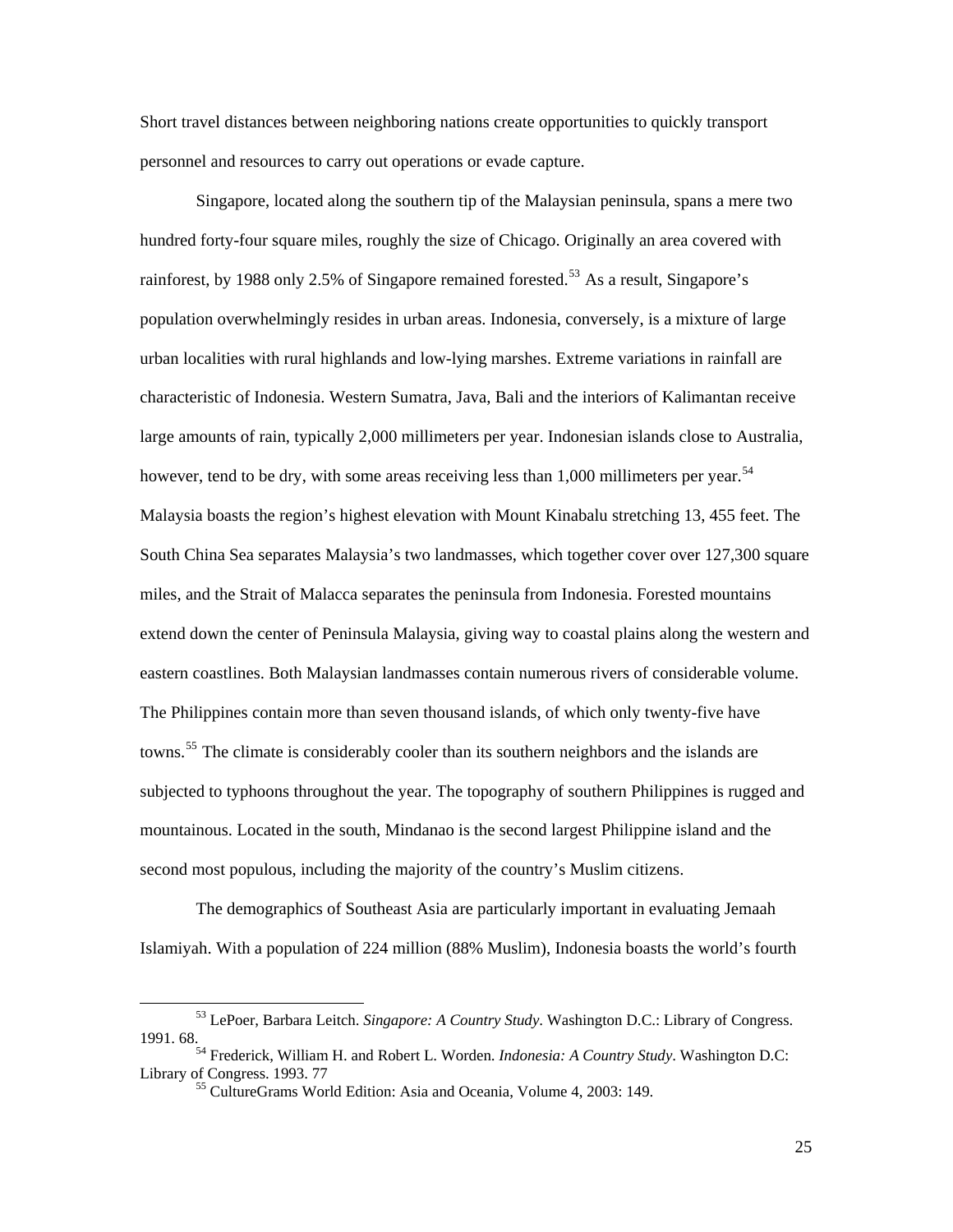Short travel distances between neighboring nations create opportunities to quickly transport personnel and resources to carry out operations or evade capture.

Singapore, located along the southern tip of the Malaysian peninsula, spans a mere two hundred forty-four square miles, roughly the size of Chicago. Originally an area covered with rainforest, by 1988 only 2.5% of Singapore remained forested.[53] As a result, Singapore's population overwhelmingly resides in urban areas. Indonesia, conversely, is a mixture of large urban localities with rural highlands and low-lying marshes. Extreme variations in rainfall are characteristic of Indonesia. Western Sumatra, Java, Bali and the interiors of Kalimantan receive large amounts of rain, typically 2,000 millimeters per year. Indonesian islands close to Australia, however, tend to be dry, with some areas receiving less than 1,000 millimeters per year.[54] Malaysia boasts the region's highest elevation with Mount Kinabalu stretching 13, 455 feet. The South China Sea separates Malaysia's two landmasses, which together cover over 127,300 square miles, and the Strait of Malacca separates the peninsula from Indonesia. Forested mountains extend down the center of Peninsula Malaysia, giving way to coastal plains along the western and eastern coastlines. Both Malaysian landmasses contain numerous rivers of considerable volume. The Philippines contain more than seven thousand islands, of which only twenty-five have towns.[55] The climate is considerably cooler than its southern neighbors and the islands are subjected to typhoons throughout the year. The topography of southern Philippines is rugged and mountainous. Located in the south, Mindanao is the second largest Philippine island and the second most populous, including the majority of the country's Muslim citizens.

The demographics of Southeast Asia are particularly important in evaluating Jemaah Islamiyah. With a population of 224 million (88% Muslim), Indonesia boasts the world's fourth

---

[53] LePoer, Barbara Leitch. *Singapore: A Country Study*. Washington D.C.: Library of Congress. 1991. 68.

[54] Frederick, William H. and Robert L. Worden. *Indonesia: A Country Study*. Washington D.C: Library of Congress. 1993. 77

[55] CultureGrams World Edition: Asia and Oceania, Volume 4, 2003: 149.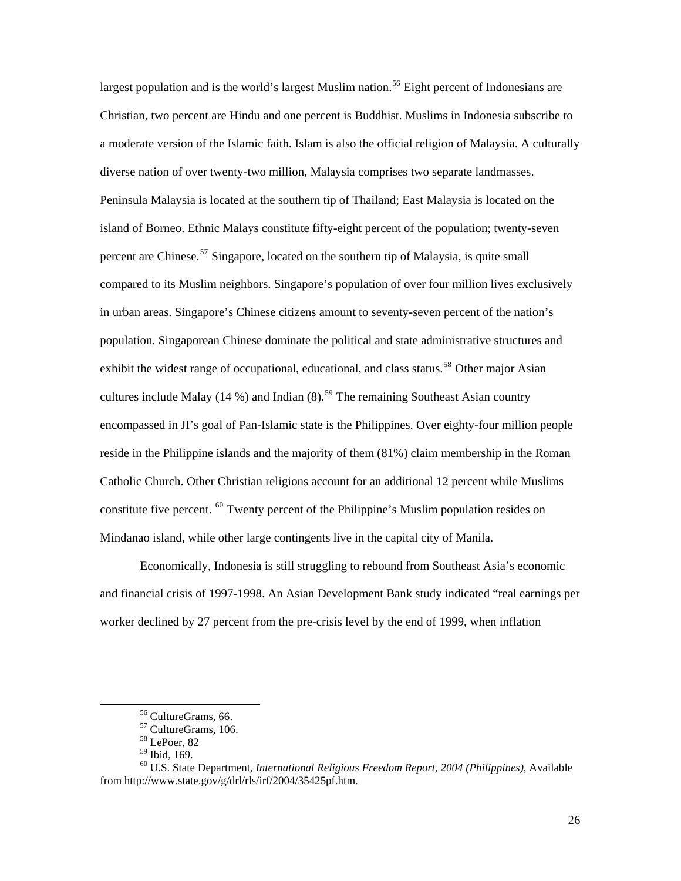largest population and is the world's largest Muslim nation.[56] Eight percent of Indonesians are Christian, two percent are Hindu and one percent is Buddhist. Muslims in Indonesia subscribe to a moderate version of the Islamic faith. Islam is also the official religion of Malaysia. A culturally diverse nation of over twenty-two million, Malaysia comprises two separate landmasses. Peninsula Malaysia is located at the southern tip of Thailand; East Malaysia is located on the island of Borneo. Ethnic Malays constitute fifty-eight percent of the population; twenty-seven percent are Chinese.[57] Singapore, located on the southern tip of Malaysia, is quite small compared to its Muslim neighbors. Singapore's population of over four million lives exclusively in urban areas. Singapore's Chinese citizens amount to seventy-seven percent of the nation's population. Singaporean Chinese dominate the political and state administrative structures and exhibit the widest range of occupational, educational, and class status.[58] Other major Asian cultures include Malay (14 %) and Indian (8).[59] The remaining Southeast Asian country encompassed in JI's goal of Pan-Islamic state is the Philippines. Over eighty-four million people reside in the Philippine islands and the majority of them (81%) claim membership in the Roman Catholic Church. Other Christian religions account for an additional 12 percent while Muslims constitute five percent. [60] Twenty percent of the Philippine's Muslim population resides on Mindanao island, while other large contingents live in the capital city of Manila.

Economically, Indonesia is still struggling to rebound from Southeast Asia's economic and financial crisis of 1997-1998. An Asian Development Bank study indicated "real earnings per worker declined by 27 percent from the pre-crisis level by the end of 1999, when inflation

---

[56] CultureGrams, 66.
[57] CultureGrams, 106.
[58] LePoer, 82
[59] Ibid, 169.
[60] U.S. State Department, *International Religious Freedom Report, 2004 (Philippines)*, Available from http://www.state.gov/g/drl/rls/irf/2004/35425pf.htm.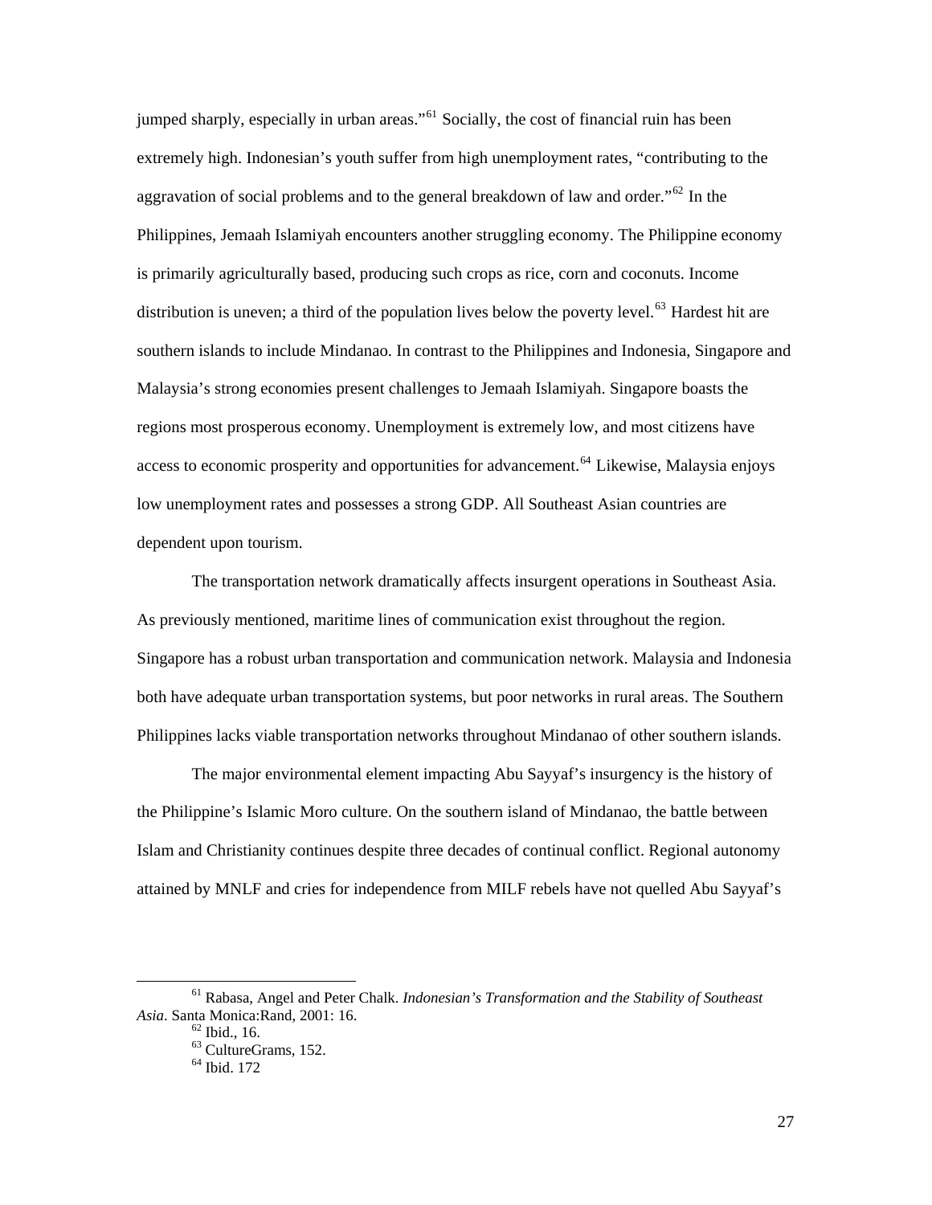jumped sharply, especially in urban areas."[61] Socially, the cost of financial ruin has been extremely high. Indonesian's youth suffer from high unemployment rates, "contributing to the aggravation of social problems and to the general breakdown of law and order."[62] In the Philippines, Jemaah Islamiyah encounters another struggling economy. The Philippine economy is primarily agriculturally based, producing such crops as rice, corn and coconuts. Income distribution is uneven; a third of the population lives below the poverty level.[63] Hardest hit are southern islands to include Mindanao. In contrast to the Philippines and Indonesia, Singapore and Malaysia's strong economies present challenges to Jemaah Islamiyah. Singapore boasts the regions most prosperous economy. Unemployment is extremely low, and most citizens have access to economic prosperity and opportunities for advancement.[64] Likewise, Malaysia enjoys low unemployment rates and possesses a strong GDP. All Southeast Asian countries are dependent upon tourism.

The transportation network dramatically affects insurgent operations in Southeast Asia. As previously mentioned, maritime lines of communication exist throughout the region. Singapore has a robust urban transportation and communication network. Malaysia and Indonesia both have adequate urban transportation systems, but poor networks in rural areas. The Southern Philippines lacks viable transportation networks throughout Mindanao of other southern islands.

The major environmental element impacting Abu Sayyaf's insurgency is the history of the Philippine's Islamic Moro culture. On the southern island of Mindanao, the battle between Islam and Christianity continues despite three decades of continual conflict. Regional autonomy attained by MNLF and cries for independence from MILF rebels have not quelled Abu Sayyaf's

---

[61] Rabasa, Angel and Peter Chalk. *Indonesian's Transformation and the Stability of Southeast Asia*. Santa Monica:Rand, 2001: 16.

[62] Ibid., 16.

[63] CultureGrams, 152.

[64] Ibid. 172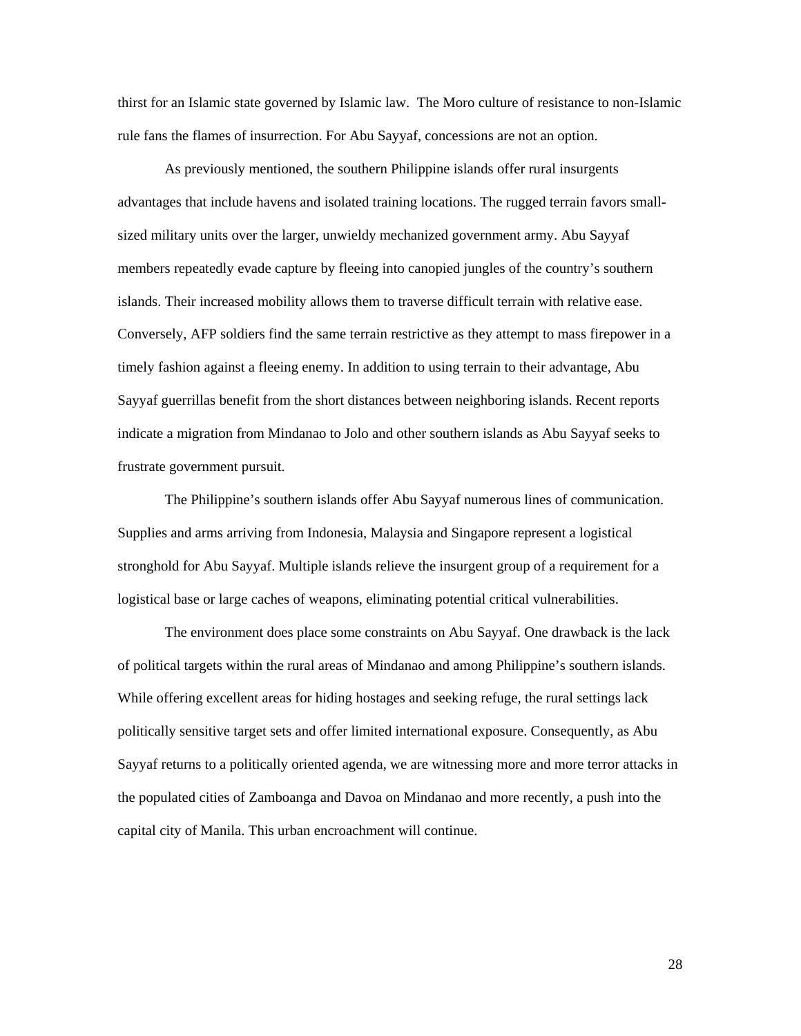thirst for an Islamic state governed by Islamic law. The Moro culture of resistance to non-Islamic rule fans the flames of insurrection. For Abu Sayyaf, concessions are not an option.

As previously mentioned, the southern Philippine islands offer rural insurgents advantages that include havens and isolated training locations. The rugged terrain favors small-sized military units over the larger, unwieldy mechanized government army. Abu Sayyaf members repeatedly evade capture by fleeing into canopied jungles of the country's southern islands. Their increased mobility allows them to traverse difficult terrain with relative ease. Conversely, AFP soldiers find the same terrain restrictive as they attempt to mass firepower in a timely fashion against a fleeing enemy. In addition to using terrain to their advantage, Abu Sayyaf guerrillas benefit from the short distances between neighboring islands. Recent reports indicate a migration from Mindanao to Jolo and other southern islands as Abu Sayyaf seeks to frustrate government pursuit.

The Philippine's southern islands offer Abu Sayyaf numerous lines of communication. Supplies and arms arriving from Indonesia, Malaysia and Singapore represent a logistical stronghold for Abu Sayyaf. Multiple islands relieve the insurgent group of a requirement for a logistical base or large caches of weapons, eliminating potential critical vulnerabilities.

The environment does place some constraints on Abu Sayyaf. One drawback is the lack of political targets within the rural areas of Mindanao and among Philippine's southern islands. While offering excellent areas for hiding hostages and seeking refuge, the rural settings lack politically sensitive target sets and offer limited international exposure. Consequently, as Abu Sayyaf returns to a politically oriented agenda, we are witnessing more and more terror attacks in the populated cities of Zamboanga and Davoa on Mindanao and more recently, a push into the capital city of Manila. This urban encroachment will continue.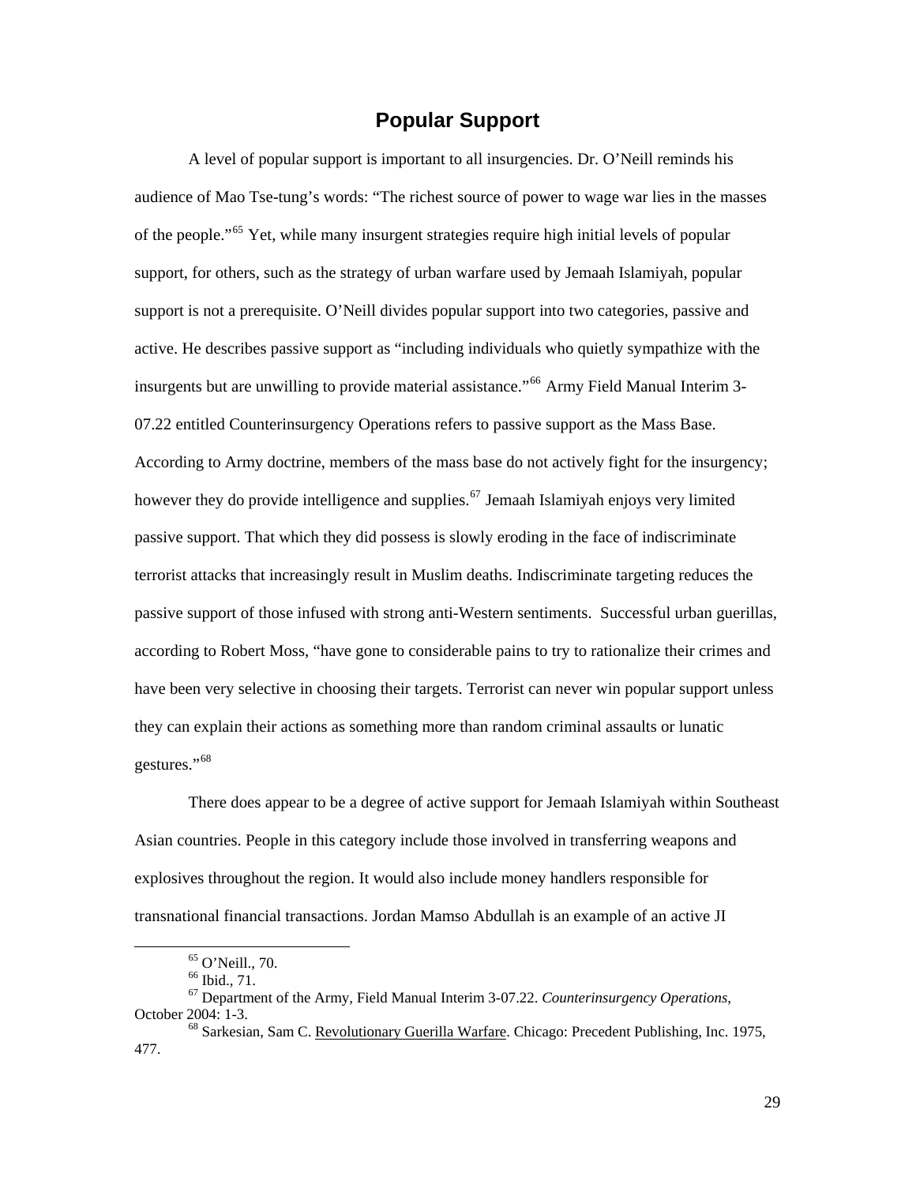## Popular Support

A level of popular support is important to all insurgencies. Dr. O'Neill reminds his audience of Mao Tse-tung's words: "The richest source of power to wage war lies in the masses of the people."[65] Yet, while many insurgent strategies require high initial levels of popular support, for others, such as the strategy of urban warfare used by Jemaah Islamiyah, popular support is not a prerequisite. O'Neill divides popular support into two categories, passive and active. He describes passive support as "including individuals who quietly sympathize with the insurgents but are unwilling to provide material assistance."[66] Army Field Manual Interim 3-07.22 entitled Counterinsurgency Operations refers to passive support as the Mass Base. According to Army doctrine, members of the mass base do not actively fight for the insurgency; however they do provide intelligence and supplies.[67] Jemaah Islamiyah enjoys very limited passive support. That which they did possess is slowly eroding in the face of indiscriminate terrorist attacks that increasingly result in Muslim deaths. Indiscriminate targeting reduces the passive support of those infused with strong anti-Western sentiments. Successful urban guerillas, according to Robert Moss, "have gone to considerable pains to try to rationalize their crimes and have been very selective in choosing their targets. Terrorist can never win popular support unless they can explain their actions as something more than random criminal assaults or lunatic gestures."[68]

There does appear to be a degree of active support for Jemaah Islamiyah within Southeast Asian countries. People in this category include those involved in transferring weapons and explosives throughout the region. It would also include money handlers responsible for transnational financial transactions. Jordan Mamso Abdullah is an example of an active JI

---

[65] O'Neill., 70.

[66] Ibid., 71.

[67] Department of the Army, Field Manual Interim 3-07.22. *Counterinsurgency Operations*, October 2004: 1-3.

[68] Sarkesian, Sam C. Revolutionary Guerilla Warfare. Chicago: Precedent Publishing, Inc. 1975, 477.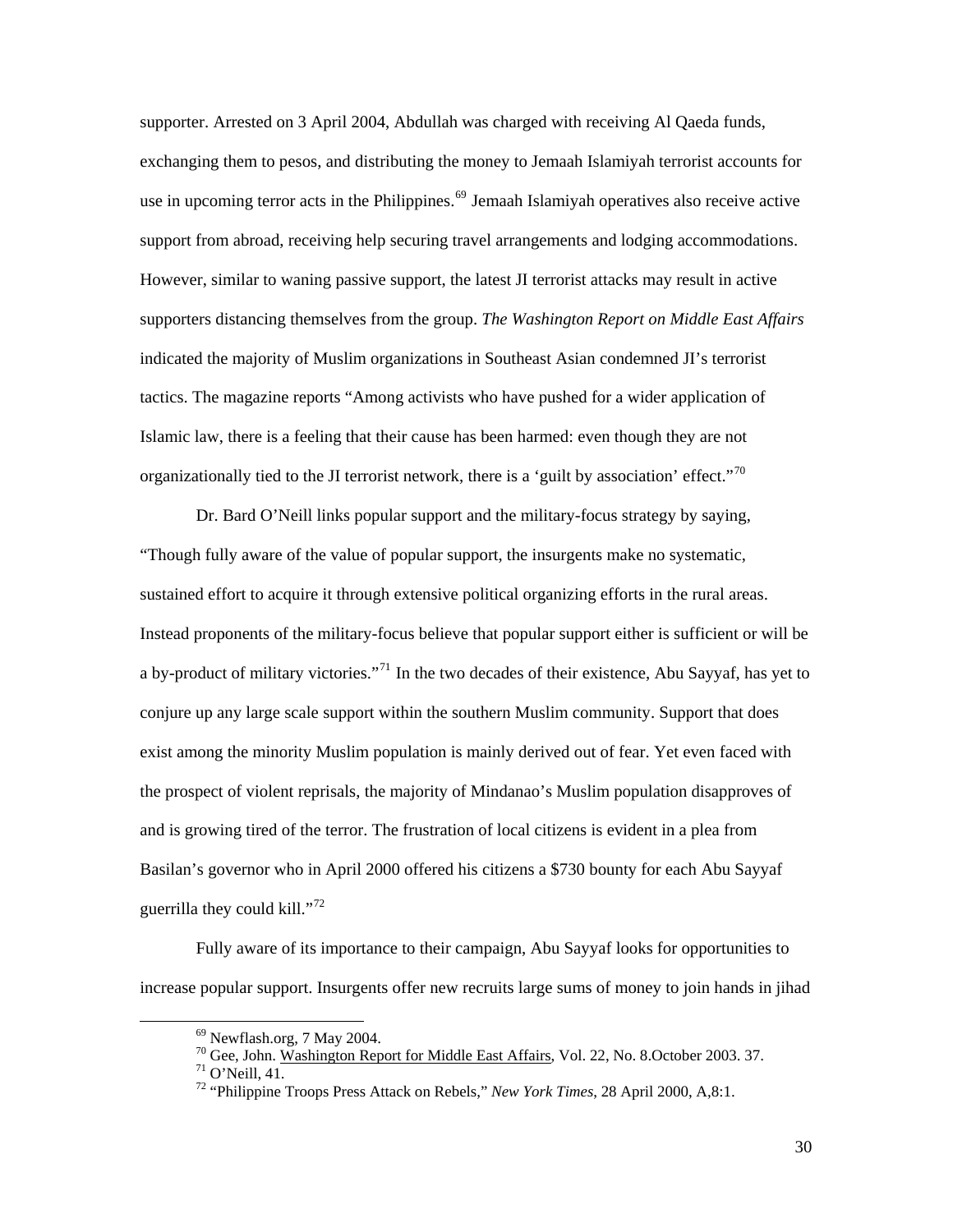supporter. Arrested on 3 April 2004, Abdullah was charged with receiving Al Qaeda funds, exchanging them to pesos, and distributing the money to Jemaah Islamiyah terrorist accounts for use in upcoming terror acts in the Philippines.[69] Jemaah Islamiyah operatives also receive active support from abroad, receiving help securing travel arrangements and lodging accommodations. However, similar to waning passive support, the latest JI terrorist attacks may result in active supporters distancing themselves from the group. *The Washington Report on Middle East Affairs* indicated the majority of Muslim organizations in Southeast Asian condemned JI's terrorist tactics. The magazine reports "Among activists who have pushed for a wider application of Islamic law, there is a feeling that their cause has been harmed: even though they are not organizationally tied to the JI terrorist network, there is a 'guilt by association' effect."[70]

Dr. Bard O'Neill links popular support and the military-focus strategy by saying, "Though fully aware of the value of popular support, the insurgents make no systematic, sustained effort to acquire it through extensive political organizing efforts in the rural areas. Instead proponents of the military-focus believe that popular support either is sufficient or will be a by-product of military victories."[71] In the two decades of their existence, Abu Sayyaf, has yet to conjure up any large scale support within the southern Muslim community. Support that does exist among the minority Muslim population is mainly derived out of fear. Yet even faced with the prospect of violent reprisals, the majority of Mindanao's Muslim population disapproves of and is growing tired of the terror. The frustration of local citizens is evident in a plea from Basilan's governor who in April 2000 offered his citizens a $730 bounty for each Abu Sayyaf guerrilla they could kill."[72]

Fully aware of its importance to their campaign, Abu Sayyaf looks for opportunities to increase popular support. Insurgents offer new recruits large sums of money to join hands in jihad

---

[69] Newflash.org, 7 May 2004.

[70] Gee, John. Washington Report for Middle East Affairs, Vol. 22, No. 8.October 2003. 37.

[71] O'Neill, 41.

[72] "Philippine Troops Press Attack on Rebels," *New York Times*, 28 April 2000, A,8:1.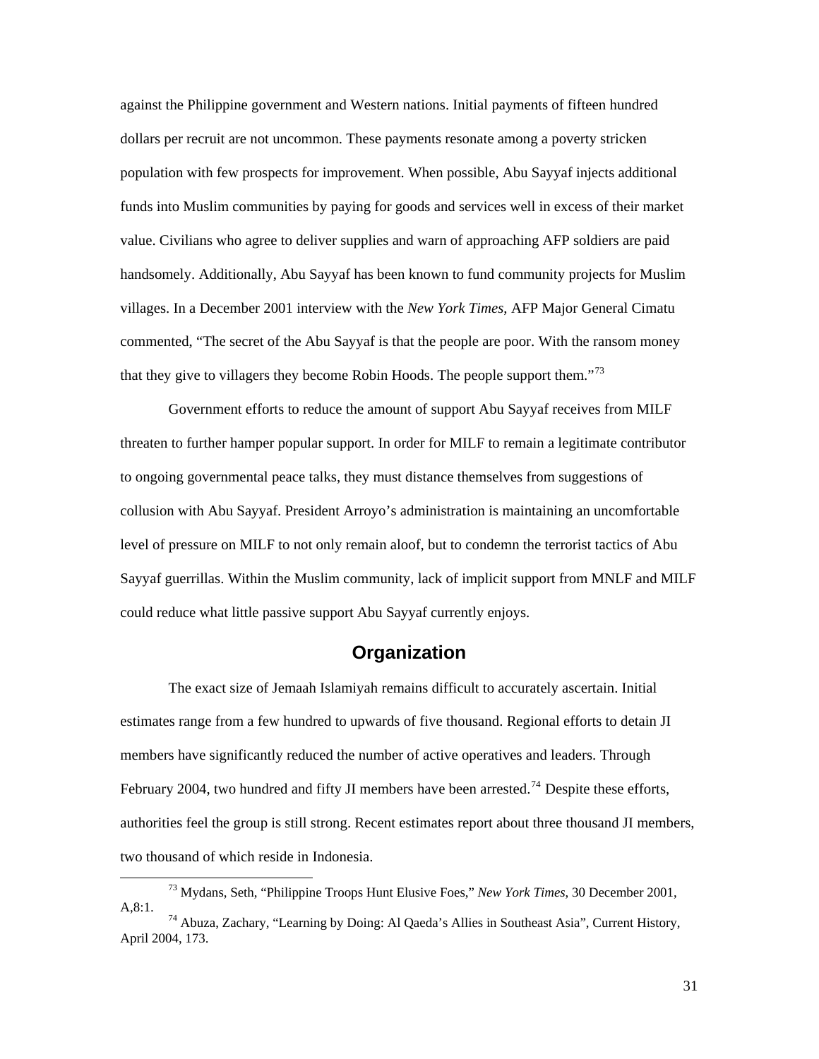against the Philippine government and Western nations. Initial payments of fifteen hundred dollars per recruit are not uncommon. These payments resonate among a poverty stricken population with few prospects for improvement. When possible, Abu Sayyaf injects additional funds into Muslim communities by paying for goods and services well in excess of their market value. Civilians who agree to deliver supplies and warn of approaching AFP soldiers are paid handsomely. Additionally, Abu Sayyaf has been known to fund community projects for Muslim villages. In a December 2001 interview with the *New York Times*, AFP Major General Cimatu commented, "The secret of the Abu Sayyaf is that the people are poor. With the ransom money that they give to villagers they become Robin Hoods. The people support them."[73]

Government efforts to reduce the amount of support Abu Sayyaf receives from MILF threaten to further hamper popular support. In order for MILF to remain a legitimate contributor to ongoing governmental peace talks, they must distance themselves from suggestions of collusion with Abu Sayyaf. President Arroyo's administration is maintaining an uncomfortable level of pressure on MILF to not only remain aloof, but to condemn the terrorist tactics of Abu Sayyaf guerrillas. Within the Muslim community, lack of implicit support from MNLF and MILF could reduce what little passive support Abu Sayyaf currently enjoys.

## Organization

The exact size of Jemaah Islamiyah remains difficult to accurately ascertain. Initial estimates range from a few hundred to upwards of five thousand. Regional efforts to detain JI members have significantly reduced the number of active operatives and leaders. Through February 2004, two hundred and fifty JI members have been arrested.[74] Despite these efforts, authorities feel the group is still strong. Recent estimates report about three thousand JI members, two thousand of which reside in Indonesia.

---

[73] Mydans, Seth, "Philippine Troops Hunt Elusive Foes," *New York Times*, 30 December 2001, A,8:1.

[74] Abuza, Zachary, "Learning by Doing: Al Qaeda's Allies in Southeast Asia", Current History, April 2004, 173.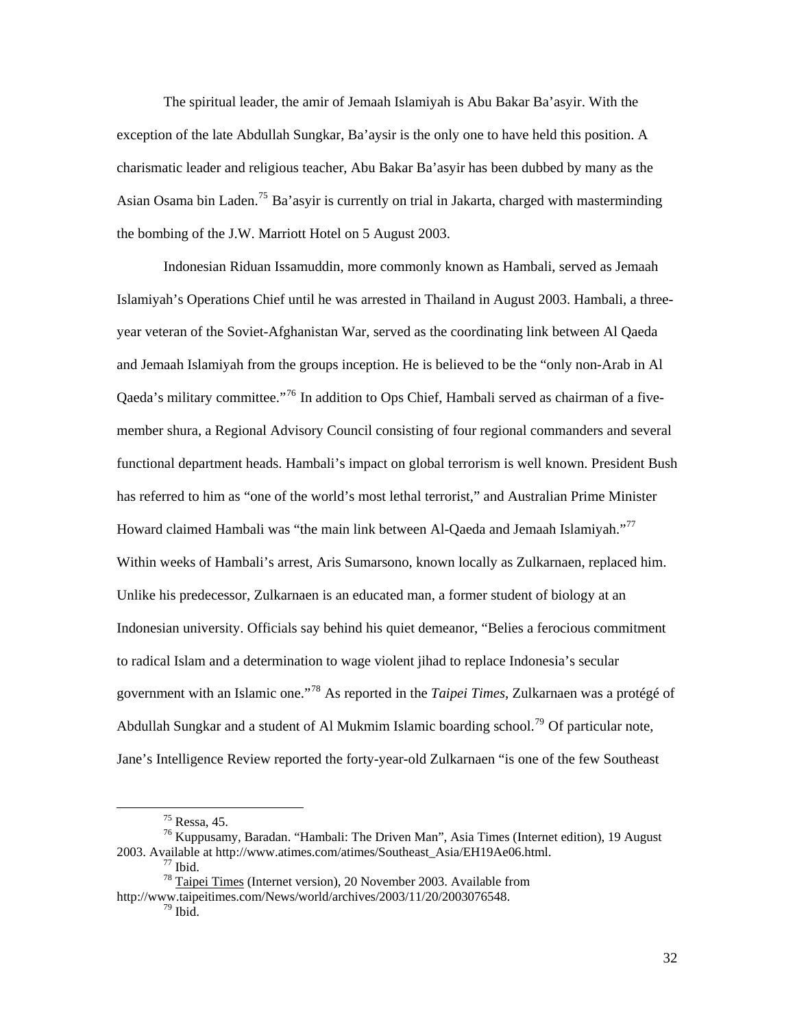The spiritual leader, the amir of Jemaah Islamiyah is Abu Bakar Ba'asyir. With the exception of the late Abdullah Sungkar, Ba'aysir is the only one to have held this position. A charismatic leader and religious teacher, Abu Bakar Ba'asyir has been dubbed by many as the Asian Osama bin Laden.[75] Ba'asyir is currently on trial in Jakarta, charged with masterminding the bombing of the J.W. Marriott Hotel on 5 August 2003.

Indonesian Riduan Issamuddin, more commonly known as Hambali, served as Jemaah Islamiyah's Operations Chief until he was arrested in Thailand in August 2003. Hambali, a three-year veteran of the Soviet-Afghanistan War, served as the coordinating link between Al Qaeda and Jemaah Islamiyah from the groups inception. He is believed to be the "only non-Arab in Al Qaeda's military committee."[76] In addition to Ops Chief, Hambali served as chairman of a five-member shura, a Regional Advisory Council consisting of four regional commanders and several functional department heads. Hambali's impact on global terrorism is well known. President Bush has referred to him as "one of the world's most lethal terrorist," and Australian Prime Minister Howard claimed Hambali was "the main link between Al-Qaeda and Jemaah Islamiyah."[77] Within weeks of Hambali's arrest, Aris Sumarsono, known locally as Zulkarnaen, replaced him. Unlike his predecessor, Zulkarnaen is an educated man, a former student of biology at an Indonesian university. Officials say behind his quiet demeanor, "Belies a ferocious commitment to radical Islam and a determination to wage violent jihad to replace Indonesia's secular government with an Islamic one."[78] As reported in the *Taipei Times*, Zulkarnaen was a protégé of Abdullah Sungkar and a student of Al Mukmim Islamic boarding school.[79] Of particular note, Jane's Intelligence Review reported the forty-year-old Zulkarnaen "is one of the few Southeast

---

[75] Ressa, 45.

[76] Kuppusamy, Baradan. "Hambali: The Driven Man", Asia Times (Internet edition), 19 August 2003. Available at http://www.atimes.com/atimes/Southeast_Asia/EH19Ae06.html.

[77] Ibid.

[78] Taipei Times (Internet version), 20 November 2003. Available from http://www.taipeitimes.com/News/world/archives/2003/11/20/2003076548.

[79] Ibid.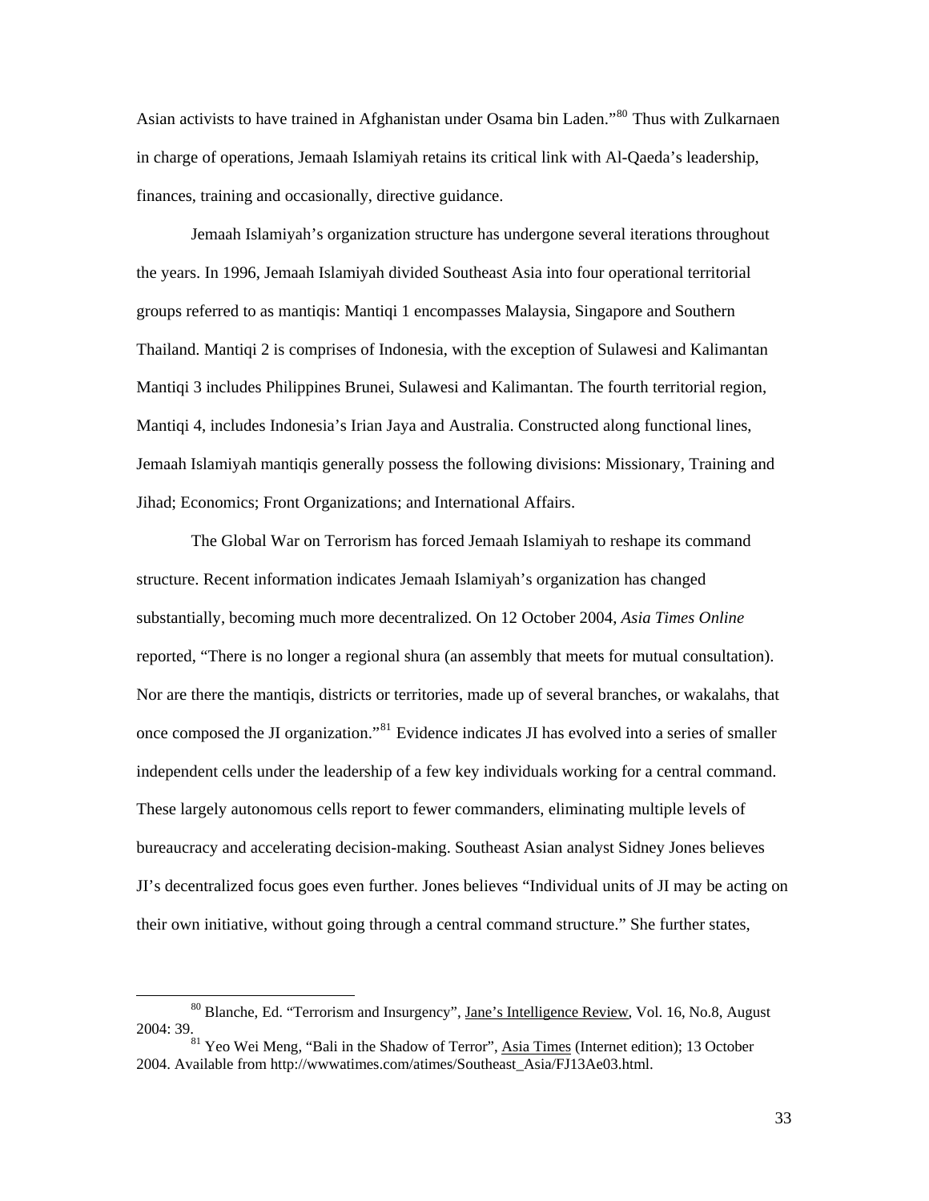Asian activists to have trained in Afghanistan under Osama bin Laden."[80] Thus with Zulkarnaen in charge of operations, Jemaah Islamiyah retains its critical link with Al-Qaeda's leadership, finances, training and occasionally, directive guidance.

Jemaah Islamiyah's organization structure has undergone several iterations throughout the years. In 1996, Jemaah Islamiyah divided Southeast Asia into four operational territorial groups referred to as mantiqis: Mantiqi 1 encompasses Malaysia, Singapore and Southern Thailand. Mantiqi 2 is comprises of Indonesia, with the exception of Sulawesi and Kalimantan Mantiqi 3 includes Philippines Brunei, Sulawesi and Kalimantan. The fourth territorial region, Mantiqi 4, includes Indonesia's Irian Jaya and Australia. Constructed along functional lines, Jemaah Islamiyah mantiqis generally possess the following divisions: Missionary, Training and Jihad; Economics; Front Organizations; and International Affairs.

The Global War on Terrorism has forced Jemaah Islamiyah to reshape its command structure. Recent information indicates Jemaah Islamiyah's organization has changed substantially, becoming much more decentralized. On 12 October 2004, *Asia Times Online* reported, "There is no longer a regional shura (an assembly that meets for mutual consultation). Nor are there the mantiqis, districts or territories, made up of several branches, or wakalahs, that once composed the JI organization."[81] Evidence indicates JI has evolved into a series of smaller independent cells under the leadership of a few key individuals working for a central command. These largely autonomous cells report to fewer commanders, eliminating multiple levels of bureaucracy and accelerating decision-making. Southeast Asian analyst Sidney Jones believes JI's decentralized focus goes even further. Jones believes "Individual units of JI may be acting on their own initiative, without going through a central command structure." She further states,

---

[80] Blanche, Ed. "Terrorism and Insurgency", Jane's Intelligence Review, Vol. 16, No.8, August 2004: 39.

[81] Yeo Wei Meng, "Bali in the Shadow of Terror", Asia Times (Internet edition); 13 October 2004. Available from http://wwwatimes.com/atimes/Southeast_Asia/FJ13Ae03.html.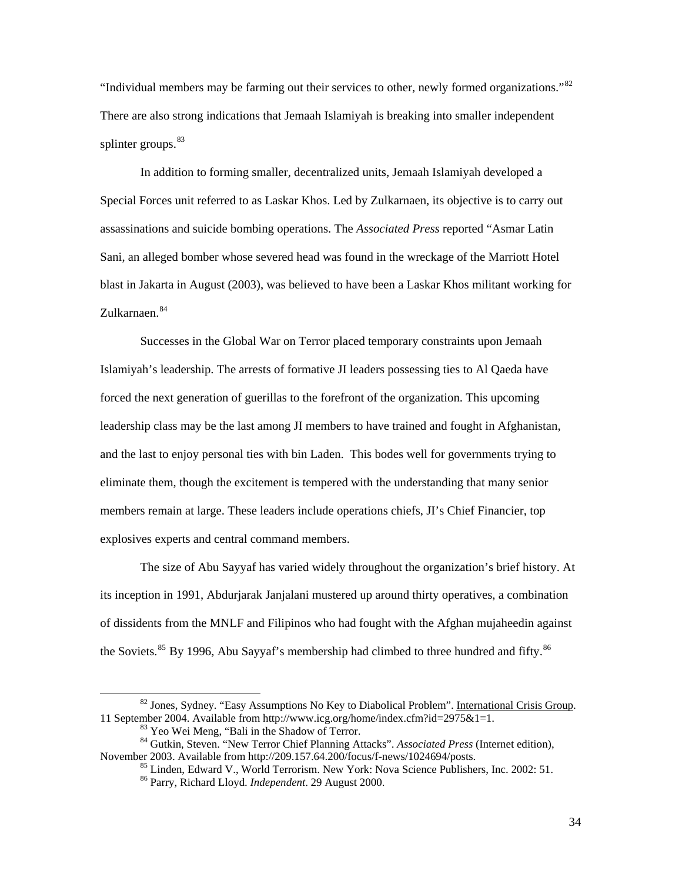"Individual members may be farming out their services to other, newly formed organizations."[82] There are also strong indications that Jemaah Islamiyah is breaking into smaller independent splinter groups.[83]

In addition to forming smaller, decentralized units, Jemaah Islamiyah developed a Special Forces unit referred to as Laskar Khos. Led by Zulkarnaen, its objective is to carry out assassinations and suicide bombing operations. The *Associated Press* reported "Asmar Latin Sani, an alleged bomber whose severed head was found in the wreckage of the Marriott Hotel blast in Jakarta in August (2003), was believed to have been a Laskar Khos militant working for Zulkarnaen.[84]

Successes in the Global War on Terror placed temporary constraints upon Jemaah Islamiyah's leadership. The arrests of formative JI leaders possessing ties to Al Qaeda have forced the next generation of guerillas to the forefront of the organization. This upcoming leadership class may be the last among JI members to have trained and fought in Afghanistan, and the last to enjoy personal ties with bin Laden. This bodes well for governments trying to eliminate them, though the excitement is tempered with the understanding that many senior members remain at large. These leaders include operations chiefs, JI's Chief Financier, top explosives experts and central command members.

The size of Abu Sayyaf has varied widely throughout the organization's brief history. At its inception in 1991, Abdurjarak Janjalani mustered up around thirty operatives, a combination of dissidents from the MNLF and Filipinos who had fought with the Afghan mujaheedin against the Soviets.[85] By 1996, Abu Sayyaf's membership had climbed to three hundred and fifty.[86]

---

[82] Jones, Sydney. "Easy Assumptions No Key to Diabolical Problem". International Crisis Group. 11 September 2004. Available from http://www.icg.org/home/index.cfm?id=2975&1=1.

[83] Yeo Wei Meng, "Bali in the Shadow of Terror.

[84] Gutkin, Steven. "New Terror Chief Planning Attacks". *Associated Press* (Internet edition), November 2003. Available from http://209.157.64.200/focus/f-news/1024694/posts.

[85] Linden, Edward V., World Terrorism. New York: Nova Science Publishers, Inc. 2002: 51.

[86] Parry, Richard Lloyd. *Independent*. 29 August 2000.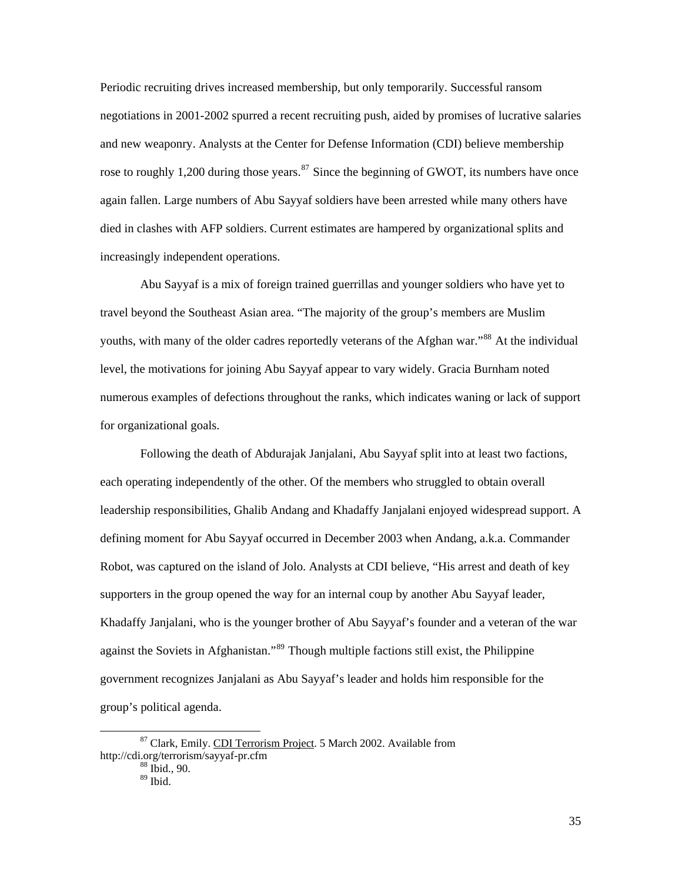Periodic recruiting drives increased membership, but only temporarily. Successful ransom negotiations in 2001-2002 spurred a recent recruiting push, aided by promises of lucrative salaries and new weaponry. Analysts at the Center for Defense Information (CDI) believe membership rose to roughly 1,200 during those years.[87] Since the beginning of GWOT, its numbers have once again fallen. Large numbers of Abu Sayyaf soldiers have been arrested while many others have died in clashes with AFP soldiers. Current estimates are hampered by organizational splits and increasingly independent operations.

Abu Sayyaf is a mix of foreign trained guerrillas and younger soldiers who have yet to travel beyond the Southeast Asian area. "The majority of the group's members are Muslim youths, with many of the older cadres reportedly veterans of the Afghan war."[88] At the individual level, the motivations for joining Abu Sayyaf appear to vary widely. Gracia Burnham noted numerous examples of defections throughout the ranks, which indicates waning or lack of support for organizational goals.

Following the death of Abdurajak Janjalani, Abu Sayyaf split into at least two factions, each operating independently of the other. Of the members who struggled to obtain overall leadership responsibilities, Ghalib Andang and Khadaffy Janjalani enjoyed widespread support. A defining moment for Abu Sayyaf occurred in December 2003 when Andang, a.k.a. Commander Robot, was captured on the island of Jolo. Analysts at CDI believe, "His arrest and death of key supporters in the group opened the way for an internal coup by another Abu Sayyaf leader, Khadaffy Janjalani, who is the younger brother of Abu Sayyaf's founder and a veteran of the war against the Soviets in Afghanistan."[89] Though multiple factions still exist, the Philippine government recognizes Janjalani as Abu Sayyaf's leader and holds him responsible for the group's political agenda.

---

[87] Clark, Emily. CDI Terrorism Project. 5 March 2002. Available from http://cdi.org/terrorism/sayyaf-pr.cfm

[88] Ibid., 90.

[89] Ibid.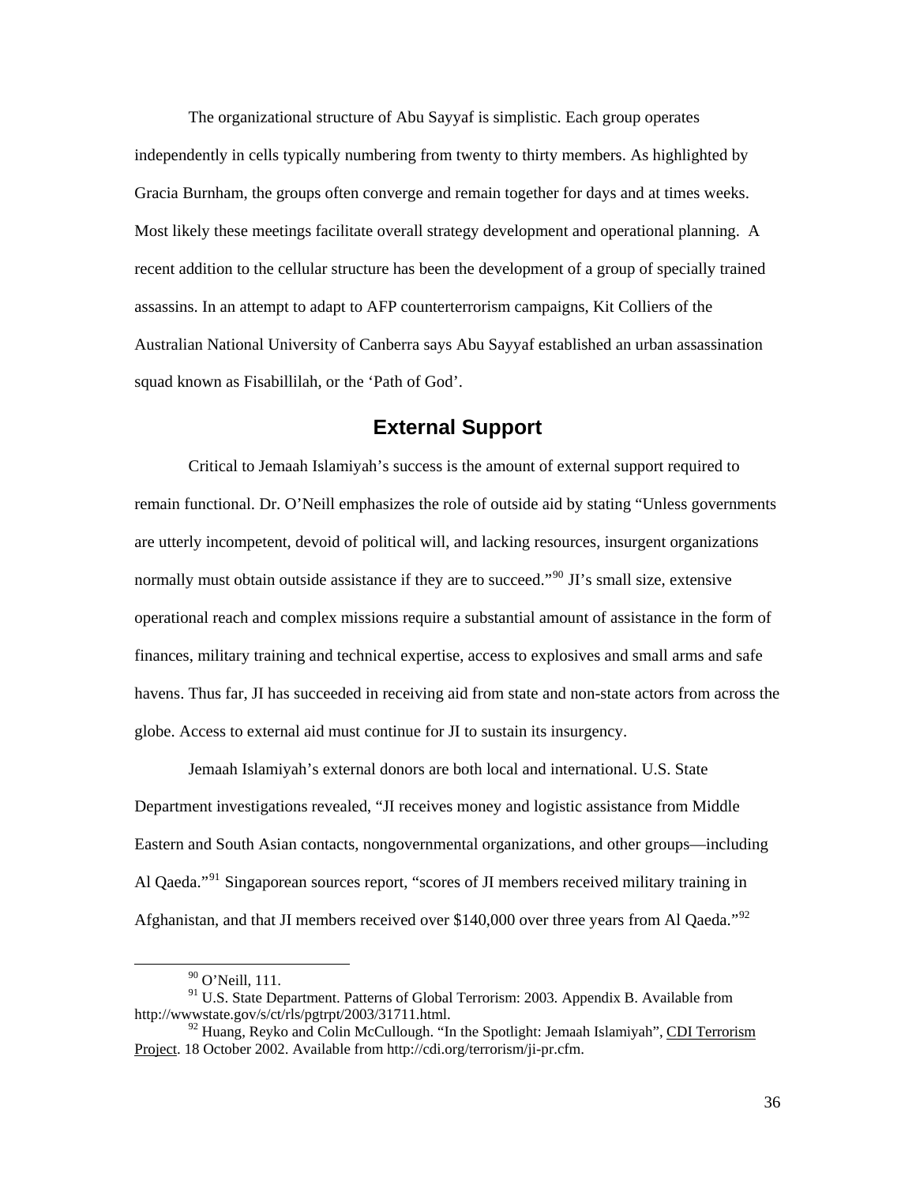The organizational structure of Abu Sayyaf is simplistic. Each group operates independently in cells typically numbering from twenty to thirty members. As highlighted by Gracia Burnham, the groups often converge and remain together for days and at times weeks. Most likely these meetings facilitate overall strategy development and operational planning. A recent addition to the cellular structure has been the development of a group of specially trained assassins. In an attempt to adapt to AFP counterterrorism campaigns, Kit Colliers of the Australian National University of Canberra says Abu Sayyaf established an urban assassination squad known as Fisabillilah, or the 'Path of God'.

## External Support

Critical to Jemaah Islamiyah's success is the amount of external support required to remain functional. Dr. O'Neill emphasizes the role of outside aid by stating "Unless governments are utterly incompetent, devoid of political will, and lacking resources, insurgent organizations normally must obtain outside assistance if they are to succeed."[90] JI's small size, extensive operational reach and complex missions require a substantial amount of assistance in the form of finances, military training and technical expertise, access to explosives and small arms and safe havens. Thus far, JI has succeeded in receiving aid from state and non-state actors from across the globe. Access to external aid must continue for JI to sustain its insurgency.

Jemaah Islamiyah's external donors are both local and international. U.S. State Department investigations revealed, "JI receives money and logistic assistance from Middle Eastern and South Asian contacts, nongovernmental organizations, and other groups—including Al Qaeda."[91] Singaporean sources report, "scores of JI members received military training in Afghanistan, and that JI members received over $140,000 over three years from Al Qaeda."[92]

---

[90] O'Neill, 111.

[91] U.S. State Department. Patterns of Global Terrorism: 2003. Appendix B. Available from http://wwwstate.gov/s/ct/rls/pgtrpt/2003/31711.html.

[92] Huang, Reyko and Colin McCullough. "In the Spotlight: Jemaah Islamiyah", CDI Terrorism Project. 18 October 2002. Available from http://cdi.org/terrorism/ji-pr.cfm.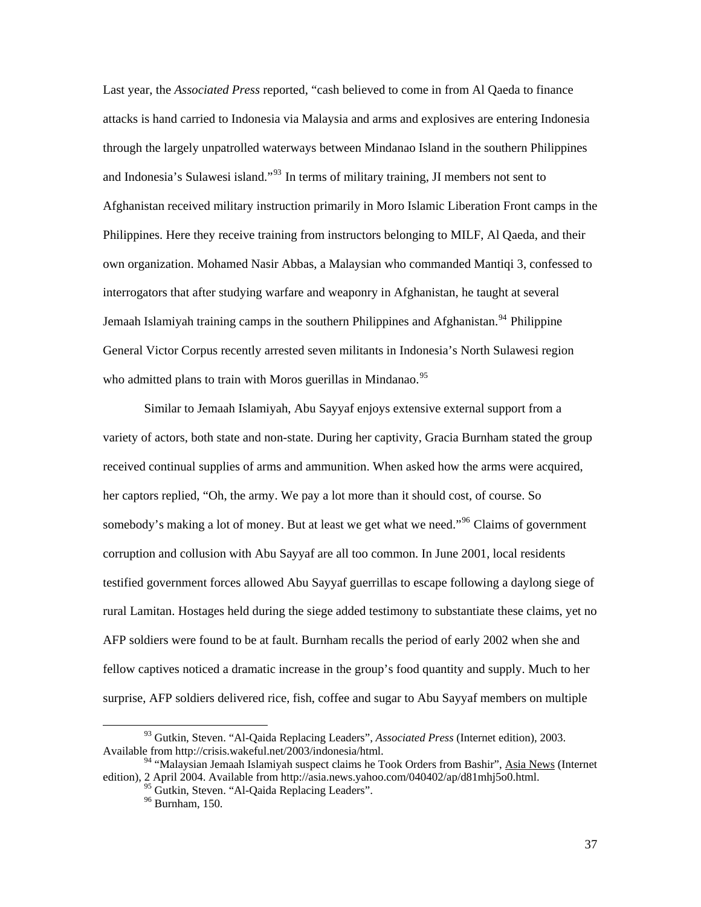Last year, the *Associated Press* reported, "cash believed to come in from Al Qaeda to finance attacks is hand carried to Indonesia via Malaysia and arms and explosives are entering Indonesia through the largely unpatrolled waterways between Mindanao Island in the southern Philippines and Indonesia's Sulawesi island."[93] In terms of military training, JI members not sent to Afghanistan received military instruction primarily in Moro Islamic Liberation Front camps in the Philippines. Here they receive training from instructors belonging to MILF, Al Qaeda, and their own organization. Mohamed Nasir Abbas, a Malaysian who commanded Mantiqi 3, confessed to interrogators that after studying warfare and weaponry in Afghanistan, he taught at several Jemaah Islamiyah training camps in the southern Philippines and Afghanistan.[94] Philippine General Victor Corpus recently arrested seven militants in Indonesia's North Sulawesi region who admitted plans to train with Moros guerillas in Mindanao.[95]

Similar to Jemaah Islamiyah, Abu Sayyaf enjoys extensive external support from a variety of actors, both state and non-state. During her captivity, Gracia Burnham stated the group received continual supplies of arms and ammunition. When asked how the arms were acquired, her captors replied, "Oh, the army. We pay a lot more than it should cost, of course. So somebody's making a lot of money. But at least we get what we need."[96] Claims of government corruption and collusion with Abu Sayyaf are all too common. In June 2001, local residents testified government forces allowed Abu Sayyaf guerrillas to escape following a daylong siege of rural Lamitan. Hostages held during the siege added testimony to substantiate these claims, yet no AFP soldiers were found to be at fault. Burnham recalls the period of early 2002 when she and fellow captives noticed a dramatic increase in the group's food quantity and supply. Much to her surprise, AFP soldiers delivered rice, fish, coffee and sugar to Abu Sayyaf members on multiple

---

[93] Gutkin, Steven. "Al-Qaida Replacing Leaders", *Associated Press* (Internet edition), 2003. Available from http://crisis.wakeful.net/2003/indonesia/html.

[94] "Malaysian Jemaah Islamiyah suspect claims he Took Orders from Bashir", Asia News (Internet edition), 2 April 2004. Available from http://asia.news.yahoo.com/040402/ap/d81mhj5o0.html.

[95] Gutkin, Steven. "Al-Qaida Replacing Leaders".

[96] Burnham, 150.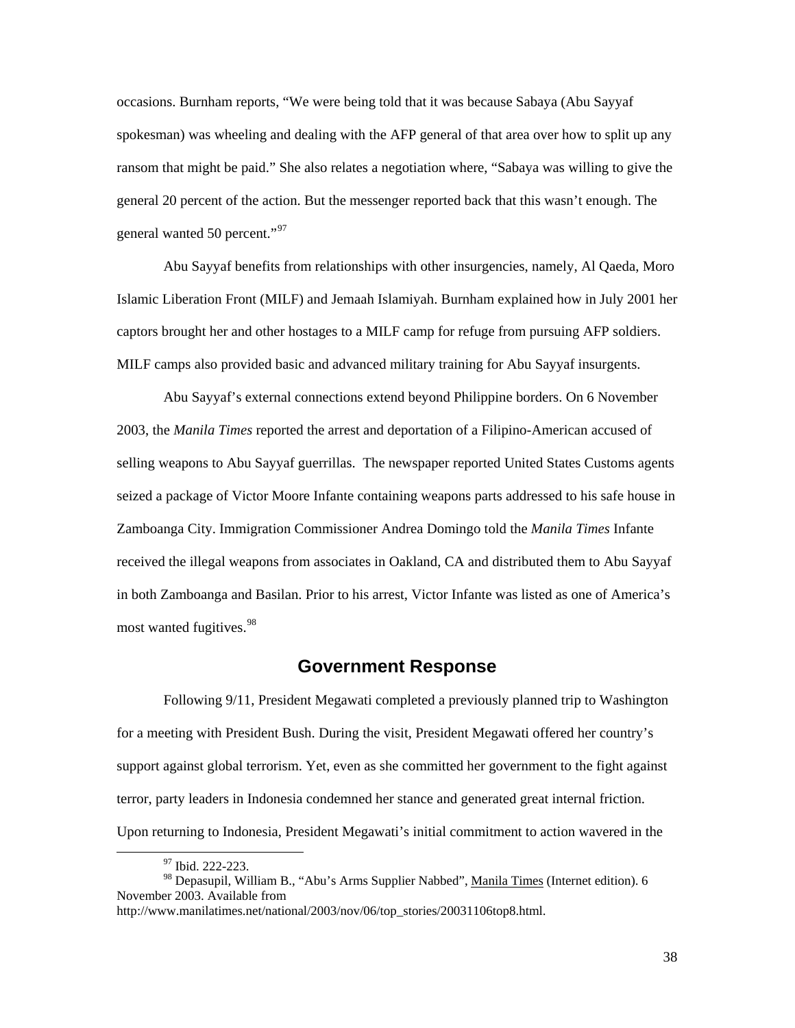occasions. Burnham reports, "We were being told that it was because Sabaya (Abu Sayyaf spokesman) was wheeling and dealing with the AFP general of that area over how to split up any ransom that might be paid." She also relates a negotiation where, "Sabaya was willing to give the general 20 percent of the action. But the messenger reported back that this wasn't enough. The general wanted 50 percent."[97]

Abu Sayyaf benefits from relationships with other insurgencies, namely, Al Qaeda, Moro Islamic Liberation Front (MILF) and Jemaah Islamiyah. Burnham explained how in July 2001 her captors brought her and other hostages to a MILF camp for refuge from pursuing AFP soldiers. MILF camps also provided basic and advanced military training for Abu Sayyaf insurgents.

Abu Sayyaf's external connections extend beyond Philippine borders. On 6 November 2003, the *Manila Times* reported the arrest and deportation of a Filipino-American accused of selling weapons to Abu Sayyaf guerrillas. The newspaper reported United States Customs agents seized a package of Victor Moore Infante containing weapons parts addressed to his safe house in Zamboanga City. Immigration Commissioner Andrea Domingo told the *Manila Times* Infante received the illegal weapons from associates in Oakland, CA and distributed them to Abu Sayyaf in both Zamboanga and Basilan. Prior to his arrest, Victor Infante was listed as one of America's most wanted fugitives.[98]

## Government Response

Following 9/11, President Megawati completed a previously planned trip to Washington for a meeting with President Bush. During the visit, President Megawati offered her country's support against global terrorism. Yet, even as she committed her government to the fight against terror, party leaders in Indonesia condemned her stance and generated great internal friction. Upon returning to Indonesia, President Megawati's initial commitment to action wavered in the

---

[97] Ibid. 222-223.

[98] Depasupil, William B., "Abu's Arms Supplier Nabbed", Manila Times (Internet edition). 6 November 2003. Available from http://www.manilatimes.net/national/2003/nov/06/top_stories/20031106top8.html.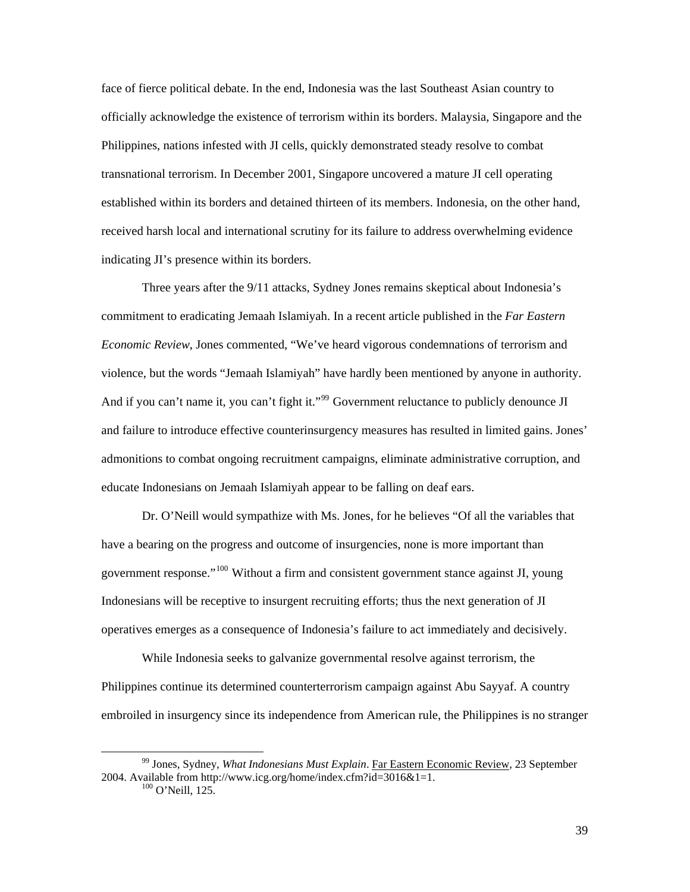face of fierce political debate. In the end, Indonesia was the last Southeast Asian country to officially acknowledge the existence of terrorism within its borders. Malaysia, Singapore and the Philippines, nations infested with JI cells, quickly demonstrated steady resolve to combat transnational terrorism. In December 2001, Singapore uncovered a mature JI cell operating established within its borders and detained thirteen of its members. Indonesia, on the other hand, received harsh local and international scrutiny for its failure to address overwhelming evidence indicating JI's presence within its borders.

Three years after the 9/11 attacks, Sydney Jones remains skeptical about Indonesia's commitment to eradicating Jemaah Islamiyah. In a recent article published in the *Far Eastern Economic Review*, Jones commented, "We've heard vigorous condemnations of terrorism and violence, but the words "Jemaah Islamiyah" have hardly been mentioned by anyone in authority. And if you can't name it, you can't fight it."[99] Government reluctance to publicly denounce JI and failure to introduce effective counterinsurgency measures has resulted in limited gains. Jones' admonitions to combat ongoing recruitment campaigns, eliminate administrative corruption, and educate Indonesians on Jemaah Islamiyah appear to be falling on deaf ears.

Dr. O'Neill would sympathize with Ms. Jones, for he believes "Of all the variables that have a bearing on the progress and outcome of insurgencies, none is more important than government response."[100] Without a firm and consistent government stance against JI, young Indonesians will be receptive to insurgent recruiting efforts; thus the next generation of JI operatives emerges as a consequence of Indonesia's failure to act immediately and decisively.

While Indonesia seeks to galvanize governmental resolve against terrorism, the Philippines continue its determined counterterrorism campaign against Abu Sayyaf. A country embroiled in insurgency since its independence from American rule, the Philippines is no stranger

---

[99] Jones, Sydney, *What Indonesians Must Explain*. Far Eastern Economic Review, 23 September 2004. Available from http://www.icg.org/home/index.cfm?id=3016&1=1.

[100] O'Neill, 125.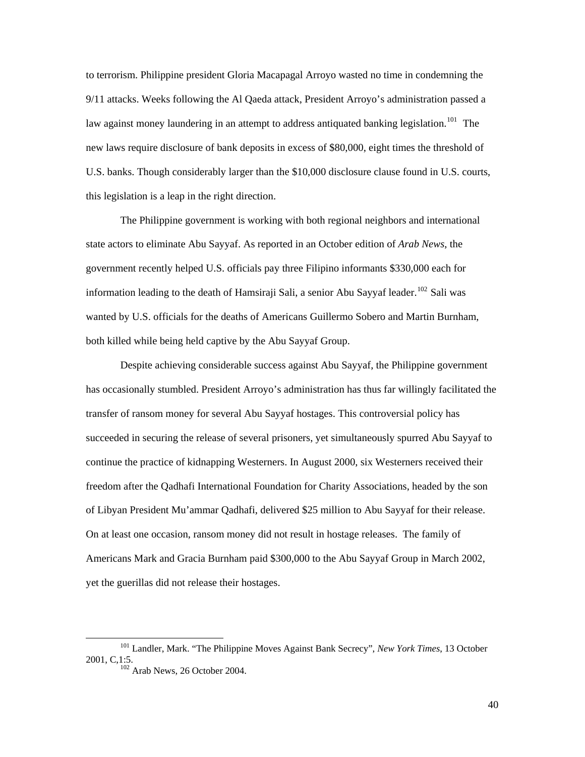to terrorism. Philippine president Gloria Macapagal Arroyo wasted no time in condemning the 9/11 attacks. Weeks following the Al Qaeda attack, President Arroyo's administration passed a law against money laundering in an attempt to address antiquated banking legislation.[101] The new laws require disclosure of bank deposits in excess of $80,000, eight times the threshold of U.S. banks. Though considerably larger than the $10,000 disclosure clause found in U.S. courts, this legislation is a leap in the right direction.

The Philippine government is working with both regional neighbors and international state actors to eliminate Abu Sayyaf. As reported in an October edition of *Arab News*, the government recently helped U.S. officials pay three Filipino informants $330,000 each for information leading to the death of Hamsiraji Sali, a senior Abu Sayyaf leader.[102] Sali was wanted by U.S. officials for the deaths of Americans Guillermo Sobero and Martin Burnham, both killed while being held captive by the Abu Sayyaf Group.

Despite achieving considerable success against Abu Sayyaf, the Philippine government has occasionally stumbled. President Arroyo's administration has thus far willingly facilitated the transfer of ransom money for several Abu Sayyaf hostages. This controversial policy has succeeded in securing the release of several prisoners, yet simultaneously spurred Abu Sayyaf to continue the practice of kidnapping Westerners. In August 2000, six Westerners received their freedom after the Qadhafi International Foundation for Charity Associations, headed by the son of Libyan President Mu'ammar Qadhafi, delivered $25 million to Abu Sayyaf for their release. On at least one occasion, ransom money did not result in hostage releases. The family of Americans Mark and Gracia Burnham paid $300,000 to the Abu Sayyaf Group in March 2002, yet the guerillas did not release their hostages.

---

[101] Landler, Mark. "The Philippine Moves Against Bank Secrecy", *New York Times*, 13 October 2001, C,1:5.

[102] Arab News, 26 October 2004.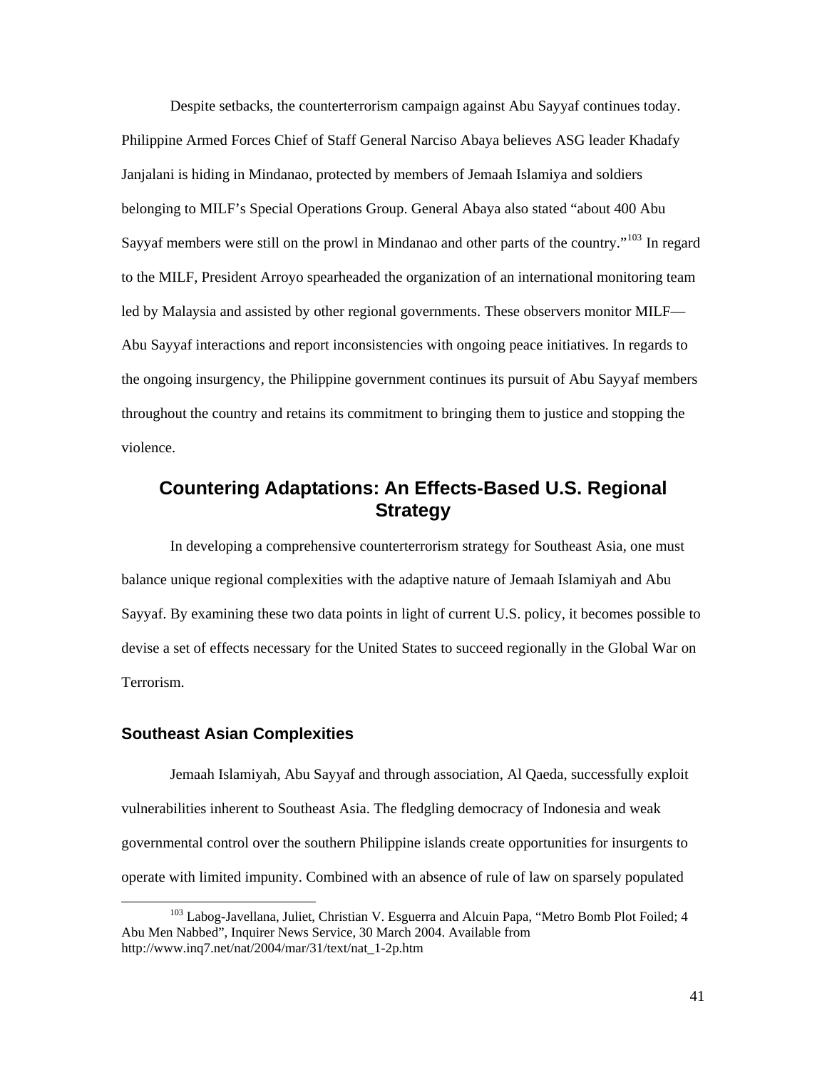Despite setbacks, the counterterrorism campaign against Abu Sayyaf continues today. Philippine Armed Forces Chief of Staff General Narciso Abaya believes ASG leader Khadafy Janjalani is hiding in Mindanao, protected by members of Jemaah Islamiya and soldiers belonging to MILF's Special Operations Group. General Abaya also stated "about 400 Abu Sayyaf members were still on the prowl in Mindanao and other parts of the country."[103] In regard to the MILF, President Arroyo spearheaded the organization of an international monitoring team led by Malaysia and assisted by other regional governments. These observers monitor MILF—Abu Sayyaf interactions and report inconsistencies with ongoing peace initiatives. In regards to the ongoing insurgency, the Philippine government continues its pursuit of Abu Sayyaf members throughout the country and retains its commitment to bringing them to justice and stopping the violence.

## Countering Adaptations: An Effects-Based U.S. Regional Strategy

In developing a comprehensive counterterrorism strategy for Southeast Asia, one must balance unique regional complexities with the adaptive nature of Jemaah Islamiyah and Abu Sayyaf. By examining these two data points in light of current U.S. policy, it becomes possible to devise a set of effects necessary for the United States to succeed regionally in the Global War on Terrorism.

### Southeast Asian Complexities

Jemaah Islamiyah, Abu Sayyaf and through association, Al Qaeda, successfully exploit vulnerabilities inherent to Southeast Asia. The fledgling democracy of Indonesia and weak governmental control over the southern Philippine islands create opportunities for insurgents to operate with limited impunity. Combined with an absence of rule of law on sparsely populated

---

[103] Labog-Javellana, Juliet, Christian V. Esguerra and Alcuin Papa, "Metro Bomb Plot Foiled; 4 Abu Men Nabbed", Inquirer News Service, 30 March 2004. Available from http://www.inq7.net/nat/2004/mar/31/text/nat_1-2p.htm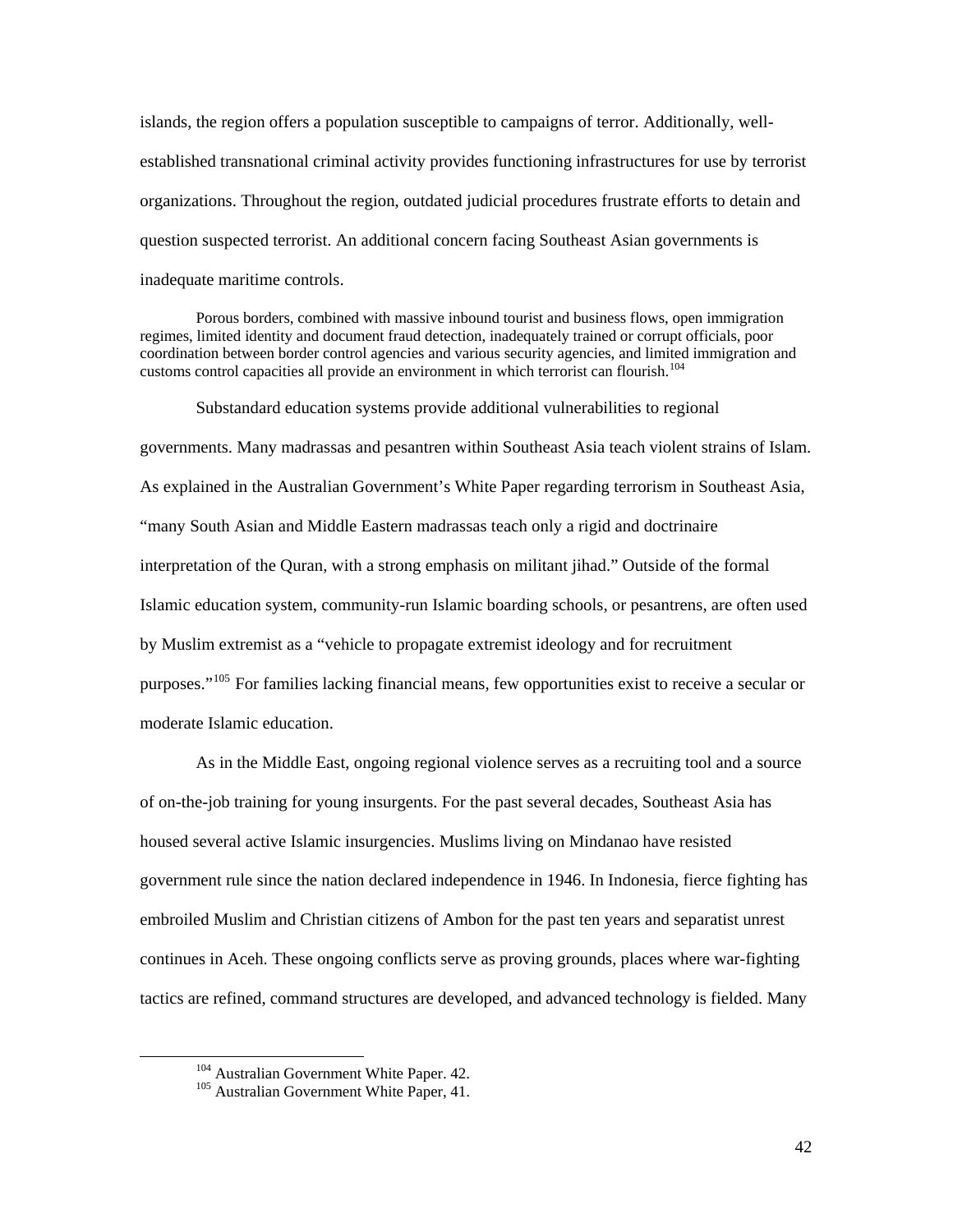islands, the region offers a population susceptible to campaigns of terror. Additionally, well-established transnational criminal activity provides functioning infrastructures for use by terrorist organizations. Throughout the region, outdated judicial procedures frustrate efforts to detain and question suspected terrorist. An additional concern facing Southeast Asian governments is inadequate maritime controls.

> Porous borders, combined with massive inbound tourist and business flows, open immigration regimes, limited identity and document fraud detection, inadequately trained or corrupt officials, poor coordination between border control agencies and various security agencies, and limited immigration and customs control capacities all provide an environment in which terrorist can flourish.[104]

Substandard education systems provide additional vulnerabilities to regional governments. Many madrassas and pesantren within Southeast Asia teach violent strains of Islam. As explained in the Australian Government's White Paper regarding terrorism in Southeast Asia, "many South Asian and Middle Eastern madrassas teach only a rigid and doctrinaire interpretation of the Quran, with a strong emphasis on militant jihad." Outside of the formal Islamic education system, community-run Islamic boarding schools, or pesantrens, are often used by Muslim extremist as a "vehicle to propagate extremist ideology and for recruitment purposes."[105] For families lacking financial means, few opportunities exist to receive a secular or moderate Islamic education.

As in the Middle East, ongoing regional violence serves as a recruiting tool and a source of on-the-job training for young insurgents. For the past several decades, Southeast Asia has housed several active Islamic insurgencies. Muslims living on Mindanao have resisted government rule since the nation declared independence in 1946. In Indonesia, fierce fighting has embroiled Muslim and Christian citizens of Ambon for the past ten years and separatist unrest continues in Aceh. These ongoing conflicts serve as proving grounds, places where war-fighting tactics are refined, command structures are developed, and advanced technology is fielded. Many

---

[104] Australian Government White Paper. 42.

[105] Australian Government White Paper, 41.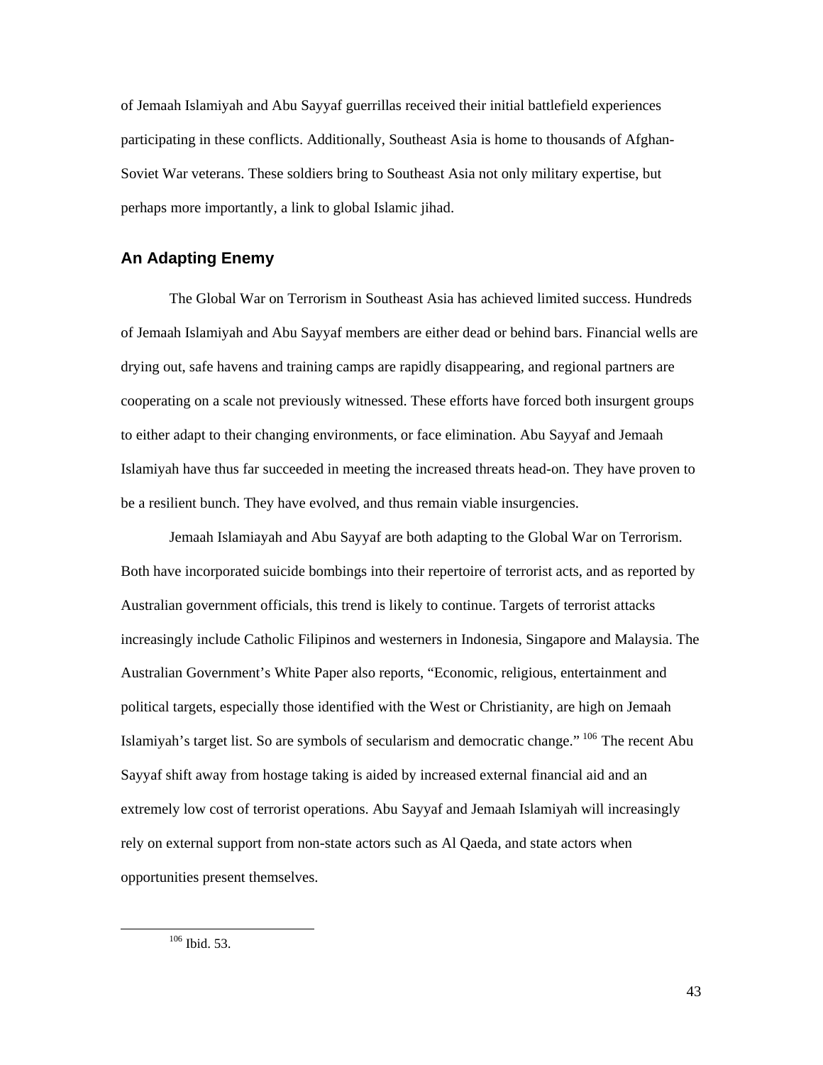of Jemaah Islamiyah and Abu Sayyaf guerrillas received their initial battlefield experiences participating in these conflicts. Additionally, Southeast Asia is home to thousands of Afghan-Soviet War veterans. These soldiers bring to Southeast Asia not only military expertise, but perhaps more importantly, a link to global Islamic jihad.

## An Adapting Enemy

The Global War on Terrorism in Southeast Asia has achieved limited success. Hundreds of Jemaah Islamiyah and Abu Sayyaf members are either dead or behind bars. Financial wells are drying out, safe havens and training camps are rapidly disappearing, and regional partners are cooperating on a scale not previously witnessed. These efforts have forced both insurgent groups to either adapt to their changing environments, or face elimination. Abu Sayyaf and Jemaah Islamiyah have thus far succeeded in meeting the increased threats head-on. They have proven to be a resilient bunch. They have evolved, and thus remain viable insurgencies.

Jemaah Islamiayah and Abu Sayyaf are both adapting to the Global War on Terrorism. Both have incorporated suicide bombings into their repertoire of terrorist acts, and as reported by Australian government officials, this trend is likely to continue. Targets of terrorist attacks increasingly include Catholic Filipinos and westerners in Indonesia, Singapore and Malaysia. The Australian Government's White Paper also reports, "Economic, religious, entertainment and political targets, especially those identified with the West or Christianity, are high on Jemaah Islamiyah's target list. So are symbols of secularism and democratic change." [106] The recent Abu Sayyaf shift away from hostage taking is aided by increased external financial aid and an extremely low cost of terrorist operations. Abu Sayyaf and Jemaah Islamiyah will increasingly rely on external support from non-state actors such as Al Qaeda, and state actors when opportunities present themselves.

---

[106] Ibid. 53.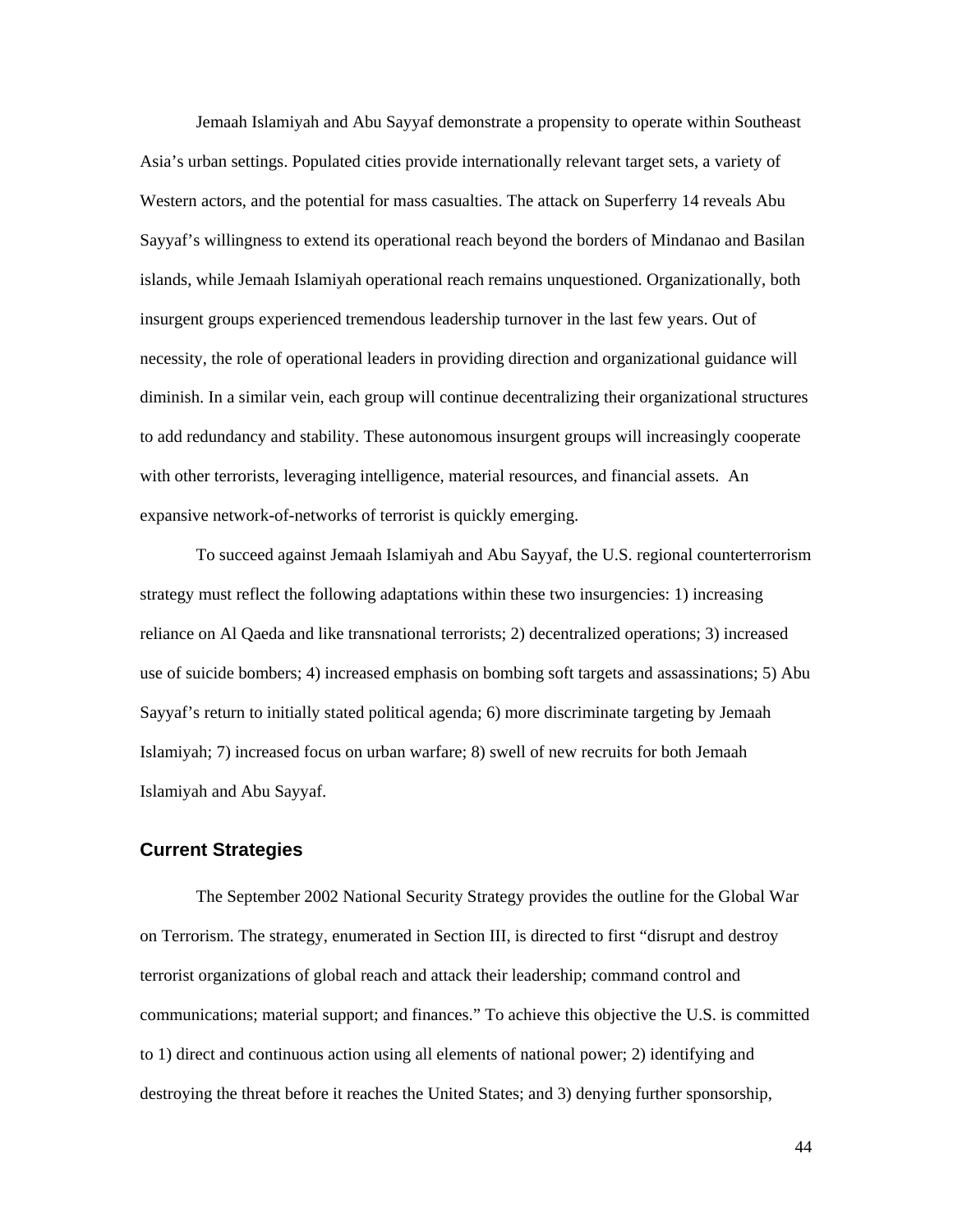Jemaah Islamiyah and Abu Sayyaf demonstrate a propensity to operate within Southeast Asia's urban settings. Populated cities provide internationally relevant target sets, a variety of Western actors, and the potential for mass casualties. The attack on Superferry 14 reveals Abu Sayyaf's willingness to extend its operational reach beyond the borders of Mindanao and Basilan islands, while Jemaah Islamiyah operational reach remains unquestioned. Organizationally, both insurgent groups experienced tremendous leadership turnover in the last few years. Out of necessity, the role of operational leaders in providing direction and organizational guidance will diminish. In a similar vein, each group will continue decentralizing their organizational structures to add redundancy and stability. These autonomous insurgent groups will increasingly cooperate with other terrorists, leveraging intelligence, material resources, and financial assets. An expansive network-of-networks of terrorist is quickly emerging.

To succeed against Jemaah Islamiyah and Abu Sayyaf, the U.S. regional counterterrorism strategy must reflect the following adaptations within these two insurgencies: 1) increasing reliance on Al Qaeda and like transnational terrorists; 2) decentralized operations; 3) increased use of suicide bombers; 4) increased emphasis on bombing soft targets and assassinations; 5) Abu Sayyaf's return to initially stated political agenda; 6) more discriminate targeting by Jemaah Islamiyah; 7) increased focus on urban warfare; 8) swell of new recruits for both Jemaah Islamiyah and Abu Sayyaf.

## Current Strategies

The September 2002 National Security Strategy provides the outline for the Global War on Terrorism. The strategy, enumerated in Section III, is directed to first "disrupt and destroy terrorist organizations of global reach and attack their leadership; command control and communications; material support; and finances." To achieve this objective the U.S. is committed to 1) direct and continuous action using all elements of national power; 2) identifying and destroying the threat before it reaches the United States; and 3) denying further sponsorship,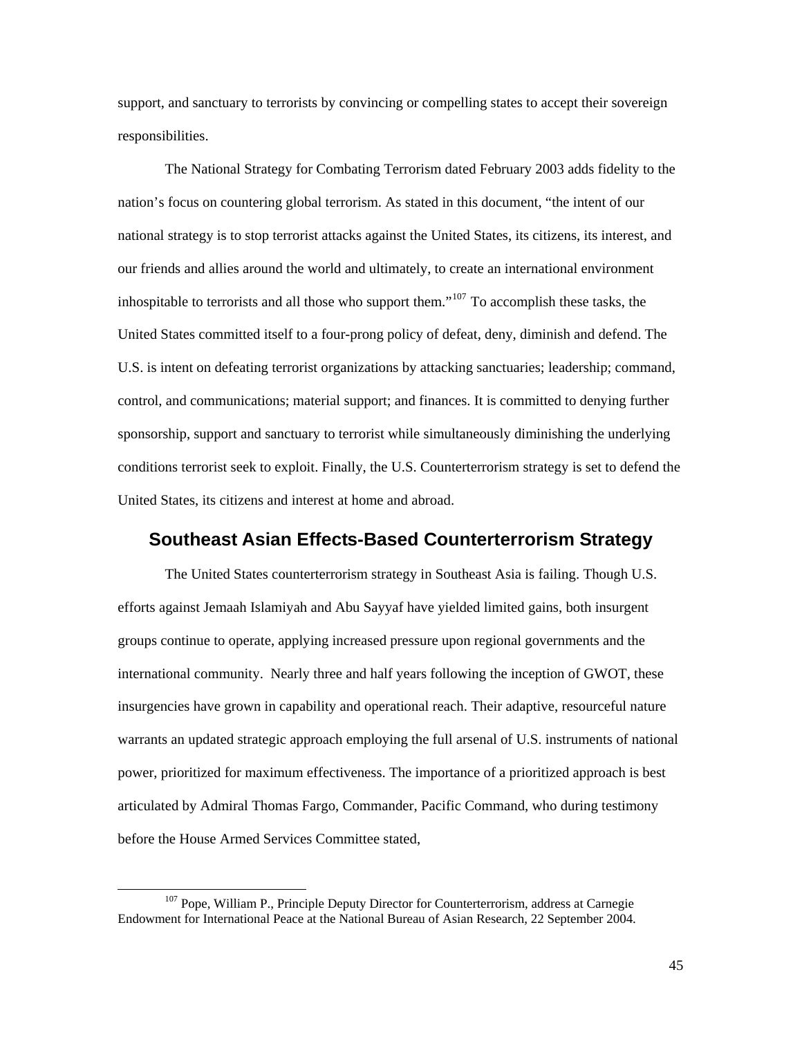support, and sanctuary to terrorists by convincing or compelling states to accept their sovereign responsibilities.

The National Strategy for Combating Terrorism dated February 2003 adds fidelity to the nation's focus on countering global terrorism. As stated in this document, "the intent of our national strategy is to stop terrorist attacks against the United States, its citizens, its interest, and our friends and allies around the world and ultimately, to create an international environment inhospitable to terrorists and all those who support them."[107] To accomplish these tasks, the United States committed itself to a four-prong policy of defeat, deny, diminish and defend. The U.S. is intent on defeating terrorist organizations by attacking sanctuaries; leadership; command, control, and communications; material support; and finances. It is committed to denying further sponsorship, support and sanctuary to terrorist while simultaneously diminishing the underlying conditions terrorist seek to exploit. Finally, the U.S. Counterterrorism strategy is set to defend the United States, its citizens and interest at home and abroad.

## Southeast Asian Effects-Based Counterterrorism Strategy

The United States counterterrorism strategy in Southeast Asia is failing. Though U.S. efforts against Jemaah Islamiyah and Abu Sayyaf have yielded limited gains, both insurgent groups continue to operate, applying increased pressure upon regional governments and the international community. Nearly three and half years following the inception of GWOT, these insurgencies have grown in capability and operational reach. Their adaptive, resourceful nature warrants an updated strategic approach employing the full arsenal of U.S. instruments of national power, prioritized for maximum effectiveness. The importance of a prioritized approach is best articulated by Admiral Thomas Fargo, Commander, Pacific Command, who during testimony before the House Armed Services Committee stated,

[107] Pope, William P., Principle Deputy Director for Counterterrorism, address at Carnegie Endowment for International Peace at the National Bureau of Asian Research, 22 September 2004.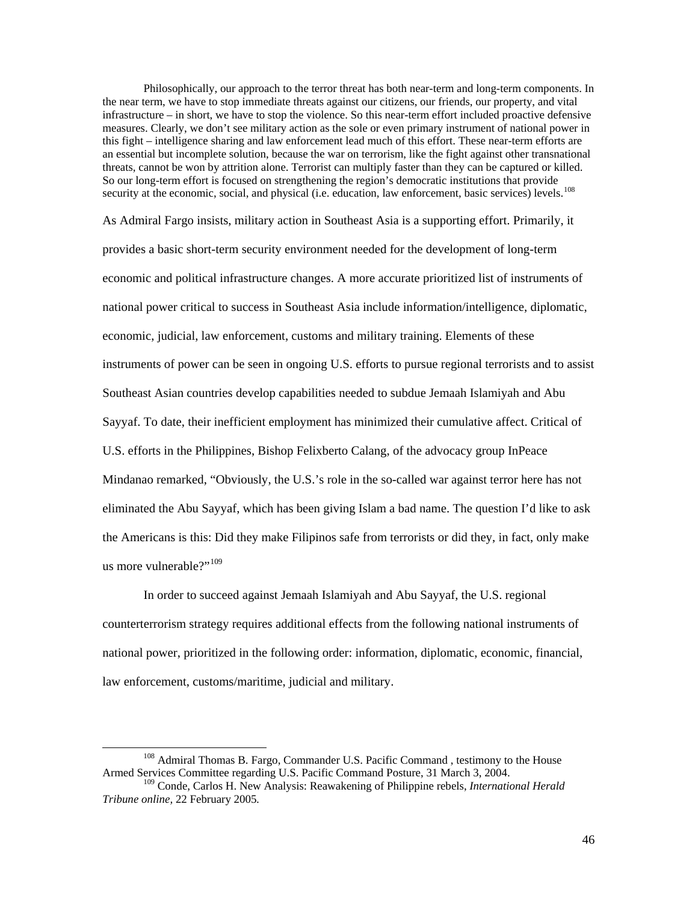> Philosophically, our approach to the terror threat has both near-term and long-term components. In the near term, we have to stop immediate threats against our citizens, our friends, our property, and vital infrastructure – in short, we have to stop the violence. So this near-term effort included proactive defensive measures. Clearly, we don't see military action as the sole or even primary instrument of national power in this fight – intelligence sharing and law enforcement lead much of this effort. These near-term efforts are an essential but incomplete solution, because the war on terrorism, like the fight against other transnational threats, cannot be won by attrition alone. Terrorist can multiply faster than they can be captured or killed. So our long-term effort is focused on strengthening the region's democratic institutions that provide security at the economic, social, and physical (i.e. education, law enforcement, basic services) levels.[108]

As Admiral Fargo insists, military action in Southeast Asia is a supporting effort. Primarily, it provides a basic short-term security environment needed for the development of long-term economic and political infrastructure changes. A more accurate prioritized list of instruments of national power critical to success in Southeast Asia include information/intelligence, diplomatic, economic, judicial, law enforcement, customs and military training. Elements of these instruments of power can be seen in ongoing U.S. efforts to pursue regional terrorists and to assist Southeast Asian countries develop capabilities needed to subdue Jemaah Islamiyah and Abu Sayyaf. To date, their inefficient employment has minimized their cumulative affect. Critical of U.S. efforts in the Philippines, Bishop Felixberto Calang, of the advocacy group InPeace Mindanao remarked, "Obviously, the U.S.'s role in the so-called war against terror here has not eliminated the Abu Sayyaf, which has been giving Islam a bad name. The question I'd like to ask the Americans is this: Did they make Filipinos safe from terrorists or did they, in fact, only make us more vulnerable?"[109]

In order to succeed against Jemaah Islamiyah and Abu Sayyaf, the U.S. regional counterterrorism strategy requires additional effects from the following national instruments of national power, prioritized in the following order: information, diplomatic, economic, financial, law enforcement, customs/maritime, judicial and military.

---

[108] Admiral Thomas B. Fargo, Commander U.S. Pacific Command , testimony to the House Armed Services Committee regarding U.S. Pacific Command Posture, 31 March 3, 2004.

[109] Conde, Carlos H. New Analysis: Reawakening of Philippine rebels, *International Herald Tribune online,* 22 February 2005.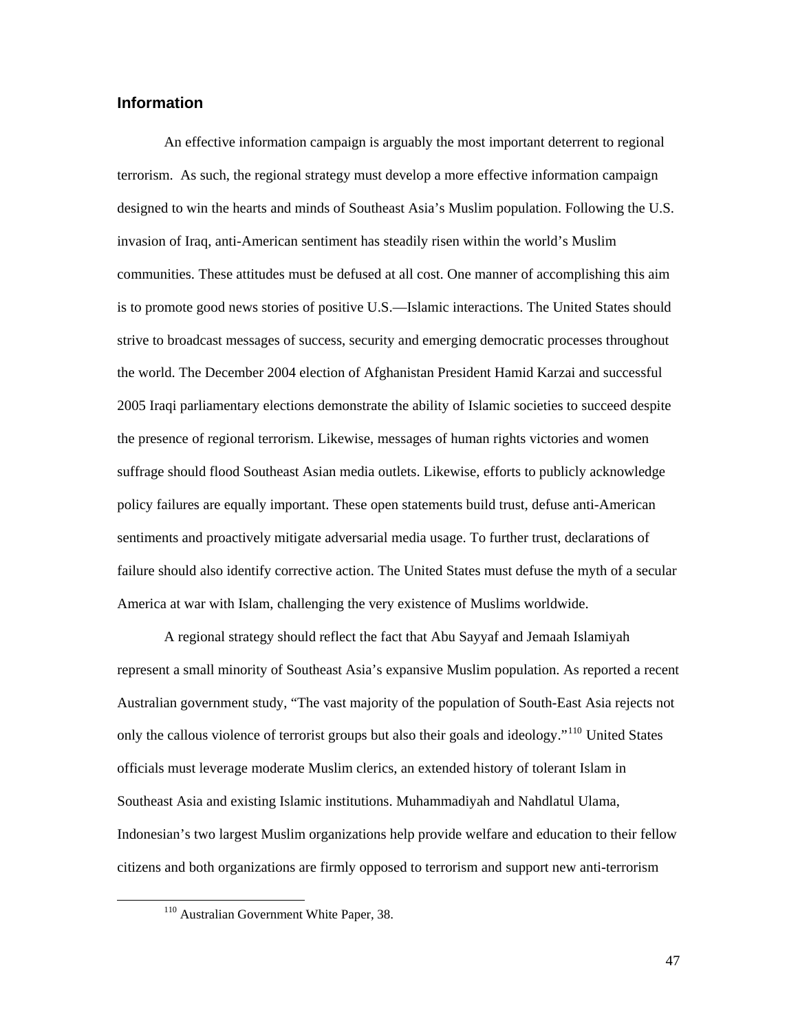## Information

An effective information campaign is arguably the most important deterrent to regional terrorism. As such, the regional strategy must develop a more effective information campaign designed to win the hearts and minds of Southeast Asia's Muslim population. Following the U.S. invasion of Iraq, anti-American sentiment has steadily risen within the world's Muslim communities. These attitudes must be defused at all cost. One manner of accomplishing this aim is to promote good news stories of positive U.S.—Islamic interactions. The United States should strive to broadcast messages of success, security and emerging democratic processes throughout the world. The December 2004 election of Afghanistan President Hamid Karzai and successful 2005 Iraqi parliamentary elections demonstrate the ability of Islamic societies to succeed despite the presence of regional terrorism. Likewise, messages of human rights victories and women suffrage should flood Southeast Asian media outlets. Likewise, efforts to publicly acknowledge policy failures are equally important. These open statements build trust, defuse anti-American sentiments and proactively mitigate adversarial media usage. To further trust, declarations of failure should also identify corrective action. The United States must defuse the myth of a secular America at war with Islam, challenging the very existence of Muslims worldwide.

A regional strategy should reflect the fact that Abu Sayyaf and Jemaah Islamiyah represent a small minority of Southeast Asia's expansive Muslim population. As reported a recent Australian government study, "The vast majority of the population of South-East Asia rejects not only the callous violence of terrorist groups but also their goals and ideology."[110] United States officials must leverage moderate Muslim clerics, an extended history of tolerant Islam in Southeast Asia and existing Islamic institutions. Muhammadiyah and Nahdlatul Ulama, Indonesian's two largest Muslim organizations help provide welfare and education to their fellow citizens and both organizations are firmly opposed to terrorism and support new anti-terrorism

[110] Australian Government White Paper, 38.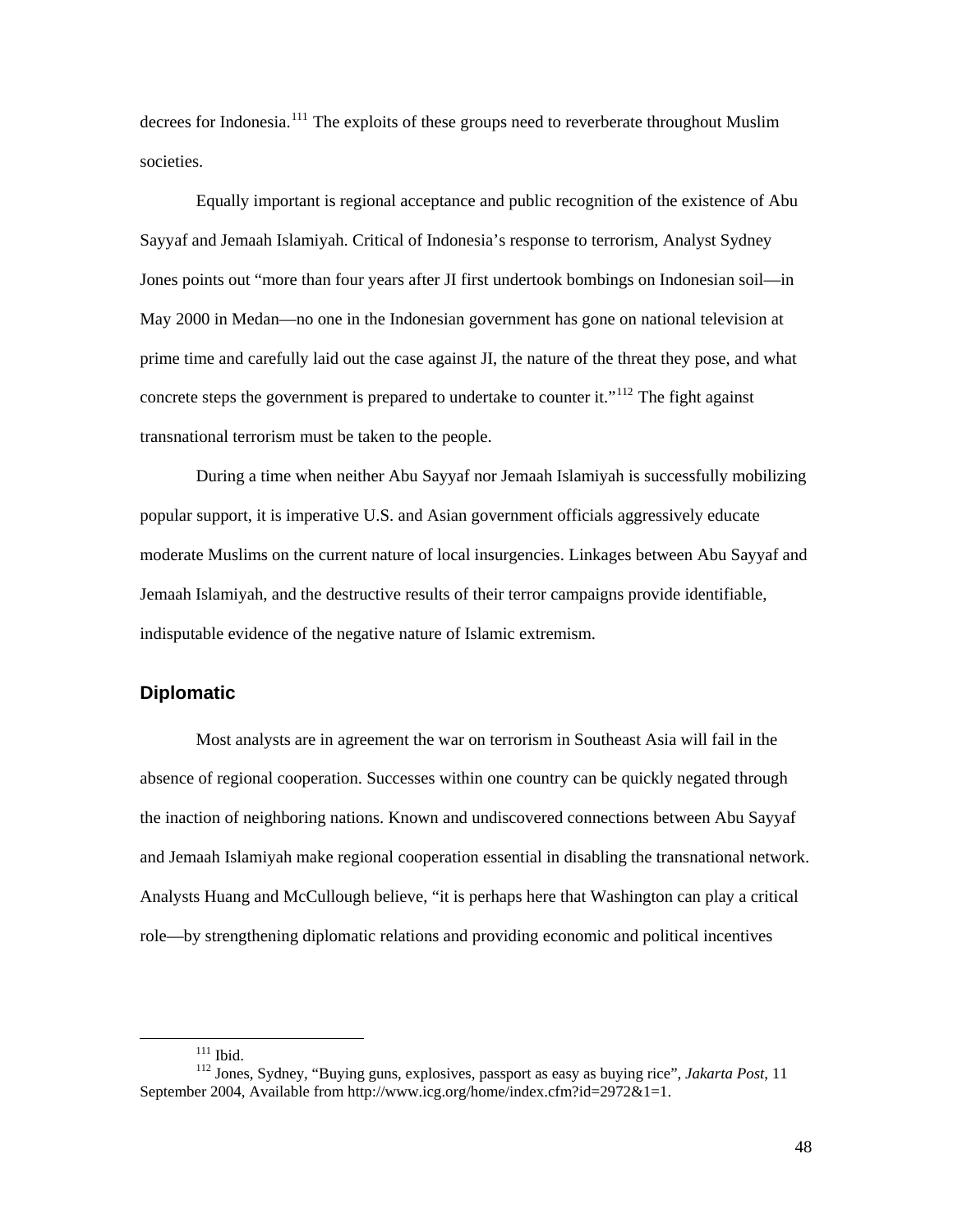decrees for Indonesia.[111] The exploits of these groups need to reverberate throughout Muslim societies.

Equally important is regional acceptance and public recognition of the existence of Abu Sayyaf and Jemaah Islamiyah. Critical of Indonesia's response to terrorism, Analyst Sydney Jones points out "more than four years after JI first undertook bombings on Indonesian soil—in May 2000 in Medan—no one in the Indonesian government has gone on national television at prime time and carefully laid out the case against JI, the nature of the threat they pose, and what concrete steps the government is prepared to undertake to counter it."[112] The fight against transnational terrorism must be taken to the people.

During a time when neither Abu Sayyaf nor Jemaah Islamiyah is successfully mobilizing popular support, it is imperative U.S. and Asian government officials aggressively educate moderate Muslims on the current nature of local insurgencies. Linkages between Abu Sayyaf and Jemaah Islamiyah, and the destructive results of their terror campaigns provide identifiable, indisputable evidence of the negative nature of Islamic extremism.

## Diplomatic

Most analysts are in agreement the war on terrorism in Southeast Asia will fail in the absence of regional cooperation. Successes within one country can be quickly negated through the inaction of neighboring nations. Known and undiscovered connections between Abu Sayyaf and Jemaah Islamiyah make regional cooperation essential in disabling the transnational network. Analysts Huang and McCullough believe, "it is perhaps here that Washington can play a critical role—by strengthening diplomatic relations and providing economic and political incentives

---

[111] Ibid.

[112] Jones, Sydney, "Buying guns, explosives, passport as easy as buying rice", *Jakarta Post*, 11 September 2004, Available from http://www.icg.org/home/index.cfm?id=2972&1=1.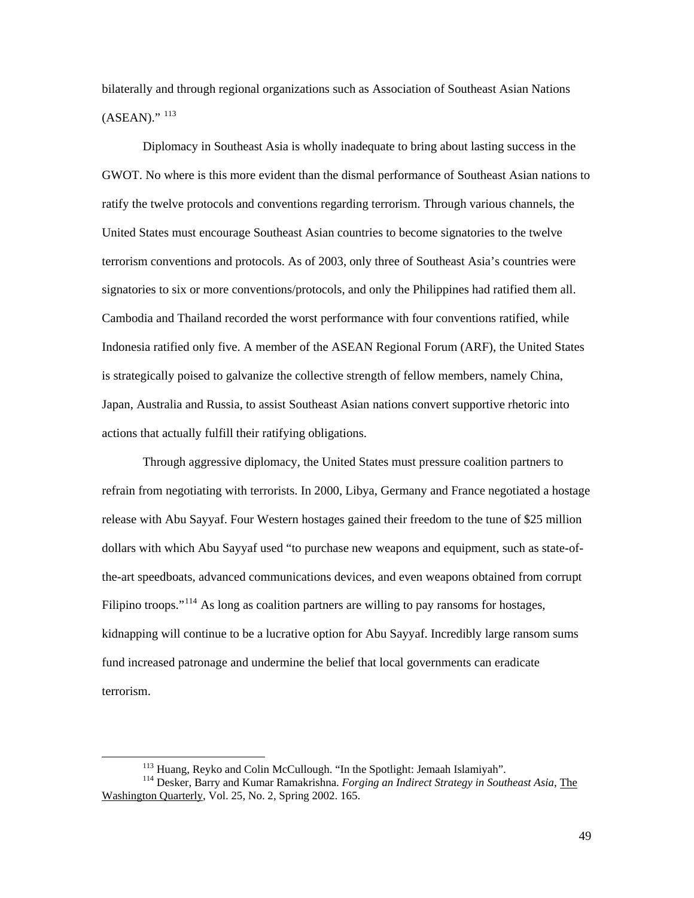bilaterally and through regional organizations such as Association of Southeast Asian Nations (ASEAN)." [113]

Diplomacy in Southeast Asia is wholly inadequate to bring about lasting success in the GWOT. No where is this more evident than the dismal performance of Southeast Asian nations to ratify the twelve protocols and conventions regarding terrorism. Through various channels, the United States must encourage Southeast Asian countries to become signatories to the twelve terrorism conventions and protocols. As of 2003, only three of Southeast Asia's countries were signatories to six or more conventions/protocols, and only the Philippines had ratified them all. Cambodia and Thailand recorded the worst performance with four conventions ratified, while Indonesia ratified only five. A member of the ASEAN Regional Forum (ARF), the United States is strategically poised to galvanize the collective strength of fellow members, namely China, Japan, Australia and Russia, to assist Southeast Asian nations convert supportive rhetoric into actions that actually fulfill their ratifying obligations.

Through aggressive diplomacy, the United States must pressure coalition partners to refrain from negotiating with terrorists. In 2000, Libya, Germany and France negotiated a hostage release with Abu Sayyaf. Four Western hostages gained their freedom to the tune of $25 million dollars with which Abu Sayyaf used "to purchase new weapons and equipment, such as state-of-the-art speedboats, advanced communications devices, and even weapons obtained from corrupt Filipino troops."[114] As long as coalition partners are willing to pay ransoms for hostages, kidnapping will continue to be a lucrative option for Abu Sayyaf. Incredibly large ransom sums fund increased patronage and undermine the belief that local governments can eradicate terrorism.

---

[113] Huang, Reyko and Colin McCullough. "In the Spotlight: Jemaah Islamiyah".

[114] Desker, Barry and Kumar Ramakrishna. *Forging an Indirect Strategy in Southeast Asia*, The Washington Quarterly, Vol. 25, No. 2, Spring 2002. 165.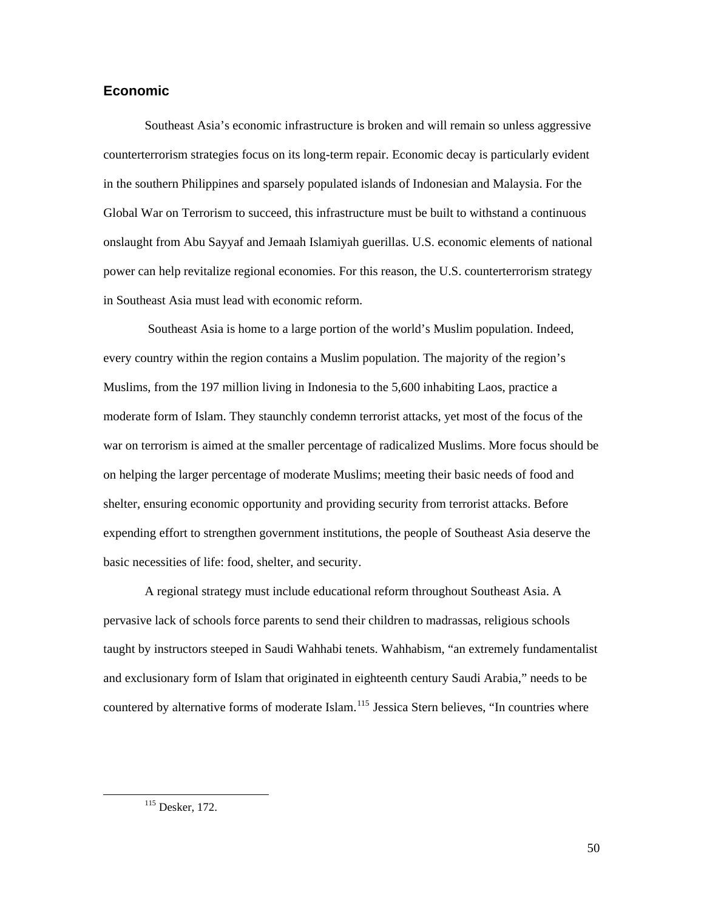## Economic

Southeast Asia's economic infrastructure is broken and will remain so unless aggressive counterterrorism strategies focus on its long-term repair. Economic decay is particularly evident in the southern Philippines and sparsely populated islands of Indonesian and Malaysia. For the Global War on Terrorism to succeed, this infrastructure must be built to withstand a continuous onslaught from Abu Sayyaf and Jemaah Islamiyah guerillas. U.S. economic elements of national power can help revitalize regional economies. For this reason, the U.S. counterterrorism strategy in Southeast Asia must lead with economic reform.

Southeast Asia is home to a large portion of the world's Muslim population. Indeed, every country within the region contains a Muslim population. The majority of the region's Muslims, from the 197 million living in Indonesia to the 5,600 inhabiting Laos, practice a moderate form of Islam. They staunchly condemn terrorist attacks, yet most of the focus of the war on terrorism is aimed at the smaller percentage of radicalized Muslims. More focus should be on helping the larger percentage of moderate Muslims; meeting their basic needs of food and shelter, ensuring economic opportunity and providing security from terrorist attacks. Before expending effort to strengthen government institutions, the people of Southeast Asia deserve the basic necessities of life: food, shelter, and security.

A regional strategy must include educational reform throughout Southeast Asia. A pervasive lack of schools force parents to send their children to madrassas, religious schools taught by instructors steeped in Saudi Wahhabi tenets. Wahhabism, "an extremely fundamentalist and exclusionary form of Islam that originated in eighteenth century Saudi Arabia," needs to be countered by alternative forms of moderate Islam.[115] Jessica Stern believes, "In countries where

[115] Desker, 172.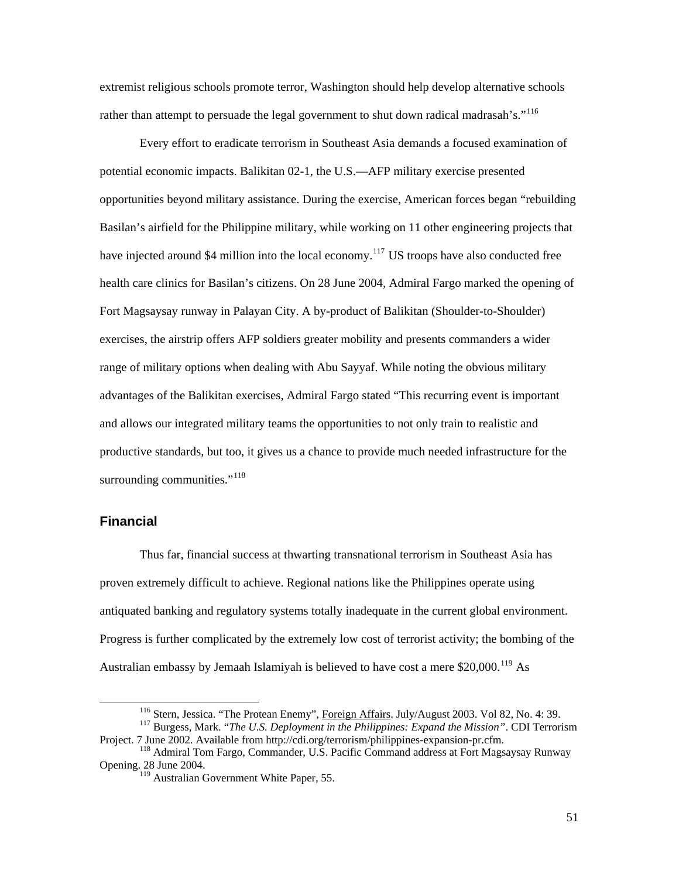extremist religious schools promote terror, Washington should help develop alternative schools rather than attempt to persuade the legal government to shut down radical madrasah's."[116]

Every effort to eradicate terrorism in Southeast Asia demands a focused examination of potential economic impacts. Balikitan 02-1, the U.S.—AFP military exercise presented opportunities beyond military assistance. During the exercise, American forces began "rebuilding Basilan's airfield for the Philippine military, while working on 11 other engineering projects that have injected around $4 million into the local economy.[117] US troops have also conducted free health care clinics for Basilan's citizens. On 28 June 2004, Admiral Fargo marked the opening of Fort Magsaysay runway in Palayan City. A by-product of Balikitan (Shoulder-to-Shoulder) exercises, the airstrip offers AFP soldiers greater mobility and presents commanders a wider range of military options when dealing with Abu Sayyaf. While noting the obvious military advantages of the Balikitan exercises, Admiral Fargo stated "This recurring event is important and allows our integrated military teams the opportunities to not only train to realistic and productive standards, but too, it gives us a chance to provide much needed infrastructure for the surrounding communities."[118]

### Financial

Thus far, financial success at thwarting transnational terrorism in Southeast Asia has proven extremely difficult to achieve. Regional nations like the Philippines operate using antiquated banking and regulatory systems totally inadequate in the current global environment. Progress is further complicated by the extremely low cost of terrorist activity; the bombing of the Australian embassy by Jemaah Islamiyah is believed to have cost a mere $20,000.[119] As

---

[116] Stern, Jessica. "The Protean Enemy", Foreign Affairs. July/August 2003. Vol 82, No. 4: 39.

[117] Burgess, Mark. "*The U.S. Deployment in the Philippines: Expand the Mission*". CDI Terrorism Project. 7 June 2002. Available from http://cdi.org/terrorism/philippines-expansion-pr.cfm.

[118] Admiral Tom Fargo, Commander, U.S. Pacific Command address at Fort Magsaysay Runway Opening. 28 June 2004.

[119] Australian Government White Paper, 55.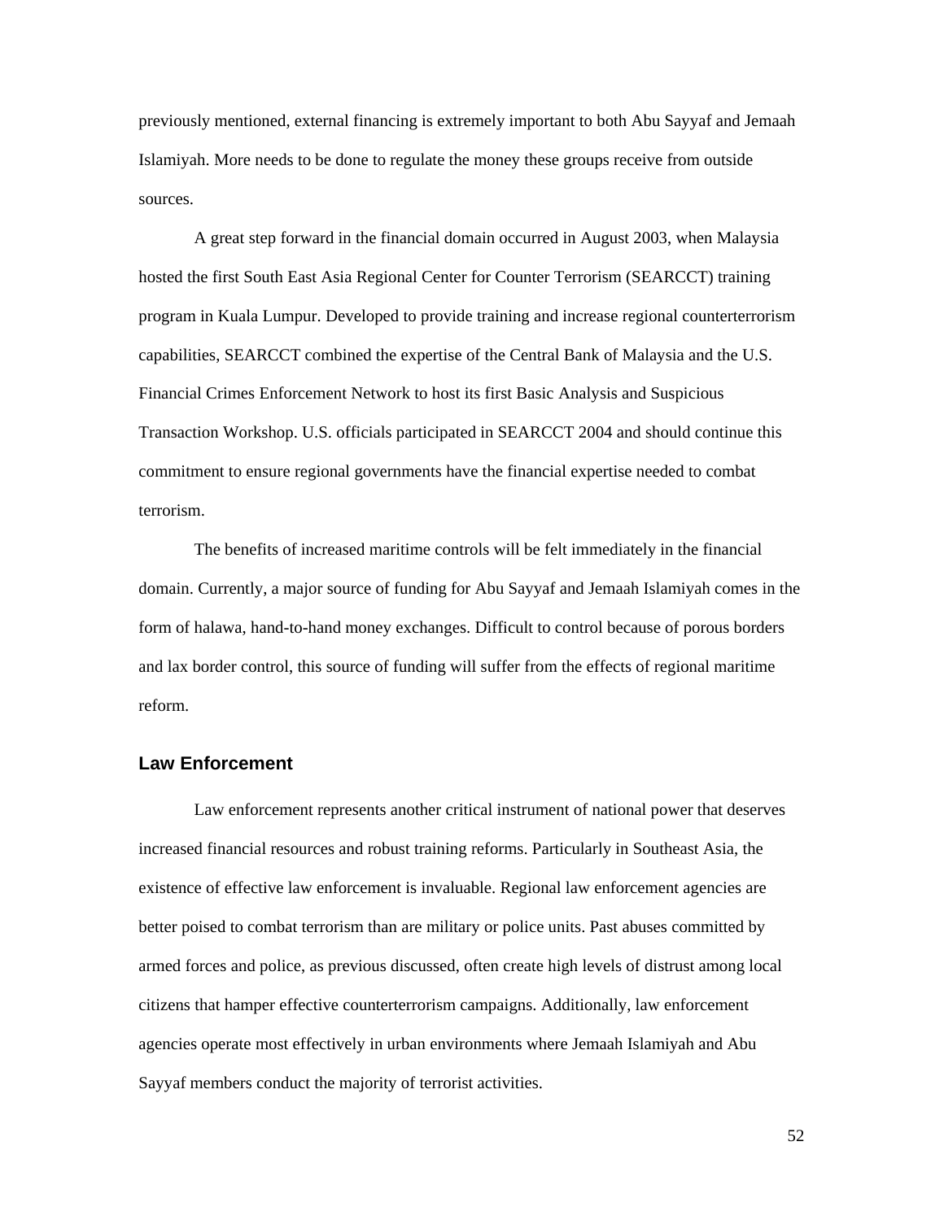previously mentioned, external financing is extremely important to both Abu Sayyaf and Jemaah Islamiyah. More needs to be done to regulate the money these groups receive from outside sources.

A great step forward in the financial domain occurred in August 2003, when Malaysia hosted the first South East Asia Regional Center for Counter Terrorism (SEARCCT) training program in Kuala Lumpur. Developed to provide training and increase regional counterterrorism capabilities, SEARCCT combined the expertise of the Central Bank of Malaysia and the U.S. Financial Crimes Enforcement Network to host its first Basic Analysis and Suspicious Transaction Workshop. U.S. officials participated in SEARCCT 2004 and should continue this commitment to ensure regional governments have the financial expertise needed to combat terrorism.

The benefits of increased maritime controls will be felt immediately in the financial domain. Currently, a major source of funding for Abu Sayyaf and Jemaah Islamiyah comes in the form of halawa, hand-to-hand money exchanges. Difficult to control because of porous borders and lax border control, this source of funding will suffer from the effects of regional maritime reform.

## Law Enforcement

Law enforcement represents another critical instrument of national power that deserves increased financial resources and robust training reforms. Particularly in Southeast Asia, the existence of effective law enforcement is invaluable. Regional law enforcement agencies are better poised to combat terrorism than are military or police units. Past abuses committed by armed forces and police, as previous discussed, often create high levels of distrust among local citizens that hamper effective counterterrorism campaigns. Additionally, law enforcement agencies operate most effectively in urban environments where Jemaah Islamiyah and Abu Sayyaf members conduct the majority of terrorist activities.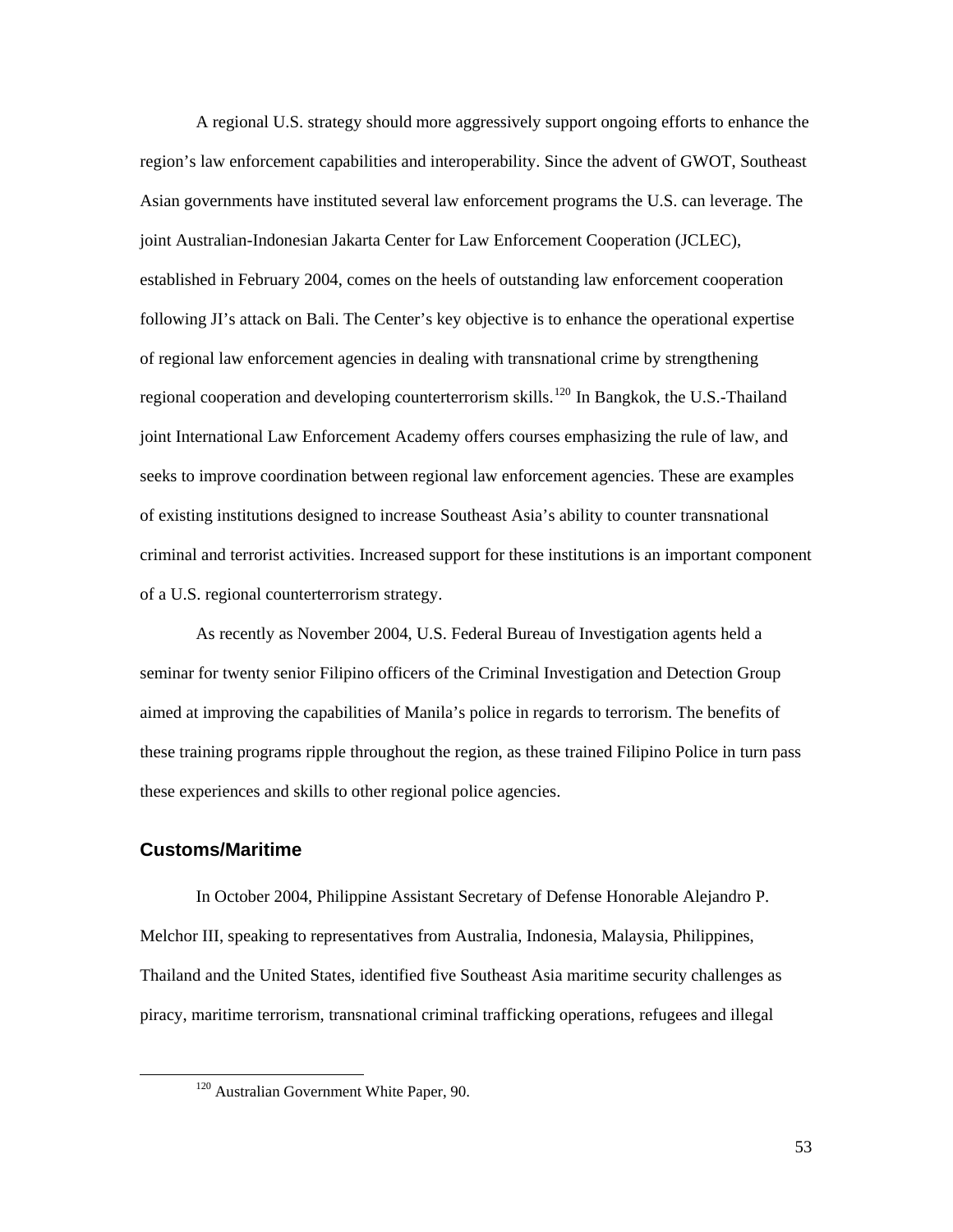A regional U.S. strategy should more aggressively support ongoing efforts to enhance the region's law enforcement capabilities and interoperability. Since the advent of GWOT, Southeast Asian governments have instituted several law enforcement programs the U.S. can leverage. The joint Australian-Indonesian Jakarta Center for Law Enforcement Cooperation (JCLEC), established in February 2004, comes on the heels of outstanding law enforcement cooperation following JI's attack on Bali. The Center's key objective is to enhance the operational expertise of regional law enforcement agencies in dealing with transnational crime by strengthening regional cooperation and developing counterterrorism skills.[120] In Bangkok, the U.S.-Thailand joint International Law Enforcement Academy offers courses emphasizing the rule of law, and seeks to improve coordination between regional law enforcement agencies. These are examples of existing institutions designed to increase Southeast Asia's ability to counter transnational criminal and terrorist activities. Increased support for these institutions is an important component of a U.S. regional counterterrorism strategy.

As recently as November 2004, U.S. Federal Bureau of Investigation agents held a seminar for twenty senior Filipino officers of the Criminal Investigation and Detection Group aimed at improving the capabilities of Manila's police in regards to terrorism. The benefits of these training programs ripple throughout the region, as these trained Filipino Police in turn pass these experiences and skills to other regional police agencies.

### Customs/Maritime

In October 2004, Philippine Assistant Secretary of Defense Honorable Alejandro P. Melchor III, speaking to representatives from Australia, Indonesia, Malaysia, Philippines, Thailand and the United States, identified five Southeast Asia maritime security challenges as piracy, maritime terrorism, transnational criminal trafficking operations, refugees and illegal

---

[120] Australian Government White Paper, 90.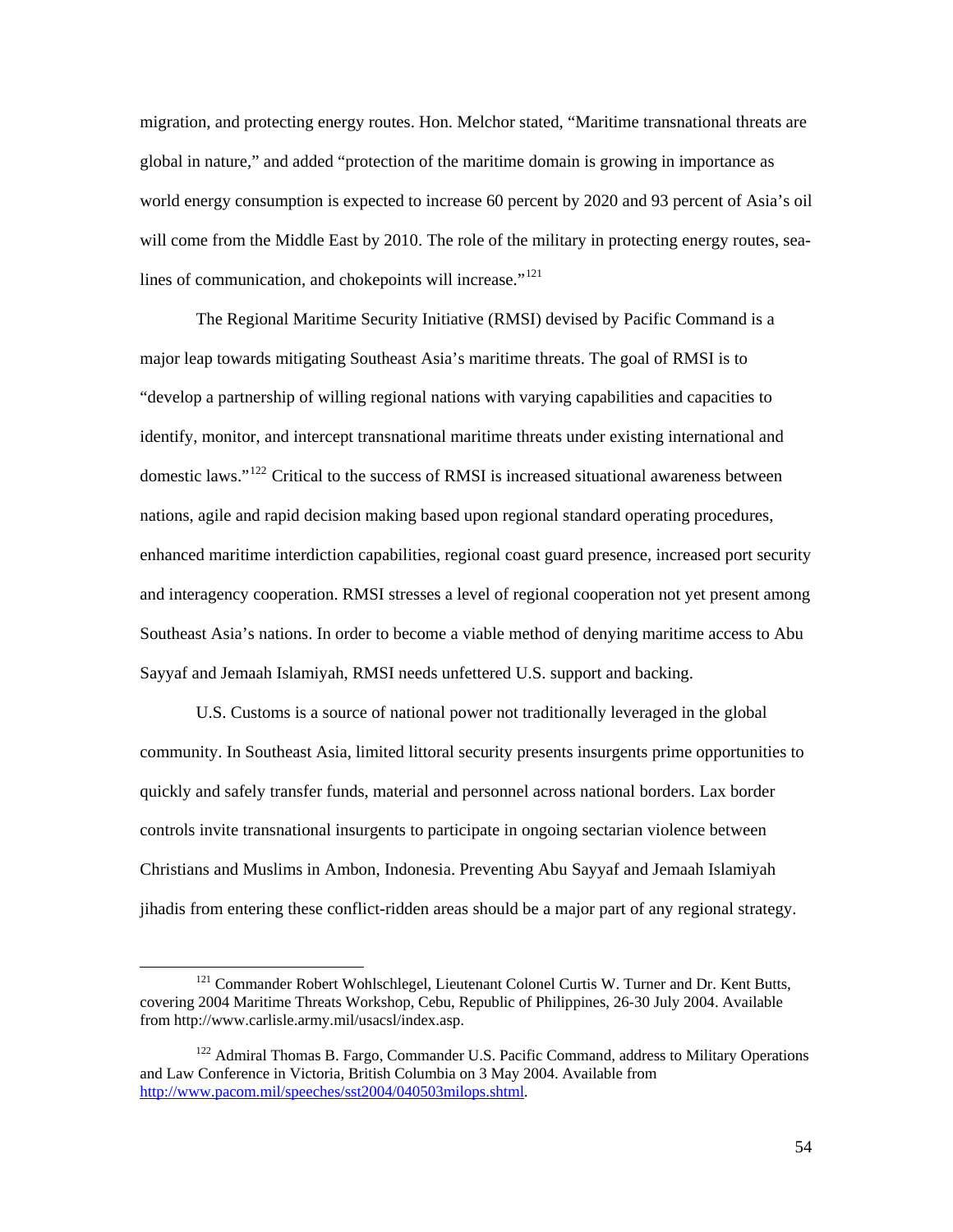migration, and protecting energy routes. Hon. Melchor stated, "Maritime transnational threats are global in nature," and added "protection of the maritime domain is growing in importance as world energy consumption is expected to increase 60 percent by 2020 and 93 percent of Asia's oil will come from the Middle East by 2010. The role of the military in protecting energy routes, sea-lines of communication, and chokepoints will increase."[121]

The Regional Maritime Security Initiative (RMSI) devised by Pacific Command is a major leap towards mitigating Southeast Asia's maritime threats. The goal of RMSI is to "develop a partnership of willing regional nations with varying capabilities and capacities to identify, monitor, and intercept transnational maritime threats under existing international and domestic laws."[122] Critical to the success of RMSI is increased situational awareness between nations, agile and rapid decision making based upon regional standard operating procedures, enhanced maritime interdiction capabilities, regional coast guard presence, increased port security and interagency cooperation. RMSI stresses a level of regional cooperation not yet present among Southeast Asia's nations. In order to become a viable method of denying maritime access to Abu Sayyaf and Jemaah Islamiyah, RMSI needs unfettered U.S. support and backing.

U.S. Customs is a source of national power not traditionally leveraged in the global community. In Southeast Asia, limited littoral security presents insurgents prime opportunities to quickly and safely transfer funds, material and personnel across national borders. Lax border controls invite transnational insurgents to participate in ongoing sectarian violence between Christians and Muslims in Ambon, Indonesia. Preventing Abu Sayyaf and Jemaah Islamiyah jihadis from entering these conflict-ridden areas should be a major part of any regional strategy.

---

[121] Commander Robert Wohlschlegel, Lieutenant Colonel Curtis W. Turner and Dr. Kent Butts, covering 2004 Maritime Threats Workshop, Cebu, Republic of Philippines, 26-30 July 2004. Available from http://www.carlisle.army.mil/usacsl/index.asp.

[122] Admiral Thomas B. Fargo, Commander U.S. Pacific Command, address to Military Operations and Law Conference in Victoria, British Columbia on 3 May 2004. Available from http://www.pacom.mil/speeches/sst2004/040503milops.shtml.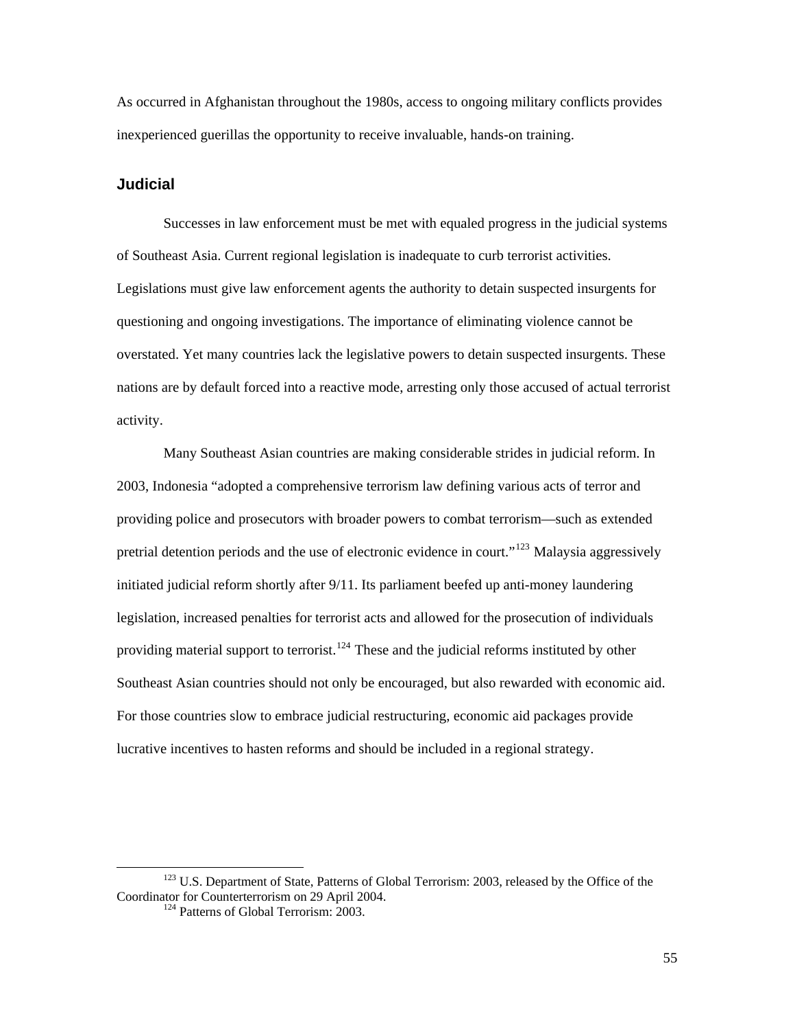As occurred in Afghanistan throughout the 1980s, access to ongoing military conflicts provides inexperienced guerillas the opportunity to receive invaluable, hands-on training.

### Judicial

Successes in law enforcement must be met with equaled progress in the judicial systems of Southeast Asia. Current regional legislation is inadequate to curb terrorist activities. Legislations must give law enforcement agents the authority to detain suspected insurgents for questioning and ongoing investigations. The importance of eliminating violence cannot be overstated. Yet many countries lack the legislative powers to detain suspected insurgents. These nations are by default forced into a reactive mode, arresting only those accused of actual terrorist activity.

Many Southeast Asian countries are making considerable strides in judicial reform. In 2003, Indonesia "adopted a comprehensive terrorism law defining various acts of terror and providing police and prosecutors with broader powers to combat terrorism—such as extended pretrial detention periods and the use of electronic evidence in court."[123] Malaysia aggressively initiated judicial reform shortly after 9/11. Its parliament beefed up anti-money laundering legislation, increased penalties for terrorist acts and allowed for the prosecution of individuals providing material support to terrorist.[124] These and the judicial reforms instituted by other Southeast Asian countries should not only be encouraged, but also rewarded with economic aid. For those countries slow to embrace judicial restructuring, economic aid packages provide lucrative incentives to hasten reforms and should be included in a regional strategy.

---

[123] U.S. Department of State, Patterns of Global Terrorism: 2003, released by the Office of the Coordinator for Counterterrorism on 29 April 2004.

[124] Patterns of Global Terrorism: 2003.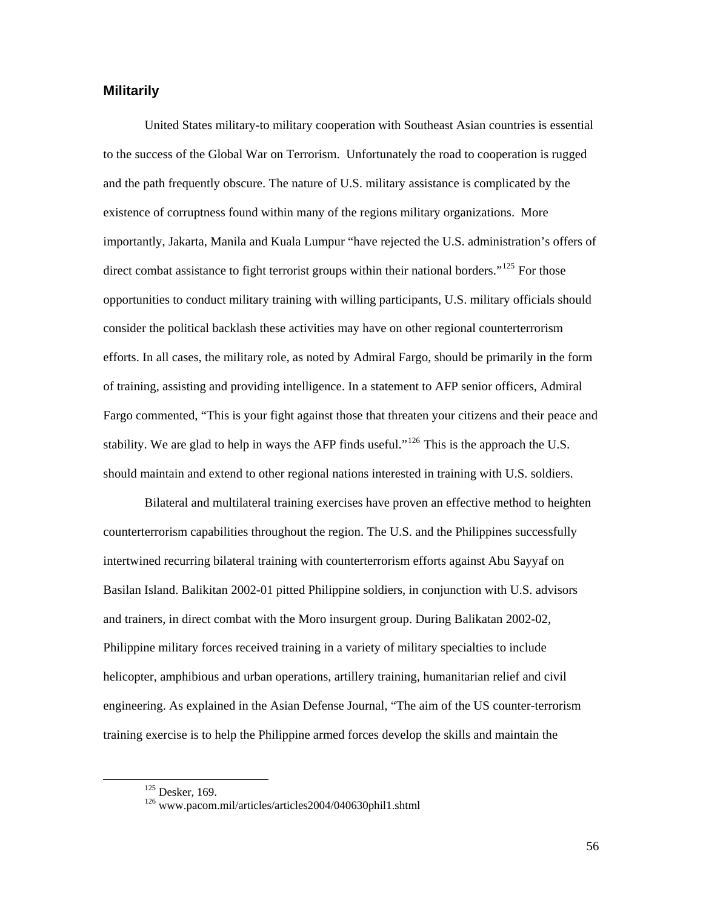## Militarily

United States military-to military cooperation with Southeast Asian countries is essential to the success of the Global War on Terrorism. Unfortunately the road to cooperation is rugged and the path frequently obscure. The nature of U.S. military assistance is complicated by the existence of corruptness found within many of the regions military organizations. More importantly, Jakarta, Manila and Kuala Lumpur "have rejected the U.S. administration's offers of direct combat assistance to fight terrorist groups within their national borders."[125] For those opportunities to conduct military training with willing participants, U.S. military officials should consider the political backlash these activities may have on other regional counterterrorism efforts. In all cases, the military role, as noted by Admiral Fargo, should be primarily in the form of training, assisting and providing intelligence. In a statement to AFP senior officers, Admiral Fargo commented, "This is your fight against those that threaten your citizens and their peace and stability. We are glad to help in ways the AFP finds useful."[126] This is the approach the U.S. should maintain and extend to other regional nations interested in training with U.S. soldiers.

Bilateral and multilateral training exercises have proven an effective method to heighten counterterrorism capabilities throughout the region. The U.S. and the Philippines successfully intertwined recurring bilateral training with counterterrorism efforts against Abu Sayyaf on Basilan Island. Balikitan 2002-01 pitted Philippine soldiers, in conjunction with U.S. advisors and trainers, in direct combat with the Moro insurgent group. During Balikatan 2002-02, Philippine military forces received training in a variety of military specialties to include helicopter, amphibious and urban operations, artillery training, humanitarian relief and civil engineering. As explained in the Asian Defense Journal, "The aim of the US counter-terrorism training exercise is to help the Philippine armed forces develop the skills and maintain the

---

[125] Desker, 169.

[126] www.pacom.mil/articles/articles2004/040630phil1.shtml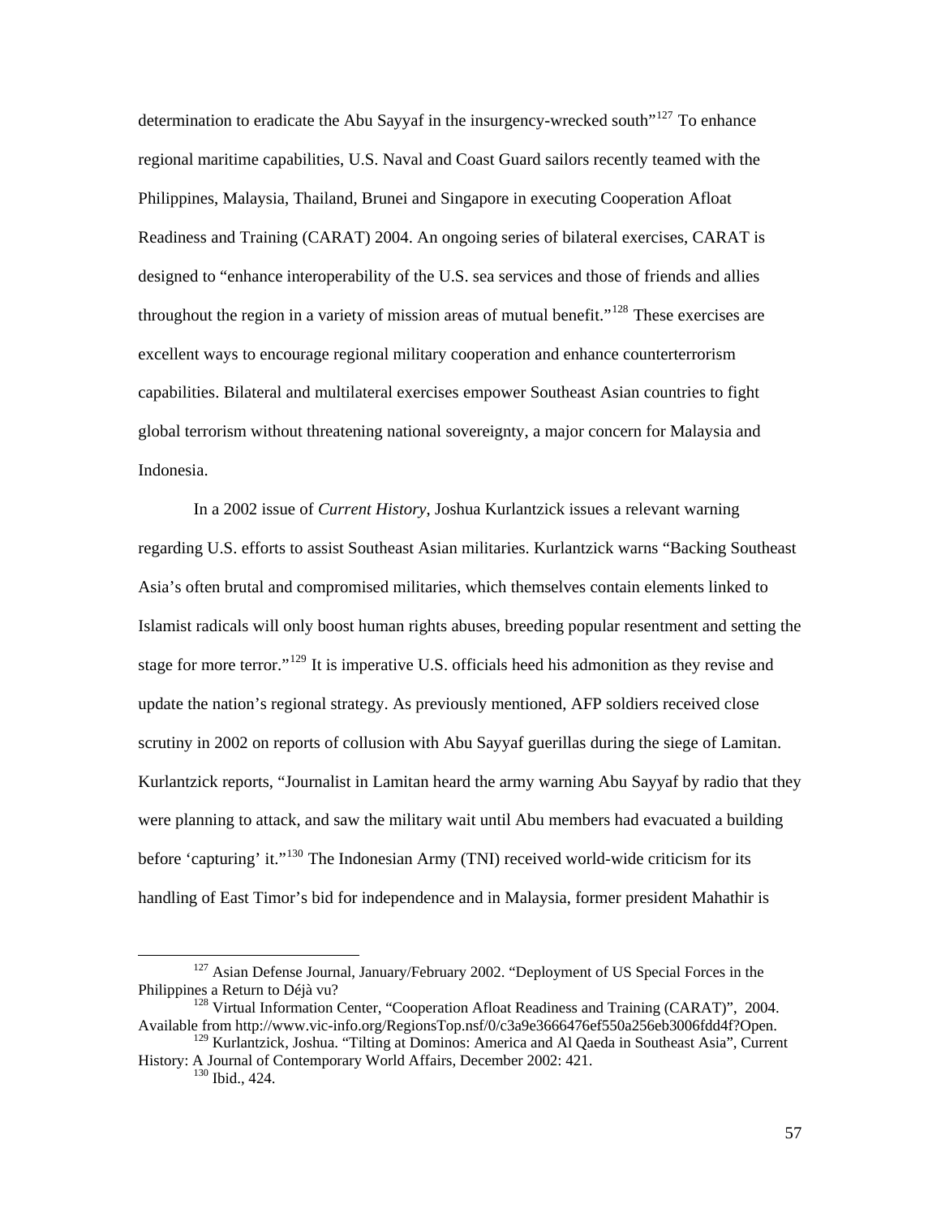determination to eradicate the Abu Sayyaf in the insurgency-wrecked south"[127] To enhance regional maritime capabilities, U.S. Naval and Coast Guard sailors recently teamed with the Philippines, Malaysia, Thailand, Brunei and Singapore in executing Cooperation Afloat Readiness and Training (CARAT) 2004. An ongoing series of bilateral exercises, CARAT is designed to "enhance interoperability of the U.S. sea services and those of friends and allies throughout the region in a variety of mission areas of mutual benefit."[128] These exercises are excellent ways to encourage regional military cooperation and enhance counterterrorism capabilities. Bilateral and multilateral exercises empower Southeast Asian countries to fight global terrorism without threatening national sovereignty, a major concern for Malaysia and Indonesia.

In a 2002 issue of *Current History*, Joshua Kurlantzick issues a relevant warning regarding U.S. efforts to assist Southeast Asian militaries. Kurlantzick warns "Backing Southeast Asia's often brutal and compromised militaries, which themselves contain elements linked to Islamist radicals will only boost human rights abuses, breeding popular resentment and setting the stage for more terror."[129] It is imperative U.S. officials heed his admonition as they revise and update the nation's regional strategy. As previously mentioned, AFP soldiers received close scrutiny in 2002 on reports of collusion with Abu Sayyaf guerillas during the siege of Lamitan. Kurlantzick reports, "Journalist in Lamitan heard the army warning Abu Sayyaf by radio that they were planning to attack, and saw the military wait until Abu members had evacuated a building before 'capturing' it."[130] The Indonesian Army (TNI) received world-wide criticism for its handling of East Timor's bid for independence and in Malaysia, former president Mahathir is

---

[127] Asian Defense Journal, January/February 2002. "Deployment of US Special Forces in the Philippines a Return to Déjà vu?

[128] Virtual Information Center, "Cooperation Afloat Readiness and Training (CARAT)", 2004. Available from http://www.vic-info.org/RegionsTop.nsf/0/c3a9e3666476ef550a256eb3006fdd4f?Open.

[129] Kurlantzick, Joshua. "Tilting at Dominos: America and Al Qaeda in Southeast Asia", Current History: A Journal of Contemporary World Affairs, December 2002: 421.

[130] Ibid., 424.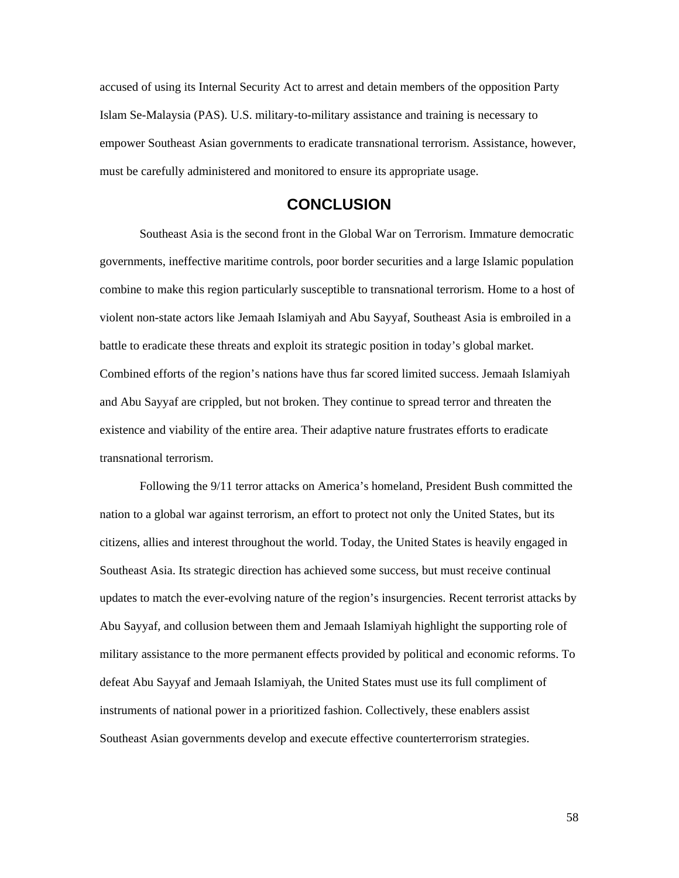accused of using its Internal Security Act to arrest and detain members of the opposition Party Islam Se-Malaysia (PAS). U.S. military-to-military assistance and training is necessary to empower Southeast Asian governments to eradicate transnational terrorism. Assistance, however, must be carefully administered and monitored to ensure its appropriate usage.

## CONCLUSION

Southeast Asia is the second front in the Global War on Terrorism. Immature democratic governments, ineffective maritime controls, poor border securities and a large Islamic population combine to make this region particularly susceptible to transnational terrorism. Home to a host of violent non-state actors like Jemaah Islamiyah and Abu Sayyaf, Southeast Asia is embroiled in a battle to eradicate these threats and exploit its strategic position in today's global market. Combined efforts of the region's nations have thus far scored limited success. Jemaah Islamiyah and Abu Sayyaf are crippled, but not broken. They continue to spread terror and threaten the existence and viability of the entire area. Their adaptive nature frustrates efforts to eradicate transnational terrorism.

Following the 9/11 terror attacks on America's homeland, President Bush committed the nation to a global war against terrorism, an effort to protect not only the United States, but its citizens, allies and interest throughout the world. Today, the United States is heavily engaged in Southeast Asia. Its strategic direction has achieved some success, but must receive continual updates to match the ever-evolving nature of the region's insurgencies. Recent terrorist attacks by Abu Sayyaf, and collusion between them and Jemaah Islamiyah highlight the supporting role of military assistance to the more permanent effects provided by political and economic reforms. To defeat Abu Sayyaf and Jemaah Islamiyah, the United States must use its full compliment of instruments of national power in a prioritized fashion. Collectively, these enablers assist Southeast Asian governments develop and execute effective counterterrorism strategies.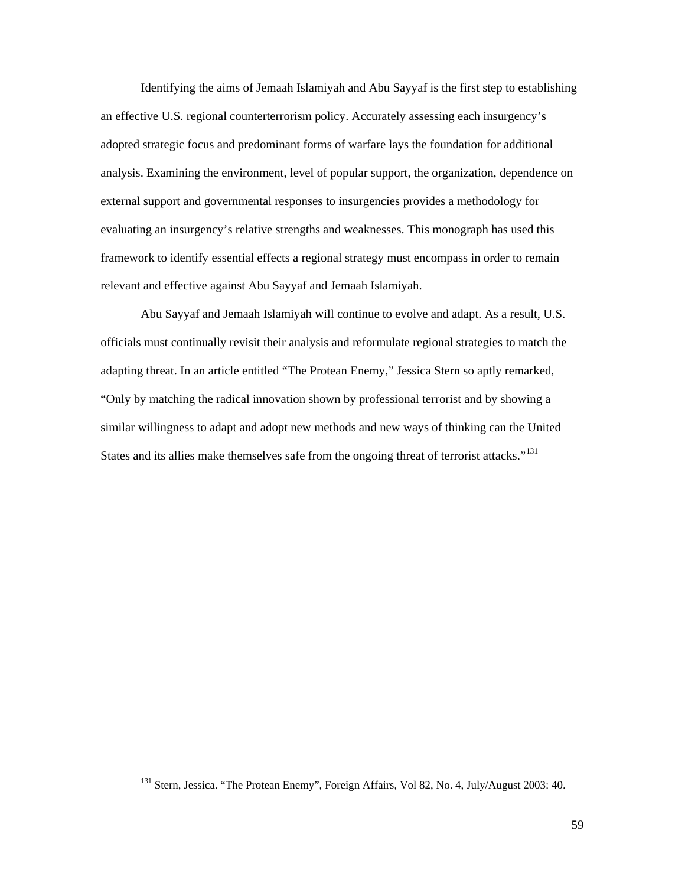Identifying the aims of Jemaah Islamiyah and Abu Sayyaf is the first step to establishing an effective U.S. regional counterterrorism policy. Accurately assessing each insurgency's adopted strategic focus and predominant forms of warfare lays the foundation for additional analysis. Examining the environment, level of popular support, the organization, dependence on external support and governmental responses to insurgencies provides a methodology for evaluating an insurgency's relative strengths and weaknesses. This monograph has used this framework to identify essential effects a regional strategy must encompass in order to remain relevant and effective against Abu Sayyaf and Jemaah Islamiyah.

Abu Sayyaf and Jemaah Islamiyah will continue to evolve and adapt. As a result, U.S. officials must continually revisit their analysis and reformulate regional strategies to match the adapting threat. In an article entitled "The Protean Enemy," Jessica Stern so aptly remarked, "Only by matching the radical innovation shown by professional terrorist and by showing a similar willingness to adapt and adopt new methods and new ways of thinking can the United States and its allies make themselves safe from the ongoing threat of terrorist attacks."[131]

[131] Stern, Jessica. "The Protean Enemy", Foreign Affairs, Vol 82, No. 4, July/August 2003: 40.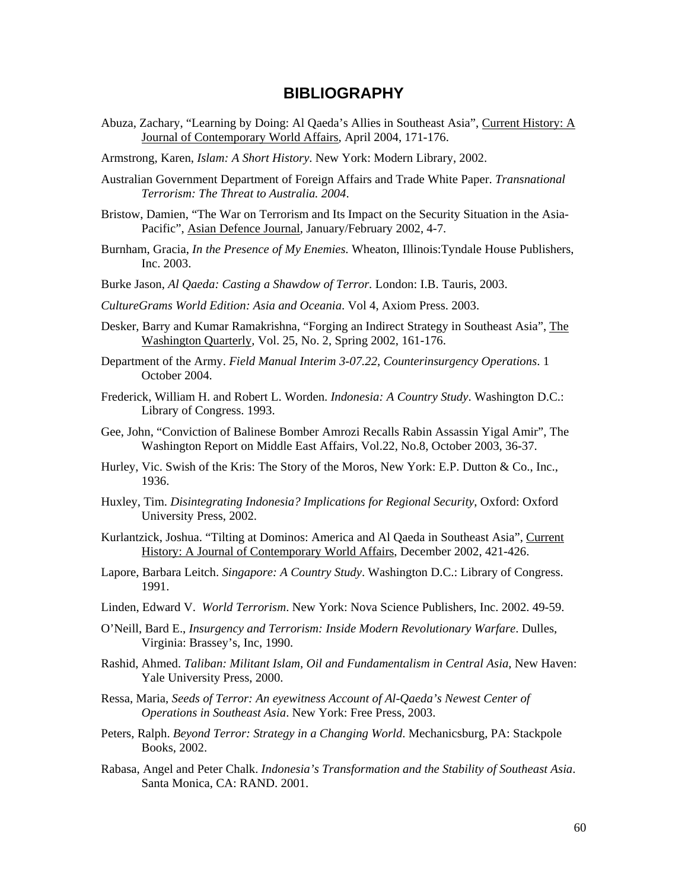# BIBLIOGRAPHY

Abuza, Zachary, "Learning by Doing: Al Qaeda's Allies in Southeast Asia", Current History: A Journal of Contemporary World Affairs, April 2004, 171-176.

Armstrong, Karen, *Islam: A Short History*. New York: Modern Library, 2002.

Australian Government Department of Foreign Affairs and Trade White Paper. *Transnational Terrorism: The Threat to Australia. 2004*.

Bristow, Damien, "The War on Terrorism and Its Impact on the Security Situation in the Asia-Pacific", Asian Defence Journal, January/February 2002, 4-7.

Burnham, Gracia, *In the Presence of My Enemies.* Wheaton, Illinois:Tyndale House Publishers, Inc. 2003.

Burke Jason, *Al Qaeda: Casting a Shawdow of Terror*. London: I.B. Tauris, 2003.

*CultureGrams World Edition: Asia and Oceania*. Vol 4, Axiom Press. 2003.

Desker, Barry and Kumar Ramakrishna, "Forging an Indirect Strategy in Southeast Asia", The Washington Quarterly, Vol. 25, No. 2, Spring 2002, 161-176.

Department of the Army. *Field Manual Interim 3-07.22, Counterinsurgency Operations*. 1 October 2004.

Frederick, William H. and Robert L. Worden. *Indonesia: A Country Study*. Washington D.C.: Library of Congress. 1993.

Gee, John, "Conviction of Balinese Bomber Amrozi Recalls Rabin Assassin Yigal Amir", The Washington Report on Middle East Affairs, Vol.22, No.8, October 2003, 36-37.

Hurley, Vic. Swish of the Kris: The Story of the Moros, New York: E.P. Dutton & Co., Inc., 1936.

Huxley, Tim. *Disintegrating Indonesia? Implications for Regional Security*, Oxford: Oxford University Press, 2002.

Kurlantzick, Joshua. "Tilting at Dominos: America and Al Qaeda in Southeast Asia", Current History: A Journal of Contemporary World Affairs, December 2002, 421-426.

Lapore, Barbara Leitch. *Singapore: A Country Study*. Washington D.C.: Library of Congress. 1991.

Linden, Edward V. *World Terrorism*. New York: Nova Science Publishers, Inc. 2002. 49-59.

O'Neill, Bard E., *Insurgency and Terrorism: Inside Modern Revolutionary Warfare*. Dulles, Virginia: Brassey's, Inc, 1990.

Rashid, Ahmed. *Taliban: Militant Islam, Oil and Fundamentalism in Central Asia*, New Haven: Yale University Press, 2000.

Ressa, Maria, *Seeds of Terror: An eyewitness Account of Al-Qaeda's Newest Center of Operations in Southeast Asia*. New York: Free Press, 2003.

Peters, Ralph. *Beyond Terror: Strategy in a Changing World*. Mechanicsburg, PA: Stackpole Books, 2002.

Rabasa, Angel and Peter Chalk. *Indonesia's Transformation and the Stability of Southeast Asia*. Santa Monica, CA: RAND. 2001.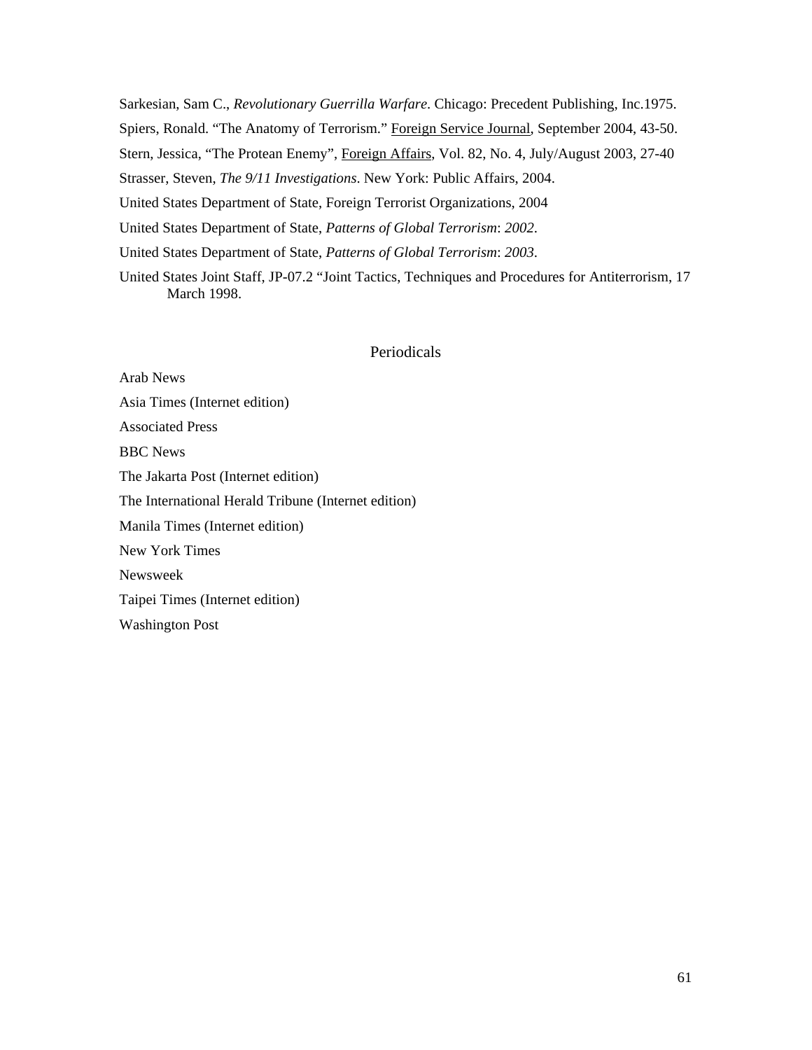Sarkesian, Sam C., *Revolutionary Guerrilla Warfare*. Chicago: Precedent Publishing, Inc.1975.

Spiers, Ronald. “The Anatomy of Terrorism.” Foreign Service Journal, September 2004, 43-50.

Stern, Jessica, “The Protean Enemy”, Foreign Affairs, Vol. 82, No. 4, July/August 2003, 27-40

Strasser, Steven, *The 9/11 Investigations*. New York: Public Affairs, 2004.

United States Department of State, Foreign Terrorist Organizations, 2004

United States Department of State, *Patterns of Global Terrorism*: *2002*.

United States Department of State, *Patterns of Global Terrorism*: *2003*.

United States Joint Staff, JP-07.2 “Joint Tactics, Techniques and Procedures for Antiterrorism, 17 March 1998.

## Periodicals

Arab News

Asia Times (Internet edition)

Associated Press

BBC News

The Jakarta Post (Internet edition)

The International Herald Tribune (Internet edition)

Manila Times (Internet edition)

New York Times

Newsweek

Taipei Times (Internet edition)

Washington Post